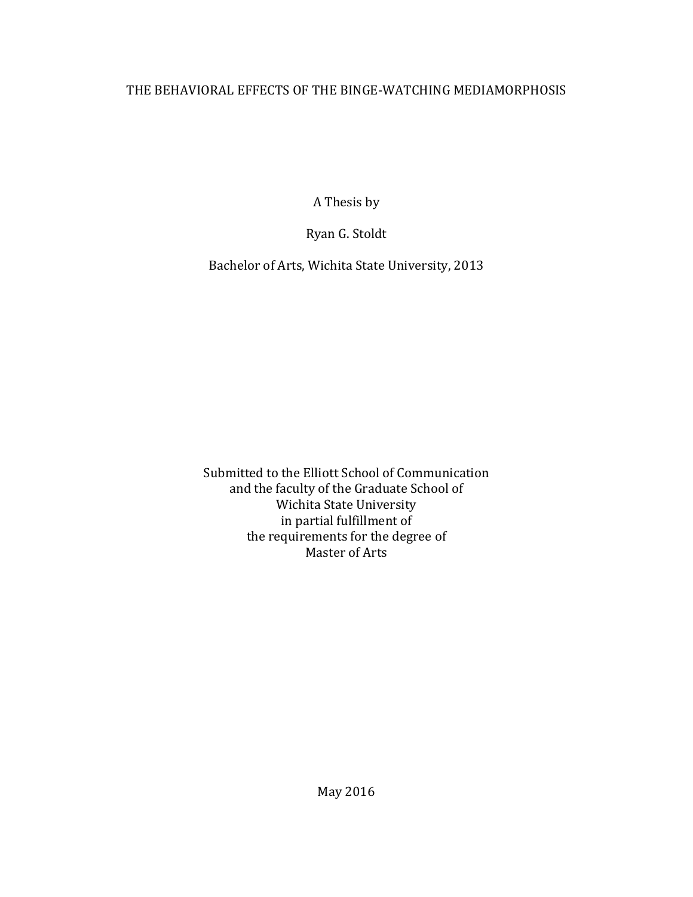# THE BEHAVIORAL EFFECTS OF THE BINGE-WATCHING MEDIAMORPHOSIS

A Thesis by

Ryan G. Stoldt

Bachelor of Arts, Wichita State University, 2013

Submitted to the Elliott School of Communication
and the faculty of the Graduate School of
Wichita State University
in partial fulfillment of
the requirements for the degree of
Master of Arts

May 2016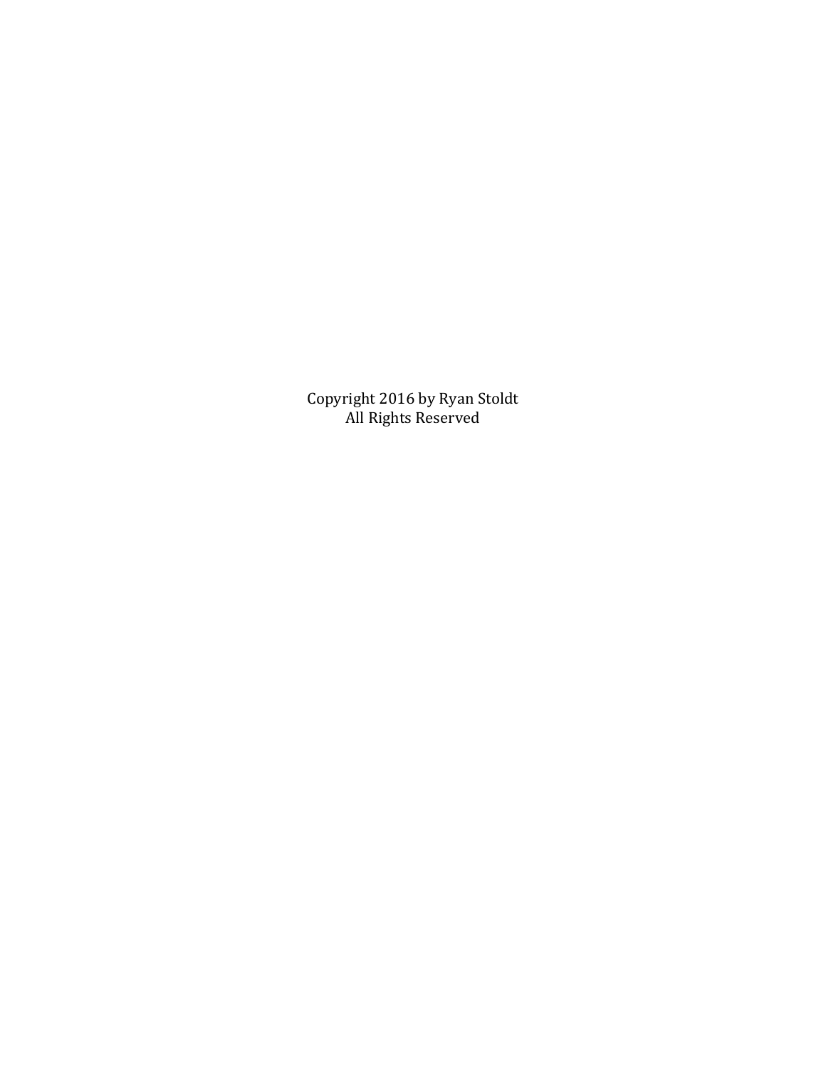Copyright 2016 by Ryan Stoldt
All Rights Reserved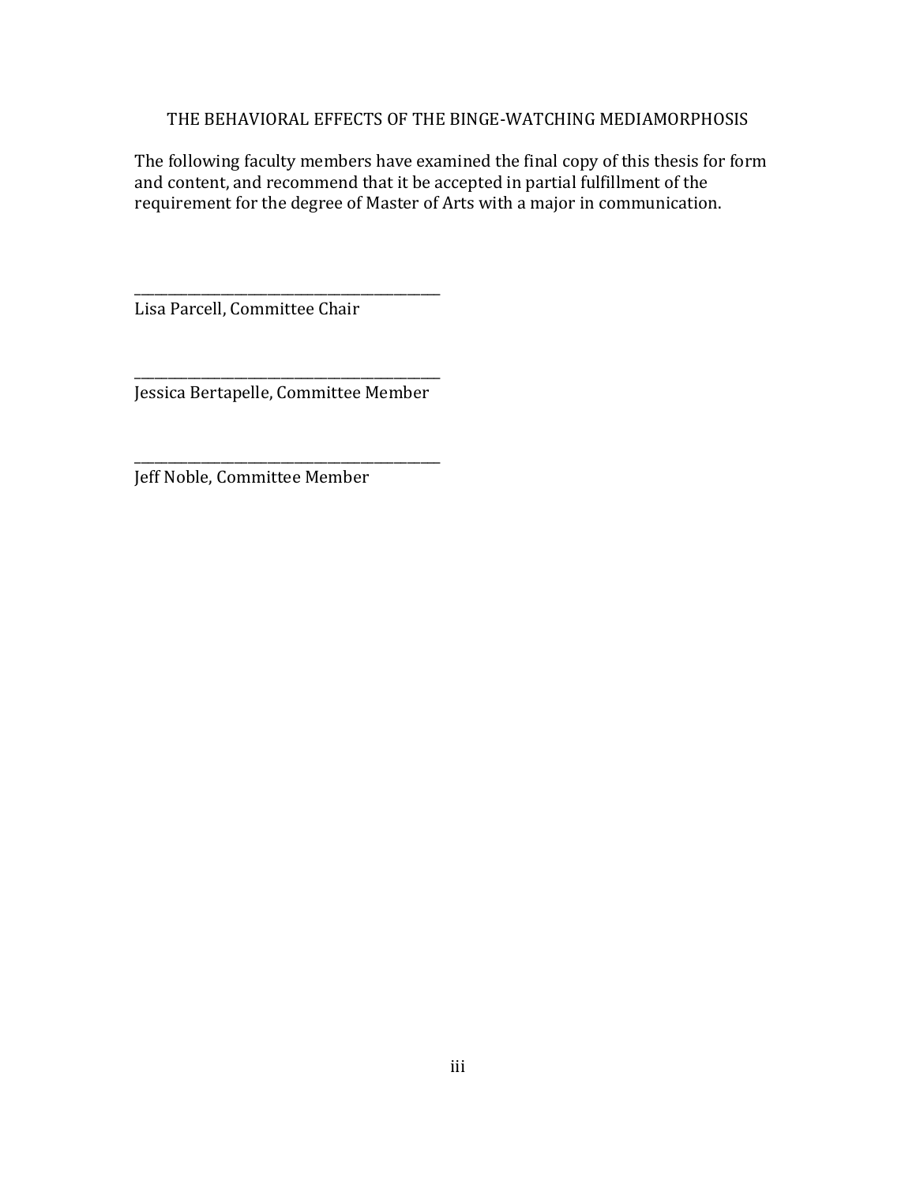THE BEHAVIORAL EFFECTS OF THE BINGE-WATCHING MEDIAMORPHOSIS

The following faculty members have examined the final copy of this thesis for form and content, and recommend that it be accepted in partial fulfillment of the requirement for the degree of Master of Arts with a major in communication.

\_\_\_\_\_\_\_\_\_\_\_\_\_\_\_\_\_\_\_\_\_\_\_\_\_\_\_\_\_\_\_\_\_\_\_\_\_\_\_\_\_\_\_\_

Lisa Parcell, Committee Chair

\_\_\_\_\_\_\_\_\_\_\_\_\_\_\_\_\_\_\_\_\_\_\_\_\_\_\_\_\_\_\_\_\_\_\_\_\_\_\_\_\_\_\_\_

Jessica Bertapelle, Committee Member

\_\_\_\_\_\_\_\_\_\_\_\_\_\_\_\_\_\_\_\_\_\_\_\_\_\_\_\_\_\_\_\_\_\_\_\_\_\_\_\_\_\_\_\_

Jeff Noble, Committee Member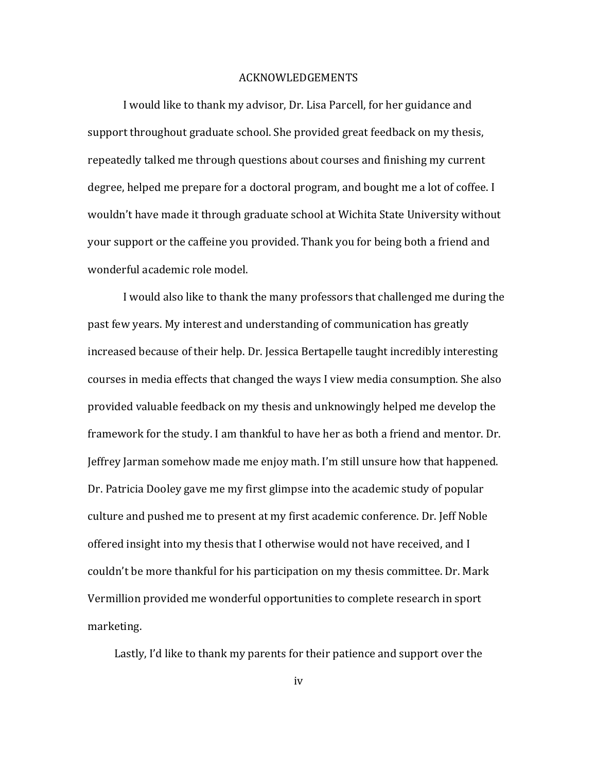# ACKNOWLEDGEMENTS

I would like to thank my advisor, Dr. Lisa Parcell, for her guidance and support throughout graduate school. She provided great feedback on my thesis, repeatedly talked me through questions about courses and finishing my current degree, helped me prepare for a doctoral program, and bought me a lot of coffee. I wouldn't have made it through graduate school at Wichita State University without your support or the caffeine you provided. Thank you for being both a friend and wonderful academic role model.

I would also like to thank the many professors that challenged me during the past few years. My interest and understanding of communication has greatly increased because of their help. Dr. Jessica Bertapelle taught incredibly interesting courses in media effects that changed the ways I view media consumption. She also provided valuable feedback on my thesis and unknowingly helped me develop the framework for the study. I am thankful to have her as both a friend and mentor. Dr. Jeffrey Jarman somehow made me enjoy math. I'm still unsure how that happened. Dr. Patricia Dooley gave me my first glimpse into the academic study of popular culture and pushed me to present at my first academic conference. Dr. Jeff Noble offered insight into my thesis that I otherwise would not have received, and I couldn't be more thankful for his participation on my thesis committee. Dr. Mark Vermillion provided me wonderful opportunities to complete research in sport marketing.

Lastly, I'd like to thank my parents for their patience and support over the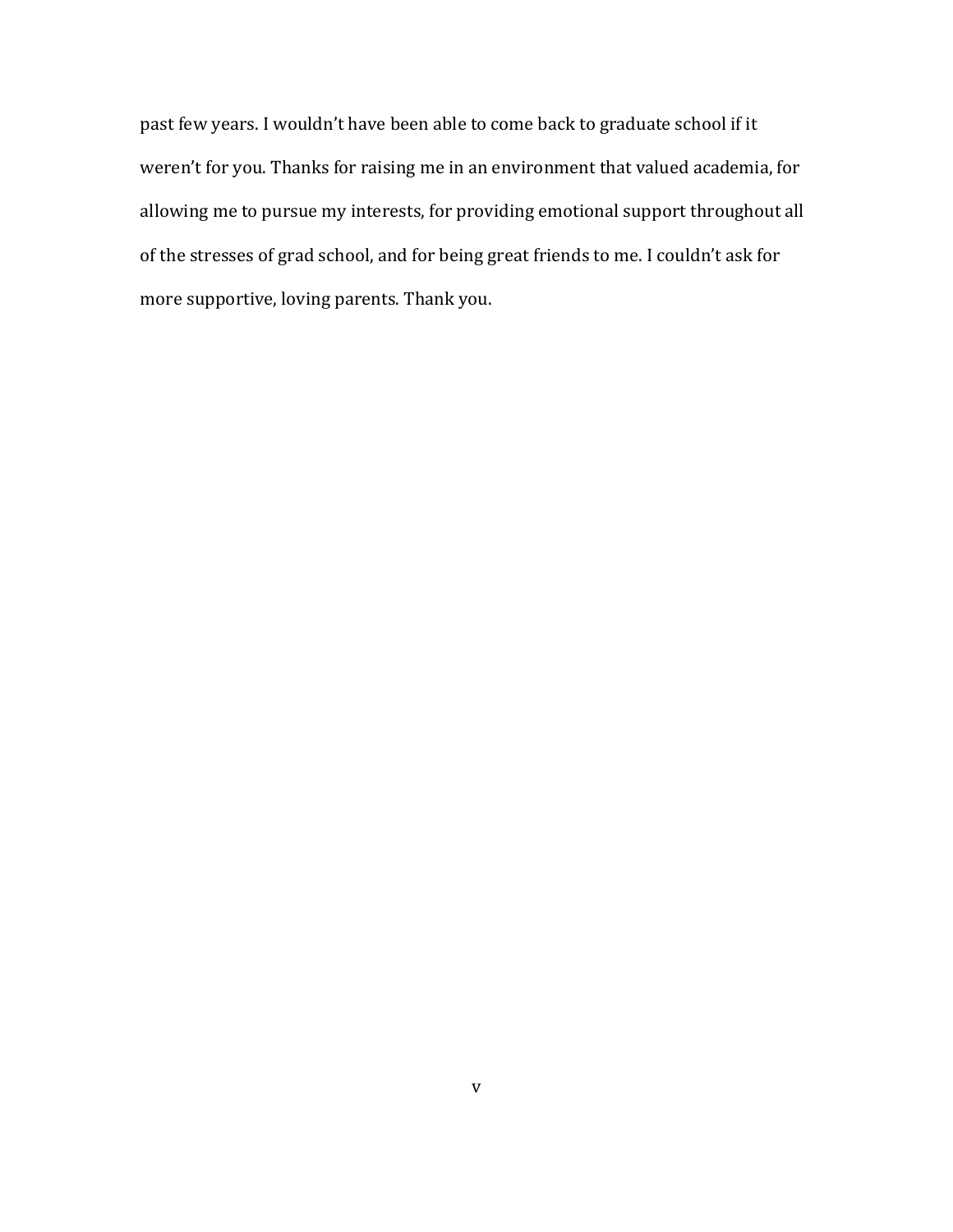past few years. I wouldn't have been able to come back to graduate school if it weren't for you. Thanks for raising me in an environment that valued academia, for allowing me to pursue my interests, for providing emotional support throughout all of the stresses of grad school, and for being great friends to me. I couldn't ask for more supportive, loving parents. Thank you.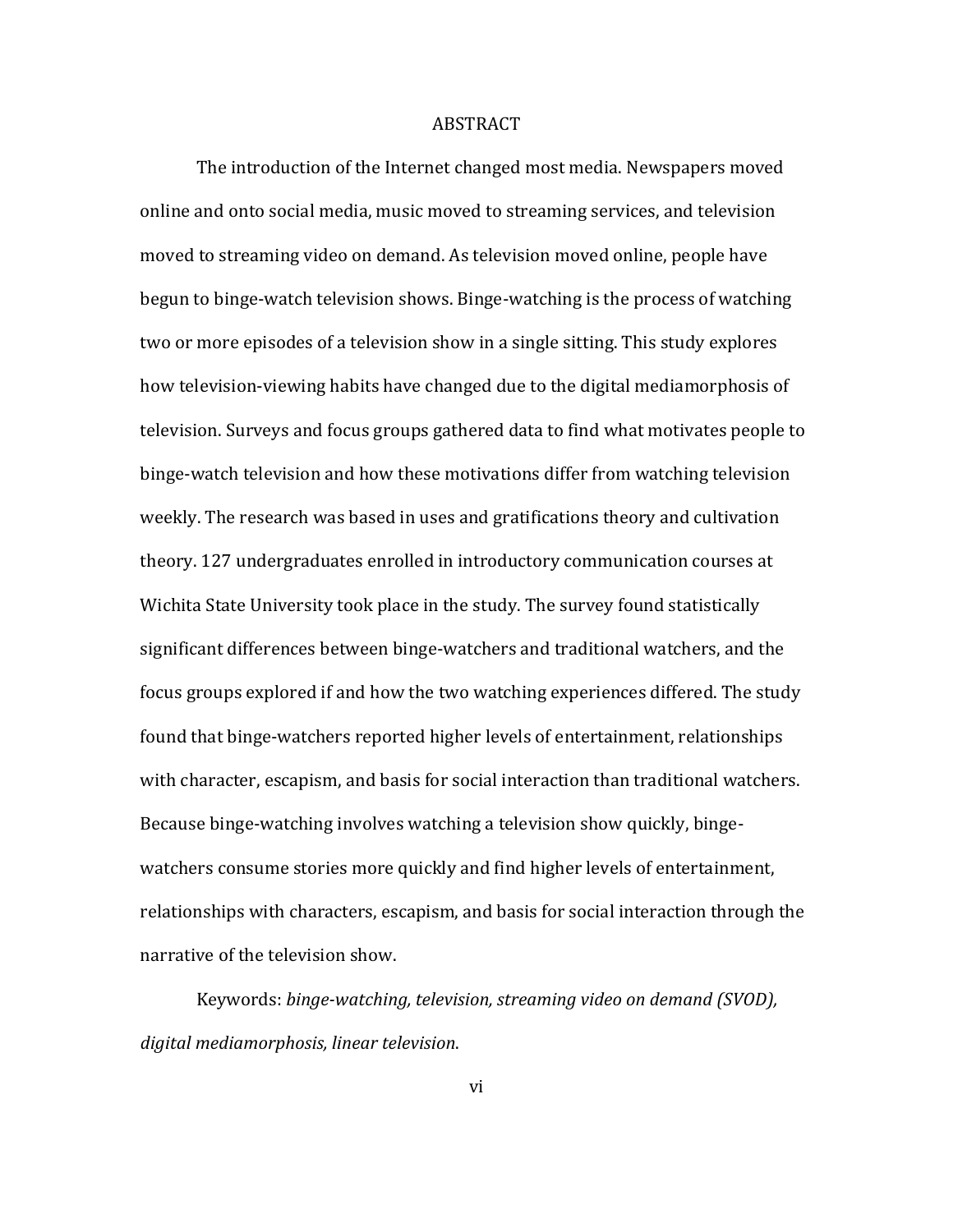# ABSTRACT

The introduction of the Internet changed most media. Newspapers moved online and onto social media, music moved to streaming services, and television moved to streaming video on demand. As television moved online, people have begun to binge-watch television shows. Binge-watching is the process of watching two or more episodes of a television show in a single sitting. This study explores how television-viewing habits have changed due to the digital mediamorphosis of television. Surveys and focus groups gathered data to find what motivates people to binge-watch television and how these motivations differ from watching television weekly. The research was based in uses and gratifications theory and cultivation theory. 127 undergraduates enrolled in introductory communication courses at Wichita State University took place in the study. The survey found statistically significant differences between binge-watchers and traditional watchers, and the focus groups explored if and how the two watching experiences differed. The study found that binge-watchers reported higher levels of entertainment, relationships with character, escapism, and basis for social interaction than traditional watchers. Because binge-watching involves watching a television show quickly, binge-watchers consume stories more quickly and find higher levels of entertainment, relationships with characters, escapism, and basis for social interaction through the narrative of the television show.

Keywords: *binge-watching, television, streaming video on demand (SVOD), digital mediamorphosis, linear television*.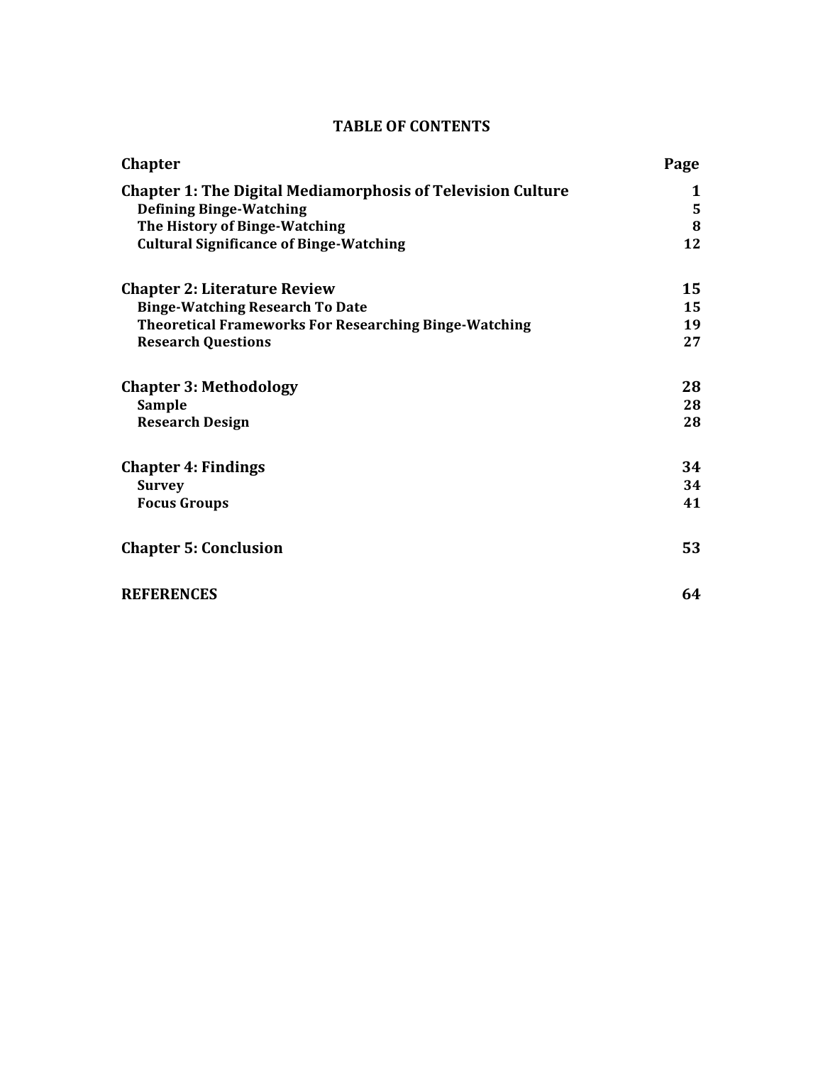# TABLE OF CONTENTS

| Chapter | Page |
|---|---|
| **Chapter 1: The Digital Mediamorphosis of Television Culture** | **1** |
| **Defining Binge-Watching** | **5** |
| **The History of Binge-Watching** | **8** |
| **Cultural Significance of Binge-Watching** | **12** |
| **Chapter 2: Literature Review** | **15** |
| **Binge-Watching Research To Date** | **15** |
| **Theoretical Frameworks For Researching Binge-Watching** | **19** |
| **Research Questions** | **27** |
| **Chapter 3: Methodology** | **28** |
| **Sample** | **28** |
| **Research Design** | **28** |
| **Chapter 4: Findings** | **34** |
| **Survey** | **34** |
| **Focus Groups** | **41** |
| **Chapter 5: Conclusion** | **53** |
| **REFERENCES** | **64** |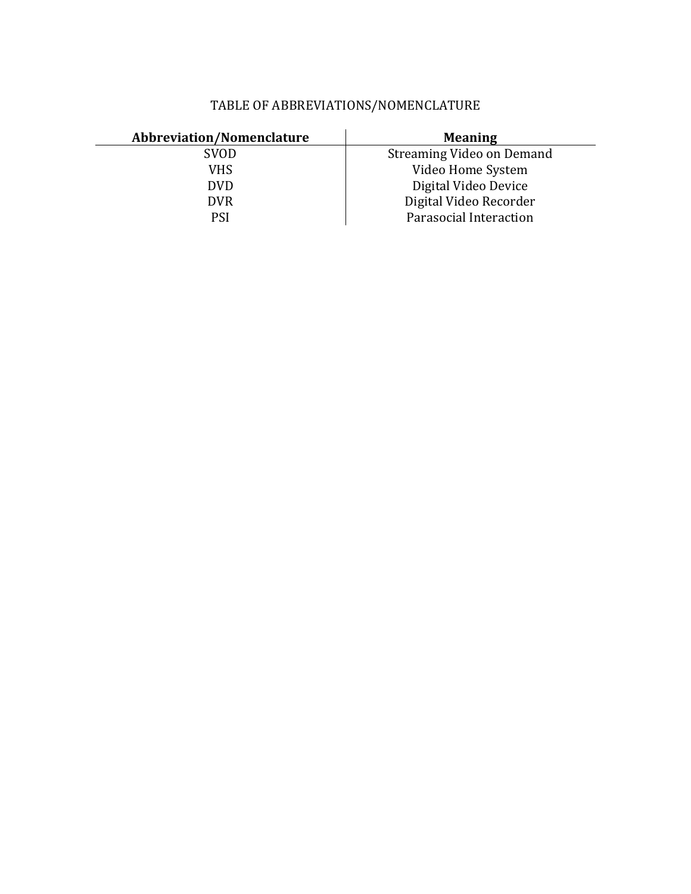# TABLE OF ABBREVIATIONS/NOMENCLATURE

| Abbreviation/Nomenclature | Meaning |
| --- | --- |
| SVOD | Streaming Video on Demand |
| VHS | Video Home System |
| DVD | Digital Video Device |
| DVR | Digital Video Recorder |
| PSI | Parasocial Interaction |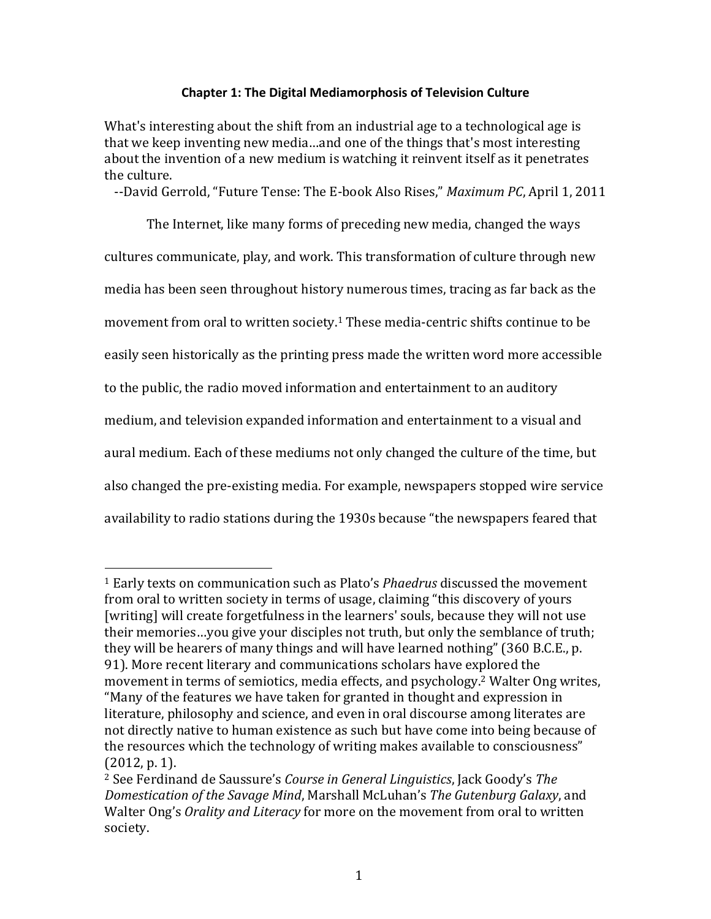## Chapter 1: The Digital Mediamorphosis of Television Culture

What's interesting about the shift from an industrial age to a technological age is that we keep inventing new media…and one of the things that's most interesting about the invention of a new medium is watching it reinvent itself as it penetrates the culture.

--David Gerrold, "Future Tense: The E-book Also Rises," *Maximum PC*, April 1, 2011

The Internet, like many forms of preceding new media, changed the ways cultures communicate, play, and work. This transformation of culture through new media has been seen throughout history numerous times, tracing as far back as the movement from oral to written society.[1] These media-centric shifts continue to be easily seen historically as the printing press made the written word more accessible to the public, the radio moved information and entertainment to an auditory medium, and television expanded information and entertainment to a visual and aural medium. Each of these mediums not only changed the culture of the time, but also changed the pre-existing media. For example, newspapers stopped wire service availability to radio stations during the 1930s because "the newspapers feared that

---

[1] Early texts on communication such as Plato's *Phaedrus* discussed the movement from oral to written society in terms of usage, claiming "this discovery of yours [writing] will create forgetfulness in the learners' souls, because they will not use their memories…you give your disciples not truth, but only the semblance of truth; they will be hearers of many things and will have learned nothing" (360 B.C.E., p. 91). More recent literary and communications scholars have explored the movement in terms of semiotics, media effects, and psychology.[2] Walter Ong writes, "Many of the features we have taken for granted in thought and expression in literature, philosophy and science, and even in oral discourse among literates are not directly native to human existence as such but have come into being because of the resources which the technology of writing makes available to consciousness" (2012, p. 1).

[2] See Ferdinand de Saussure's *Course in General Linguistics*, Jack Goody's *The Domestication of the Savage Mind*, Marshall McLuhan's *The Gutenburg Galaxy*, and Walter Ong's *Orality and Literacy* for more on the movement from oral to written society.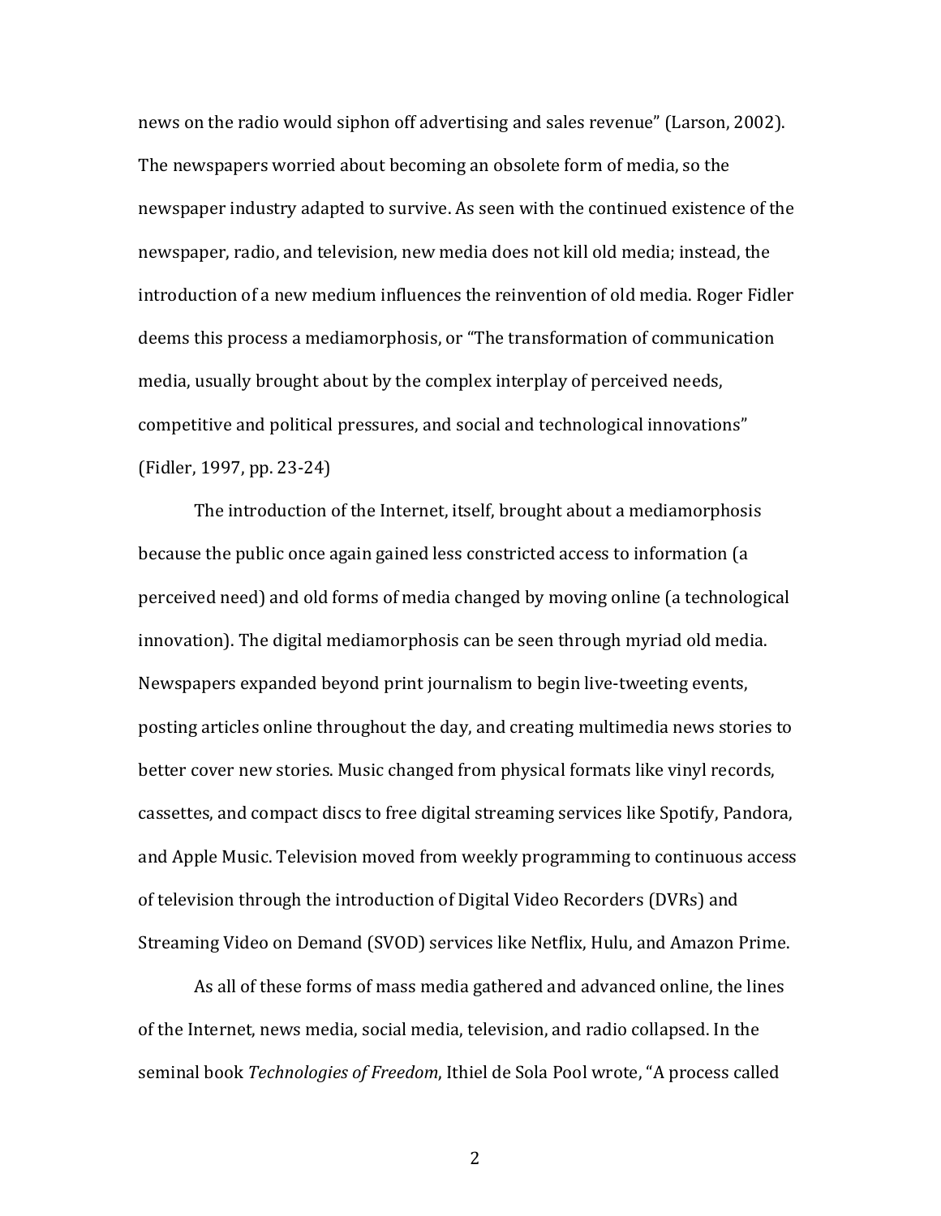news on the radio would siphon off advertising and sales revenue" (Larson, 2002). The newspapers worried about becoming an obsolete form of media, so the newspaper industry adapted to survive. As seen with the continued existence of the newspaper, radio, and television, new media does not kill old media; instead, the introduction of a new medium influences the reinvention of old media. Roger Fidler deems this process a mediamorphosis, or "The transformation of communication media, usually brought about by the complex interplay of perceived needs, competitive and political pressures, and social and technological innovations" (Fidler, 1997, pp. 23-24)

The introduction of the Internet, itself, brought about a mediamorphosis because the public once again gained less constricted access to information (a perceived need) and old forms of media changed by moving online (a technological innovation). The digital mediamorphosis can be seen through myriad old media. Newspapers expanded beyond print journalism to begin live-tweeting events, posting articles online throughout the day, and creating multimedia news stories to better cover new stories. Music changed from physical formats like vinyl records, cassettes, and compact discs to free digital streaming services like Spotify, Pandora, and Apple Music. Television moved from weekly programming to continuous access of television through the introduction of Digital Video Recorders (DVRs) and Streaming Video on Demand (SVOD) services like Netflix, Hulu, and Amazon Prime.

As all of these forms of mass media gathered and advanced online, the lines of the Internet, news media, social media, television, and radio collapsed. In the seminal book *Technologies of Freedom*, Ithiel de Sola Pool wrote, "A process called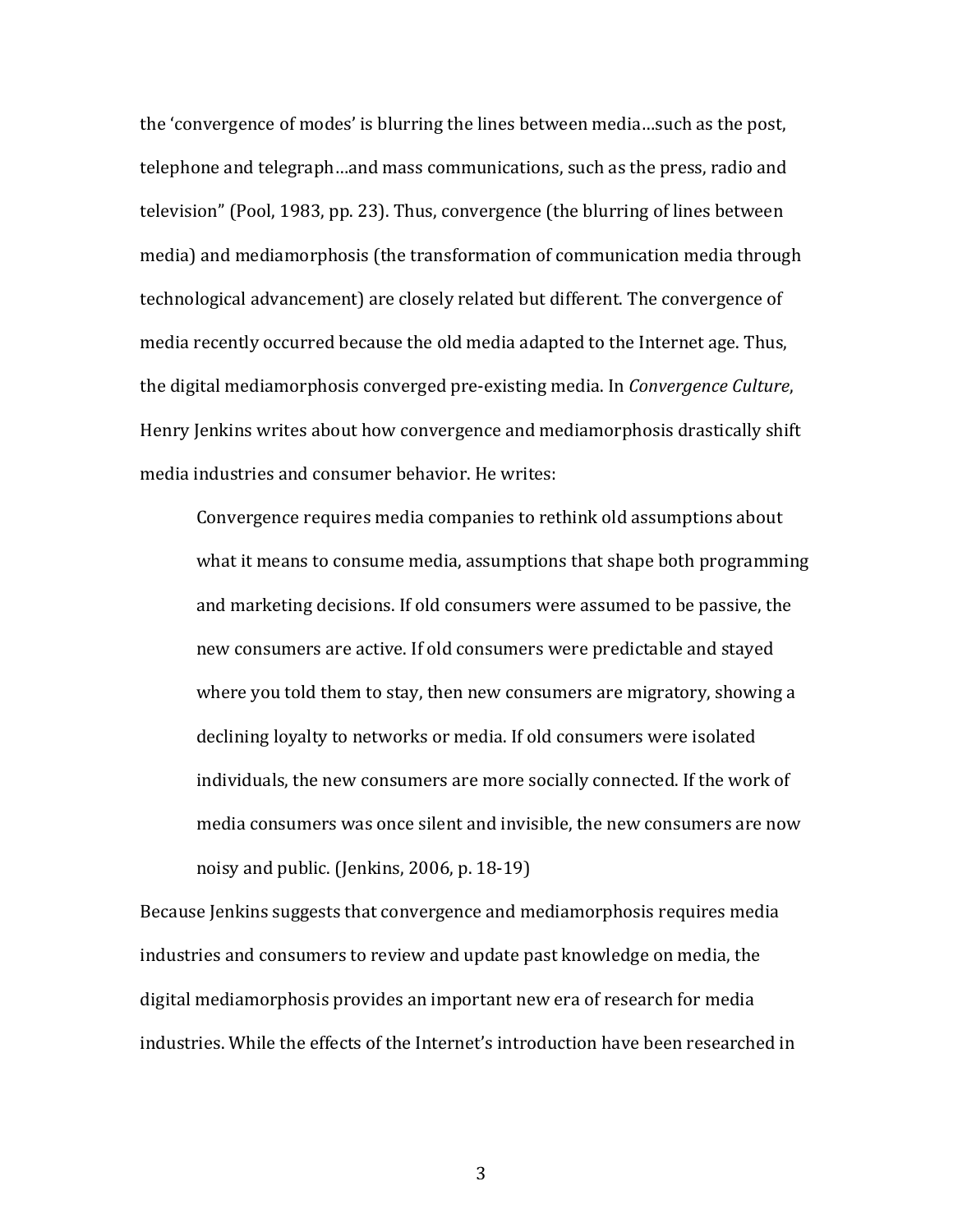the ‘convergence of modes’ is blurring the lines between media…such as the post, telephone and telegraph…and mass communications, such as the press, radio and television” (Pool, 1983, pp. 23). Thus, convergence (the blurring of lines between media) and mediamorphosis (the transformation of communication media through technological advancement) are closely related but different. The convergence of media recently occurred because the old media adapted to the Internet age. Thus, the digital mediamorphosis converged pre-existing media. In *Convergence Culture*, Henry Jenkins writes about how convergence and mediamorphosis drastically shift media industries and consumer behavior. He writes:

> Convergence requires media companies to rethink old assumptions about what it means to consume media, assumptions that shape both programming and marketing decisions. If old consumers were assumed to be passive, the new consumers are active. If old consumers were predictable and stayed where you told them to stay, then new consumers are migratory, showing a declining loyalty to networks or media. If old consumers were isolated individuals, the new consumers are more socially connected. If the work of media consumers was once silent and invisible, the new consumers are now noisy and public. (Jenkins, 2006, p. 18-19)

Because Jenkins suggests that convergence and mediamorphosis requires media industries and consumers to review and update past knowledge on media, the digital mediamorphosis provides an important new era of research for media industries. While the effects of the Internet’s introduction have been researched in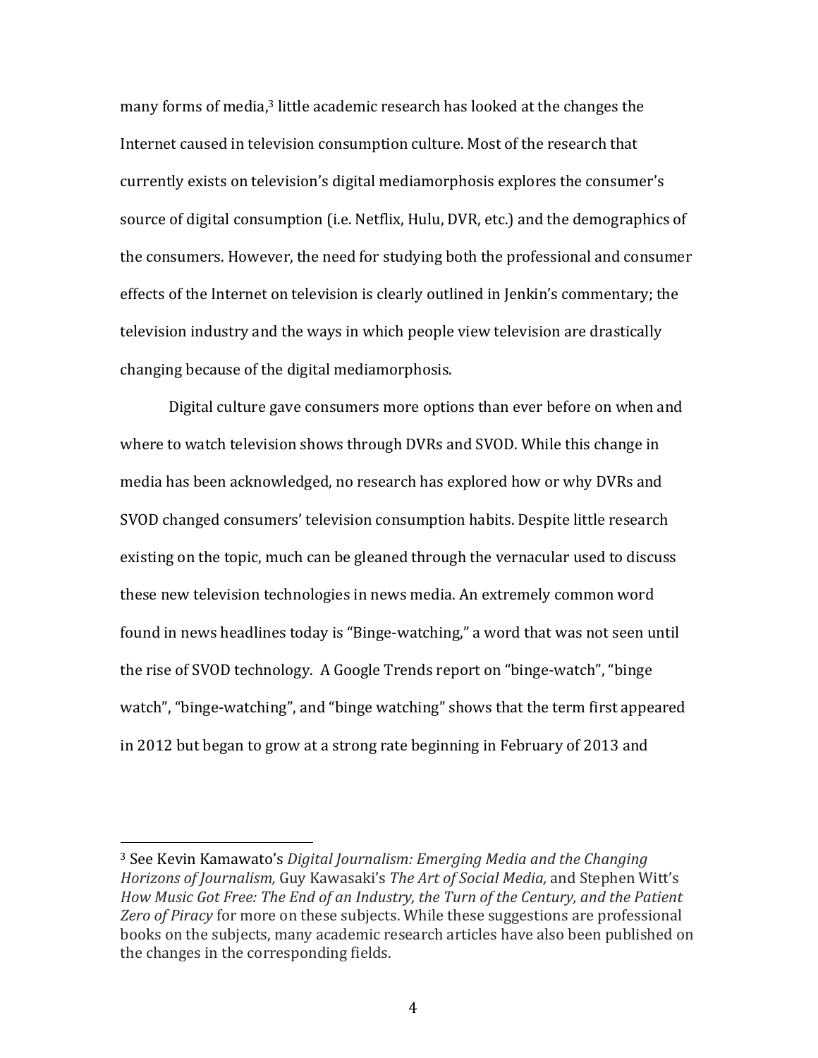many forms of media,[3] little academic research has looked at the changes the Internet caused in television consumption culture. Most of the research that currently exists on television's digital mediamorphosis explores the consumer's source of digital consumption (i.e. Netflix, Hulu, DVR, etc.) and the demographics of the consumers. However, the need for studying both the professional and consumer effects of the Internet on television is clearly outlined in Jenkin's commentary; the television industry and the ways in which people view television are drastically changing because of the digital mediamorphosis.

Digital culture gave consumers more options than ever before on when and where to watch television shows through DVRs and SVOD. While this change in media has been acknowledged, no research has explored how or why DVRs and SVOD changed consumers' television consumption habits. Despite little research existing on the topic, much can be gleaned through the vernacular used to discuss these new television technologies in news media. An extremely common word found in news headlines today is "Binge-watching," a word that was not seen until the rise of SVOD technology. A Google Trends report on "binge-watch", "binge watch", "binge-watching", and "binge watching" shows that the term first appeared in 2012 but began to grow at a strong rate beginning in February of 2013 and

---

[3] See Kevin Kamawato's *Digital Journalism: Emerging Media and the Changing Horizons of Journalism,* Guy Kawasaki's *The Art of Social Media,* and Stephen Witt's *How Music Got Free: The End of an Industry, the Turn of the Century, and the Patient Zero of Piracy* for more on these subjects. While these suggestions are professional books on the subjects, many academic research articles have also been published on the changes in the corresponding fields.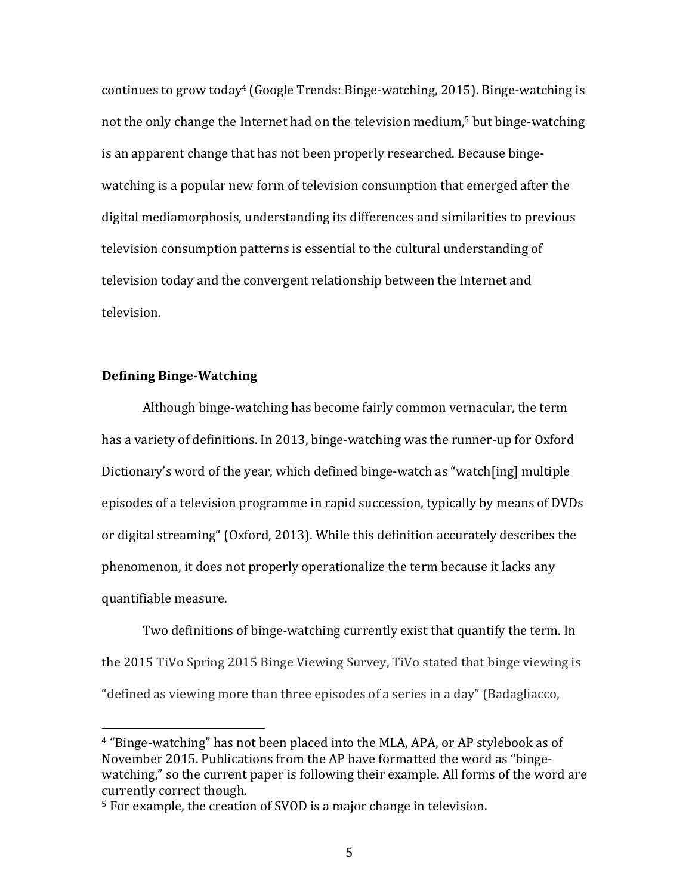continues to grow today[4] (Google Trends: Binge-watching, 2015). Binge-watching is not the only change the Internet had on the television medium,[5] but binge-watching is an apparent change that has not been properly researched. Because binge-watching is a popular new form of television consumption that emerged after the digital mediamorphosis, understanding its differences and similarities to previous television consumption patterns is essential to the cultural understanding of television today and the convergent relationship between the Internet and television.

**Defining Binge-Watching**

Although binge-watching has become fairly common vernacular, the term has a variety of definitions. In 2013, binge-watching was the runner-up for Oxford Dictionary's word of the year, which defined binge-watch as "watch[ing] multiple episodes of a television programme in rapid succession, typically by means of DVDs or digital streaming" (Oxford, 2013). While this definition accurately describes the phenomenon, it does not properly operationalize the term because it lacks any quantifiable measure.

Two definitions of binge-watching currently exist that quantify the term. In the 2015 TiVo Spring 2015 Binge Viewing Survey, TiVo stated that binge viewing is "defined as viewing more than three episodes of a series in a day" (Badagliacco,

---

[4] "Binge-watching" has not been placed into the MLA, APA, or AP stylebook as of November 2015. Publications from the AP have formatted the word as "binge-watching," so the current paper is following their example. All forms of the word are currently correct though.

[5] For example, the creation of SVOD is a major change in television.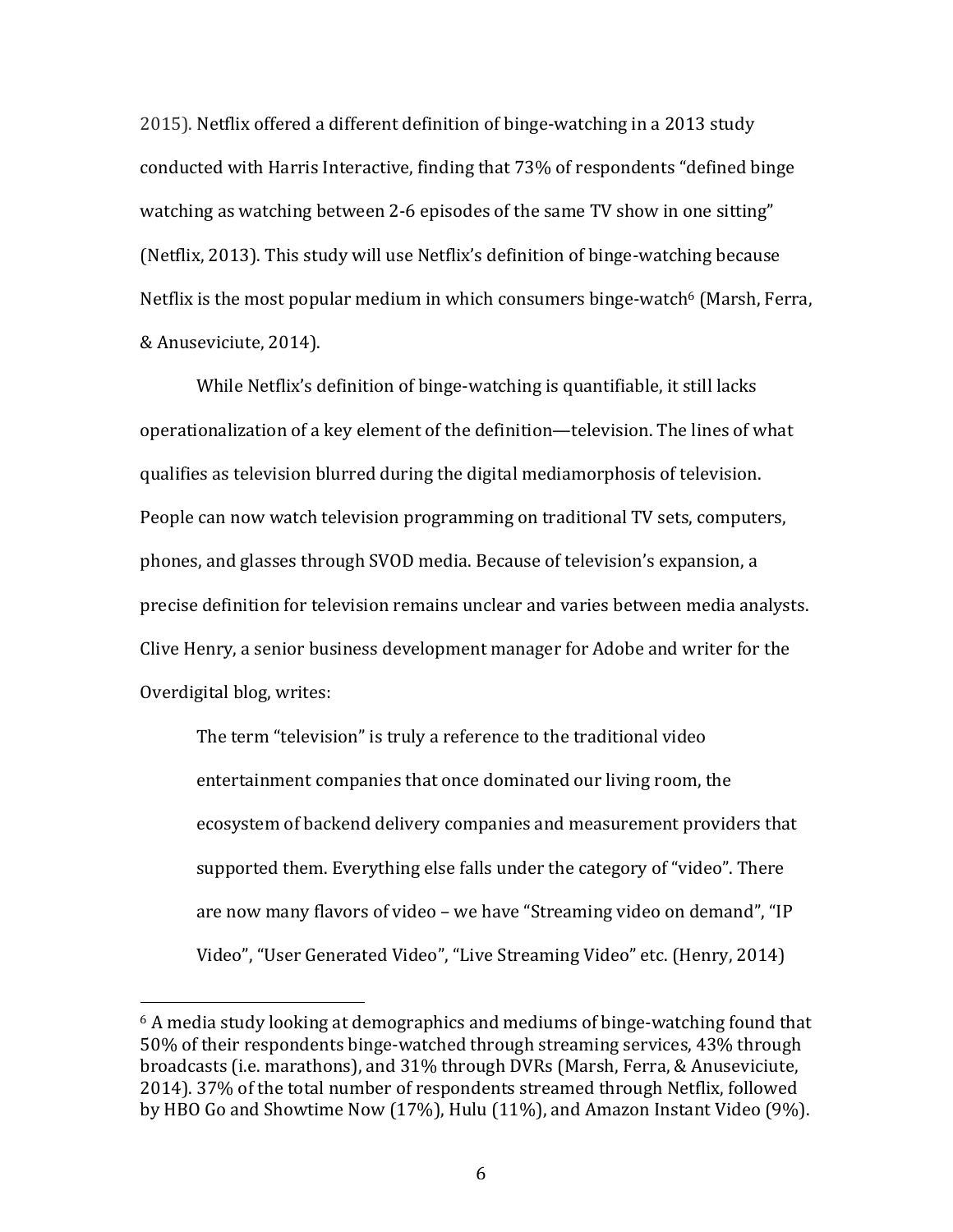2015). Netflix offered a different definition of binge-watching in a 2013 study conducted with Harris Interactive, finding that 73% of respondents "defined binge watching as watching between 2-6 episodes of the same TV show in one sitting" (Netflix, 2013). This study will use Netflix's definition of binge-watching because Netflix is the most popular medium in which consumers binge-watch[6] (Marsh, Ferra, & Anuseviciute, 2014).

While Netflix's definition of binge-watching is quantifiable, it still lacks operationalization of a key element of the definition—television. The lines of what qualifies as television blurred during the digital mediamorphosis of television. People can now watch television programming on traditional TV sets, computers, phones, and glasses through SVOD media. Because of television's expansion, a precise definition for television remains unclear and varies between media analysts. Clive Henry, a senior business development manager for Adobe and writer for the Overdigital blog, writes:

> The term "television" is truly a reference to the traditional video entertainment companies that once dominated our living room, the ecosystem of backend delivery companies and measurement providers that supported them. Everything else falls under the category of "video". There are now many flavors of video – we have "Streaming video on demand", "IP Video", "User Generated Video", "Live Streaming Video" etc. (Henry, 2014)

---

[6] A media study looking at demographics and mediums of binge-watching found that 50% of their respondents binge-watched through streaming services, 43% through broadcasts (i.e. marathons), and 31% through DVRs (Marsh, Ferra, & Anuseviciute, 2014). 37% of the total number of respondents streamed through Netflix, followed by HBO Go and Showtime Now (17%), Hulu (11%), and Amazon Instant Video (9%).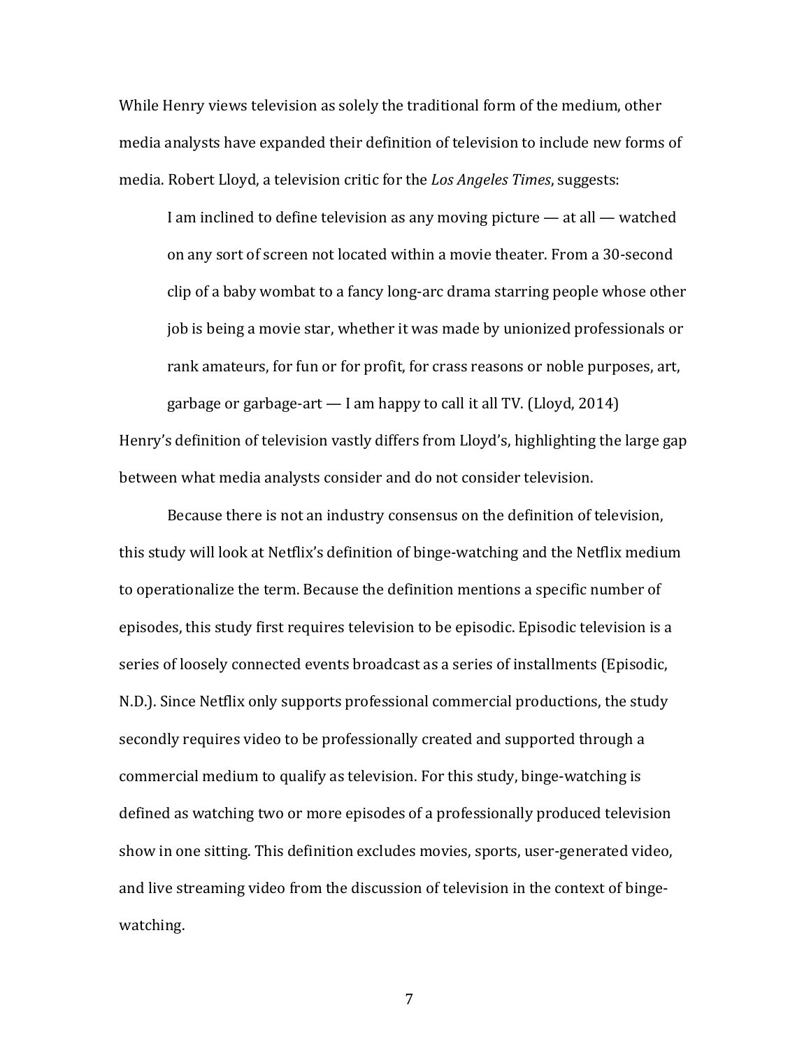While Henry views television as solely the traditional form of the medium, other media analysts have expanded their definition of television to include new forms of media. Robert Lloyd, a television critic for the *Los Angeles Times*, suggests:

> I am inclined to define television as any moving picture — at all — watched on any sort of screen not located within a movie theater. From a 30-second clip of a baby wombat to a fancy long-arc drama starring people whose other job is being a movie star, whether it was made by unionized professionals or rank amateurs, for fun or for profit, for crass reasons or noble purposes, art, garbage or garbage-art — I am happy to call it all TV. (Lloyd, 2014)

Henry's definition of television vastly differs from Lloyd's, highlighting the large gap between what media analysts consider and do not consider television.

Because there is not an industry consensus on the definition of television, this study will look at Netflix's definition of binge-watching and the Netflix medium to operationalize the term. Because the definition mentions a specific number of episodes, this study first requires television to be episodic. Episodic television is a series of loosely connected events broadcast as a series of installments (Episodic, N.D.). Since Netflix only supports professional commercial productions, the study secondly requires video to be professionally created and supported through a commercial medium to qualify as television. For this study, binge-watching is defined as watching two or more episodes of a professionally produced television show in one sitting. This definition excludes movies, sports, user-generated video, and live streaming video from the discussion of television in the context of binge-watching.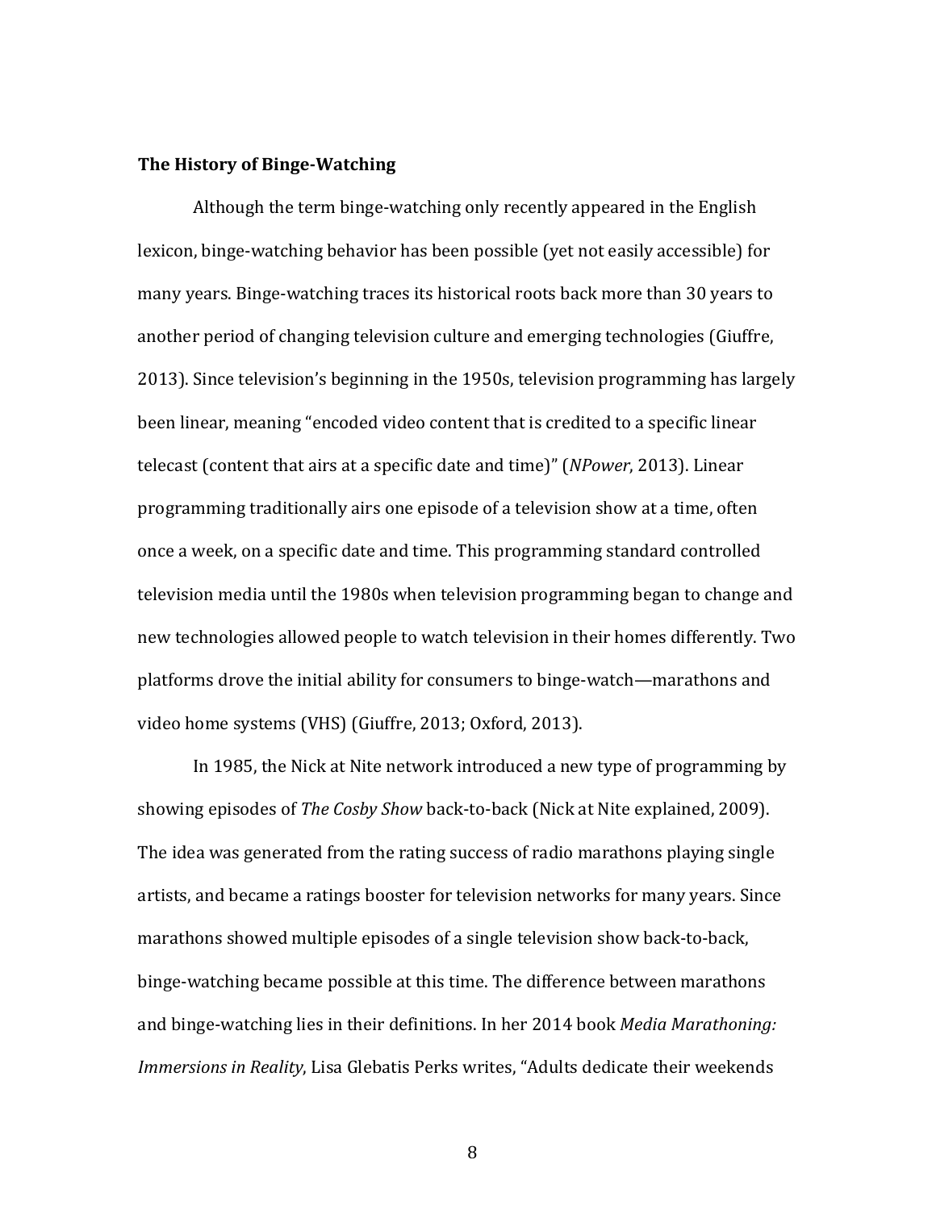**The History of Binge-Watching**

Although the term binge-watching only recently appeared in the English lexicon, binge-watching behavior has been possible (yet not easily accessible) for many years. Binge-watching traces its historical roots back more than 30 years to another period of changing television culture and emerging technologies (Giuffre, 2013). Since television's beginning in the 1950s, television programming has largely been linear, meaning "encoded video content that is credited to a specific linear telecast (content that airs at a specific date and time)" (*NPower*, 2013). Linear programming traditionally airs one episode of a television show at a time, often once a week, on a specific date and time. This programming standard controlled television media until the 1980s when television programming began to change and new technologies allowed people to watch television in their homes differently. Two platforms drove the initial ability for consumers to binge-watch—marathons and video home systems (VHS) (Giuffre, 2013; Oxford, 2013).

In 1985, the Nick at Nite network introduced a new type of programming by showing episodes of *The Cosby Show* back-to-back (Nick at Nite explained, 2009). The idea was generated from the rating success of radio marathons playing single artists, and became a ratings booster for television networks for many years. Since marathons showed multiple episodes of a single television show back-to-back, binge-watching became possible at this time. The difference between marathons and binge-watching lies in their definitions. In her 2014 book *Media Marathoning: Immersions in Reality*, Lisa Glebatis Perks writes, "Adults dedicate their weekends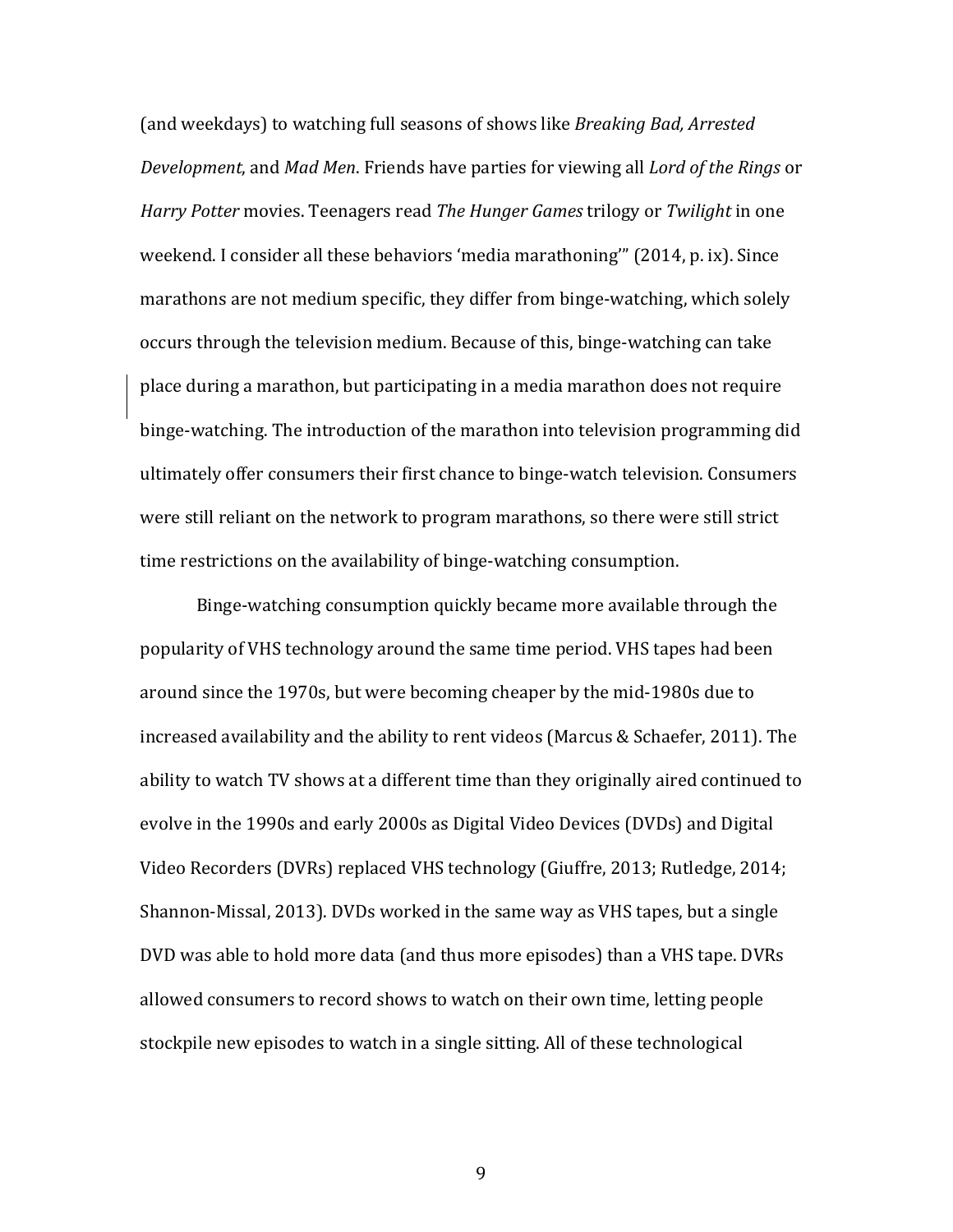(and weekdays) to watching full seasons of shows like *Breaking Bad, Arrested Development*, and *Mad Men*. Friends have parties for viewing all *Lord of the Rings* or *Harry Potter* movies. Teenagers read *The Hunger Games* trilogy or *Twilight* in one weekend. I consider all these behaviors 'media marathoning'" (2014, p. ix). Since marathons are not medium specific, they differ from binge-watching, which solely occurs through the television medium. Because of this, binge-watching can take place during a marathon, but participating in a media marathon does not require binge-watching. The introduction of the marathon into television programming did ultimately offer consumers their first chance to binge-watch television. Consumers were still reliant on the network to program marathons, so there were still strict time restrictions on the availability of binge-watching consumption.

Binge-watching consumption quickly became more available through the popularity of VHS technology around the same time period. VHS tapes had been around since the 1970s, but were becoming cheaper by the mid-1980s due to increased availability and the ability to rent videos (Marcus & Schaefer, 2011). The ability to watch TV shows at a different time than they originally aired continued to evolve in the 1990s and early 2000s as Digital Video Devices (DVDs) and Digital Video Recorders (DVRs) replaced VHS technology (Giuffre, 2013; Rutledge, 2014; Shannon-Missal, 2013). DVDs worked in the same way as VHS tapes, but a single DVD was able to hold more data (and thus more episodes) than a VHS tape. DVRs allowed consumers to record shows to watch on their own time, letting people stockpile new episodes to watch in a single sitting. All of these technological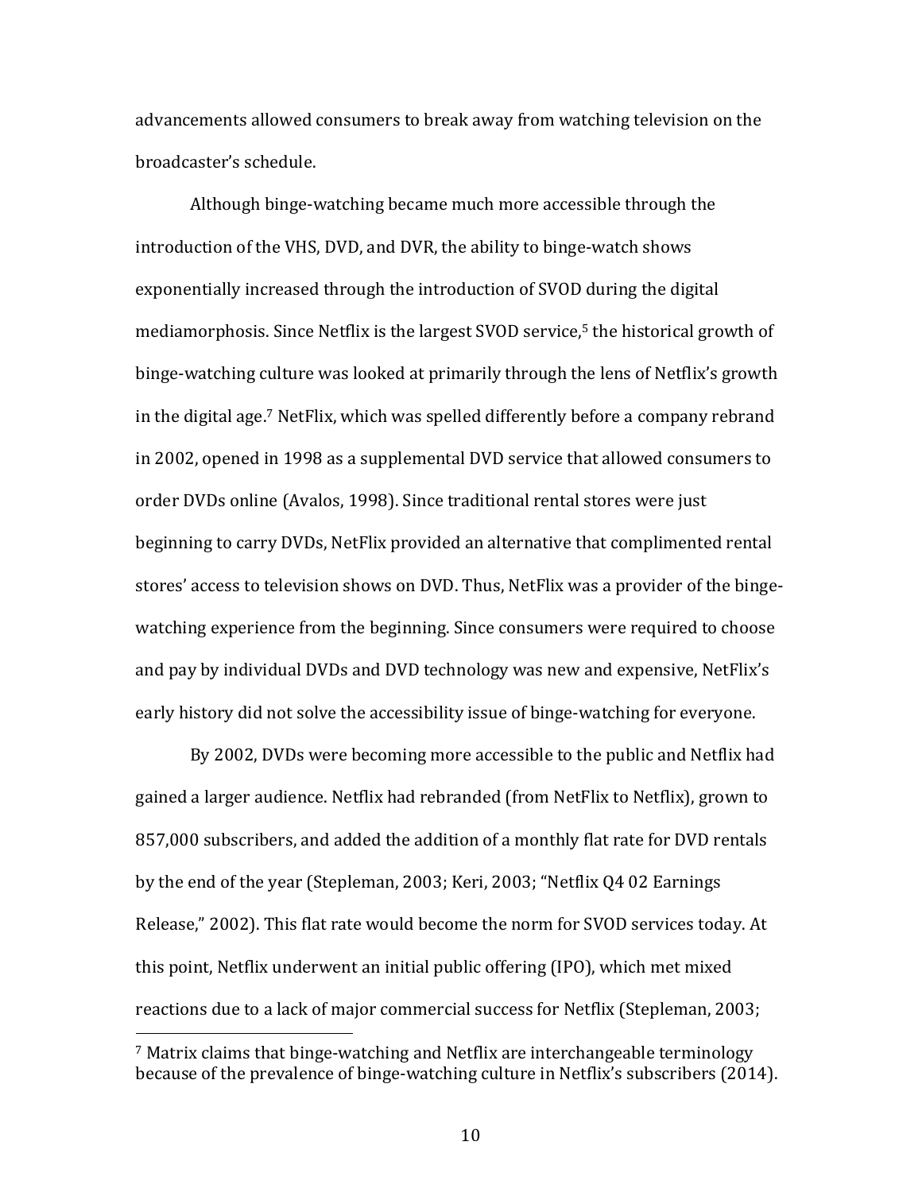advancements allowed consumers to break away from watching television on the broadcaster's schedule.

Although binge-watching became much more accessible through the introduction of the VHS, DVD, and DVR, the ability to binge-watch shows exponentially increased through the introduction of SVOD during the digital mediamorphosis. Since Netflix is the largest SVOD service,[5] the historical growth of binge-watching culture was looked at primarily through the lens of Netflix's growth in the digital age.[7] NetFlix, which was spelled differently before a company rebrand in 2002, opened in 1998 as a supplemental DVD service that allowed consumers to order DVDs online (Avalos, 1998). Since traditional rental stores were just beginning to carry DVDs, NetFlix provided an alternative that complimented rental stores' access to television shows on DVD. Thus, NetFlix was a provider of the binge-watching experience from the beginning. Since consumers were required to choose and pay by individual DVDs and DVD technology was new and expensive, NetFlix's early history did not solve the accessibility issue of binge-watching for everyone.

By 2002, DVDs were becoming more accessible to the public and Netflix had gained a larger audience. Netflix had rebranded (from NetFlix to Netflix), grown to 857,000 subscribers, and added the addition of a monthly flat rate for DVD rentals by the end of the year (Stepleman, 2003; Keri, 2003; "Netflix Q4 02 Earnings Release," 2002). This flat rate would become the norm for SVOD services today. At this point, Netflix underwent an initial public offering (IPO), which met mixed reactions due to a lack of major commercial success for Netflix (Stepleman, 2003;

---

[7] Matrix claims that binge-watching and Netflix are interchangeable terminology because of the prevalence of binge-watching culture in Netflix's subscribers (2014).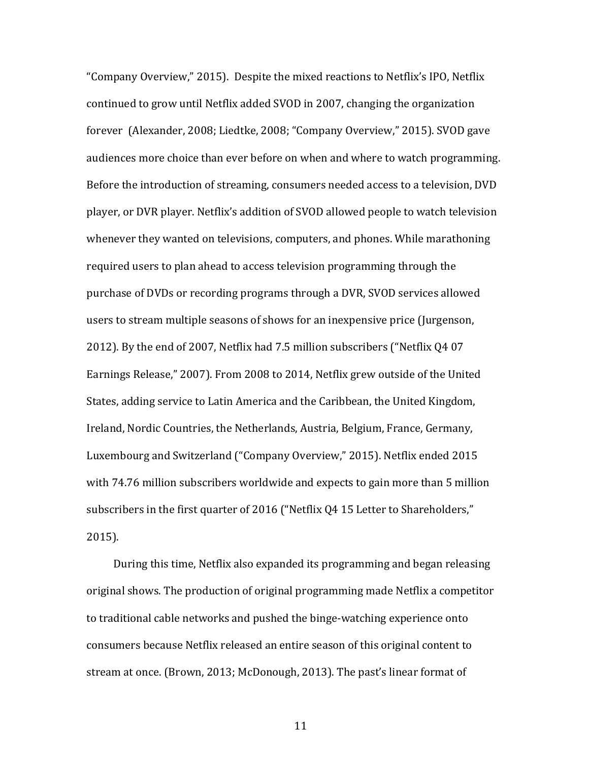"Company Overview," 2015). Despite the mixed reactions to Netflix's IPO, Netflix continued to grow until Netflix added SVOD in 2007, changing the organization forever (Alexander, 2008; Liedtke, 2008; "Company Overview," 2015). SVOD gave audiences more choice than ever before on when and where to watch programming. Before the introduction of streaming, consumers needed access to a television, DVD player, or DVR player. Netflix's addition of SVOD allowed people to watch television whenever they wanted on televisions, computers, and phones. While marathoning required users to plan ahead to access television programming through the purchase of DVDs or recording programs through a DVR, SVOD services allowed users to stream multiple seasons of shows for an inexpensive price (Jurgenson, 2012). By the end of 2007, Netflix had 7.5 million subscribers ("Netflix Q4 07 Earnings Release," 2007). From 2008 to 2014, Netflix grew outside of the United States, adding service to Latin America and the Caribbean, the United Kingdom, Ireland, Nordic Countries, the Netherlands, Austria, Belgium, France, Germany, Luxembourg and Switzerland ("Company Overview," 2015). Netflix ended 2015 with 74.76 million subscribers worldwide and expects to gain more than 5 million subscribers in the first quarter of 2016 ("Netflix Q4 15 Letter to Shareholders," 2015).

During this time, Netflix also expanded its programming and began releasing original shows. The production of original programming made Netflix a competitor to traditional cable networks and pushed the binge-watching experience onto consumers because Netflix released an entire season of this original content to stream at once. (Brown, 2013; McDonough, 2013). The past's linear format of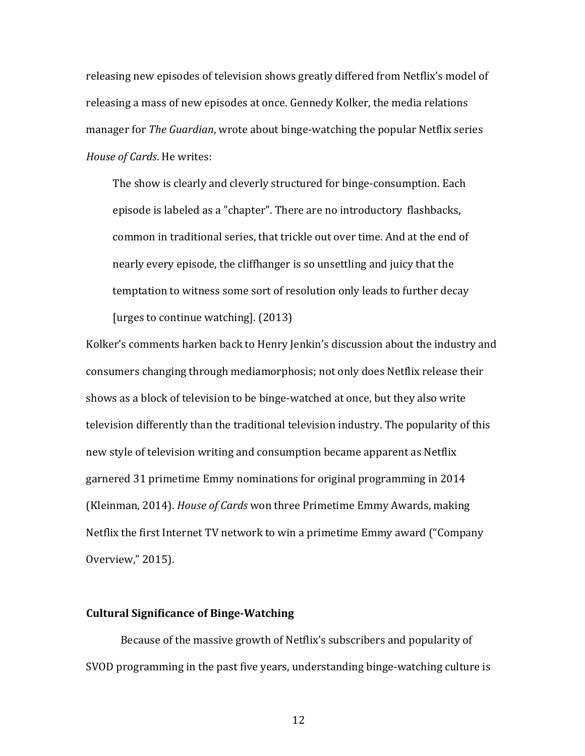releasing new episodes of television shows greatly differed from Netflix's model of releasing a mass of new episodes at once. Gennedy Kolker, the media relations manager for *The Guardian*, wrote about binge-watching the popular Netflix series *House of Cards*. He writes:

> The show is clearly and cleverly structured for binge-consumption. Each episode is labeled as a "chapter". There are no introductory flashbacks, common in traditional series, that trickle out over time. And at the end of nearly every episode, the cliffhanger is so unsettling and juicy that the temptation to witness some sort of resolution only leads to further decay [urges to continue watching]. (2013)

Kolker's comments harken back to Henry Jenkin's discussion about the industry and consumers changing through mediamorphosis; not only does Netflix release their shows as a block of television to be binge-watched at once, but they also write television differently than the traditional television industry. The popularity of this new style of television writing and consumption became apparent as Netflix garnered 31 primetime Emmy nominations for original programming in 2014 (Kleinman, 2014). *House of Cards* won three Primetime Emmy Awards, making Netflix the first Internet TV network to win a primetime Emmy award ("Company Overview," 2015).

### Cultural Significance of Binge-Watching

Because of the massive growth of Netflix's subscribers and popularity of SVOD programming in the past five years, understanding binge-watching culture is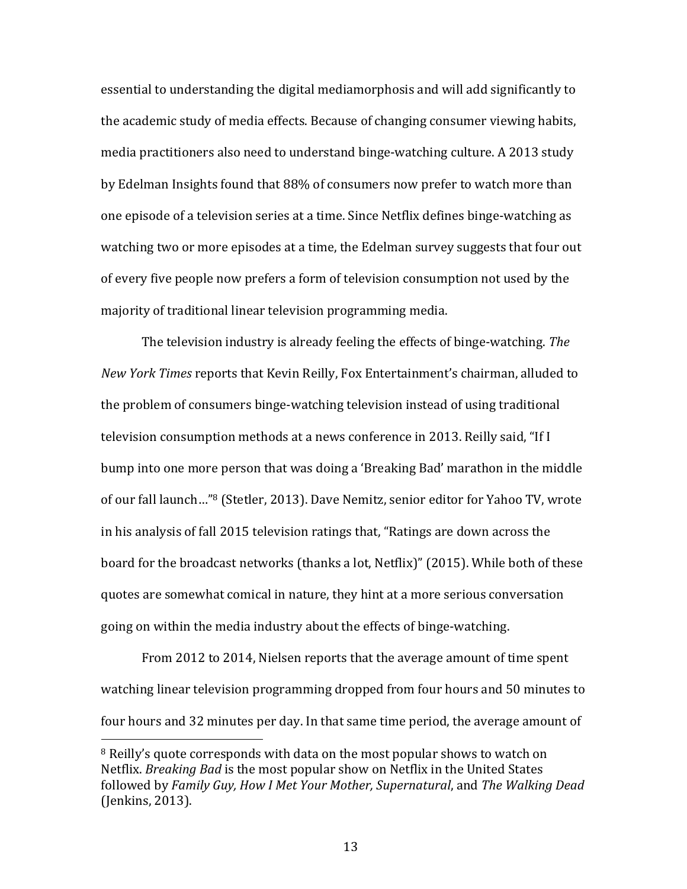essential to understanding the digital mediamorphosis and will add significantly to the academic study of media effects. Because of changing consumer viewing habits, media practitioners also need to understand binge-watching culture. A 2013 study by Edelman Insights found that 88% of consumers now prefer to watch more than one episode of a television series at a time. Since Netflix defines binge-watching as watching two or more episodes at a time, the Edelman survey suggests that four out of every five people now prefers a form of television consumption not used by the majority of traditional linear television programming media.

The television industry is already feeling the effects of binge-watching. *The New York Times* reports that Kevin Reilly, Fox Entertainment's chairman, alluded to the problem of consumers binge-watching television instead of using traditional television consumption methods at a news conference in 2013. Reilly said, "If I bump into one more person that was doing a 'Breaking Bad' marathon in the middle of our fall launch…"[8] (Stetler, 2013). Dave Nemitz, senior editor for Yahoo TV, wrote in his analysis of fall 2015 television ratings that, "Ratings are down across the board for the broadcast networks (thanks a lot, Netflix)" (2015). While both of these quotes are somewhat comical in nature, they hint at a more serious conversation going on within the media industry about the effects of binge-watching.

From 2012 to 2014, Nielsen reports that the average amount of time spent watching linear television programming dropped from four hours and 50 minutes to four hours and 32 minutes per day. In that same time period, the average amount of

---

[8] Reilly's quote corresponds with data on the most popular shows to watch on Netflix. *Breaking Bad* is the most popular show on Netflix in the United States followed by *Family Guy, How I Met Your Mother, Supernatural*, and *The Walking Dead* (Jenkins, 2013).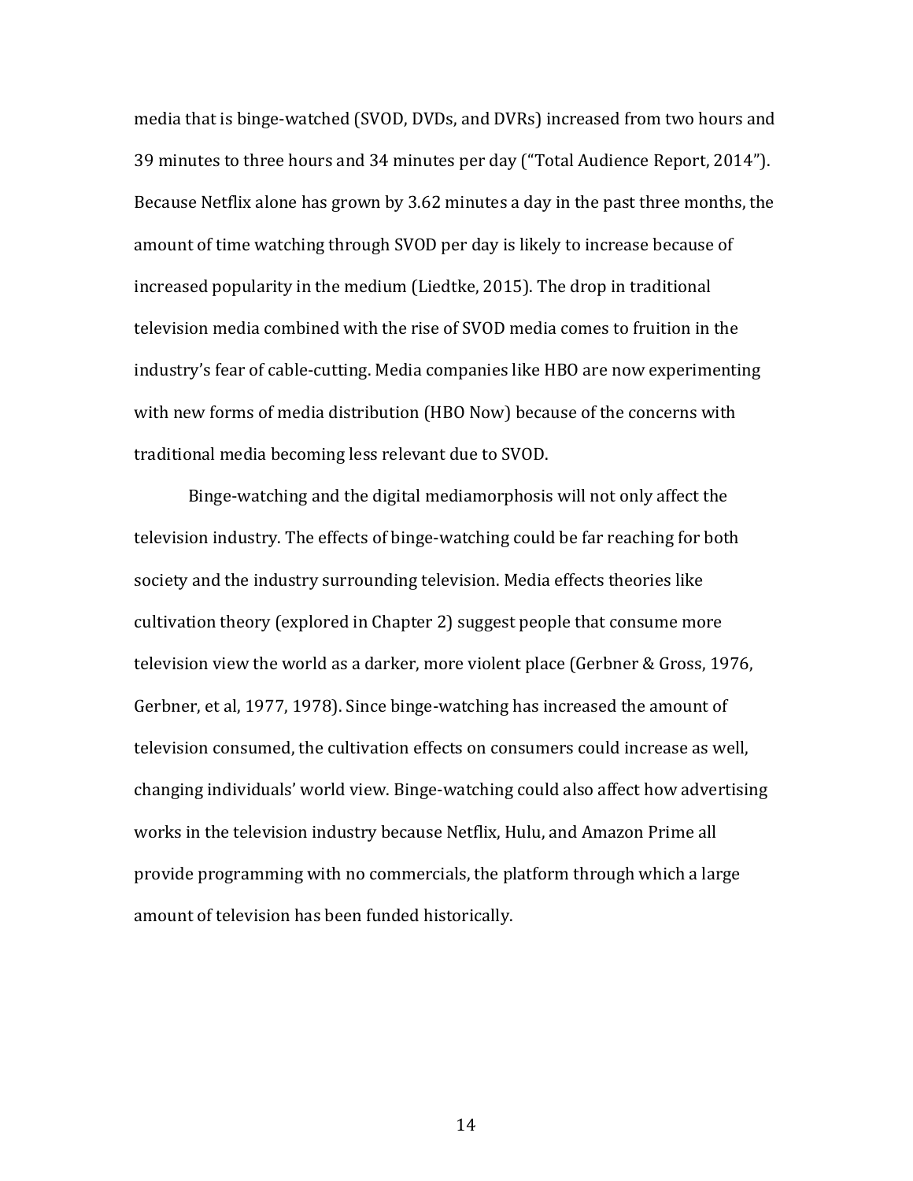media that is binge-watched (SVOD, DVDs, and DVRs) increased from two hours and 39 minutes to three hours and 34 minutes per day ("Total Audience Report, 2014"). Because Netflix alone has grown by 3.62 minutes a day in the past three months, the amount of time watching through SVOD per day is likely to increase because of increased popularity in the medium (Liedtke, 2015). The drop in traditional television media combined with the rise of SVOD media comes to fruition in the industry's fear of cable-cutting. Media companies like HBO are now experimenting with new forms of media distribution (HBO Now) because of the concerns with traditional media becoming less relevant due to SVOD.

Binge-watching and the digital mediamorphosis will not only affect the television industry. The effects of binge-watching could be far reaching for both society and the industry surrounding television. Media effects theories like cultivation theory (explored in Chapter 2) suggest people that consume more television view the world as a darker, more violent place (Gerbner & Gross, 1976, Gerbner, et al, 1977, 1978). Since binge-watching has increased the amount of television consumed, the cultivation effects on consumers could increase as well, changing individuals' world view. Binge-watching could also affect how advertising works in the television industry because Netflix, Hulu, and Amazon Prime all provide programming with no commercials, the platform through which a large amount of television has been funded historically.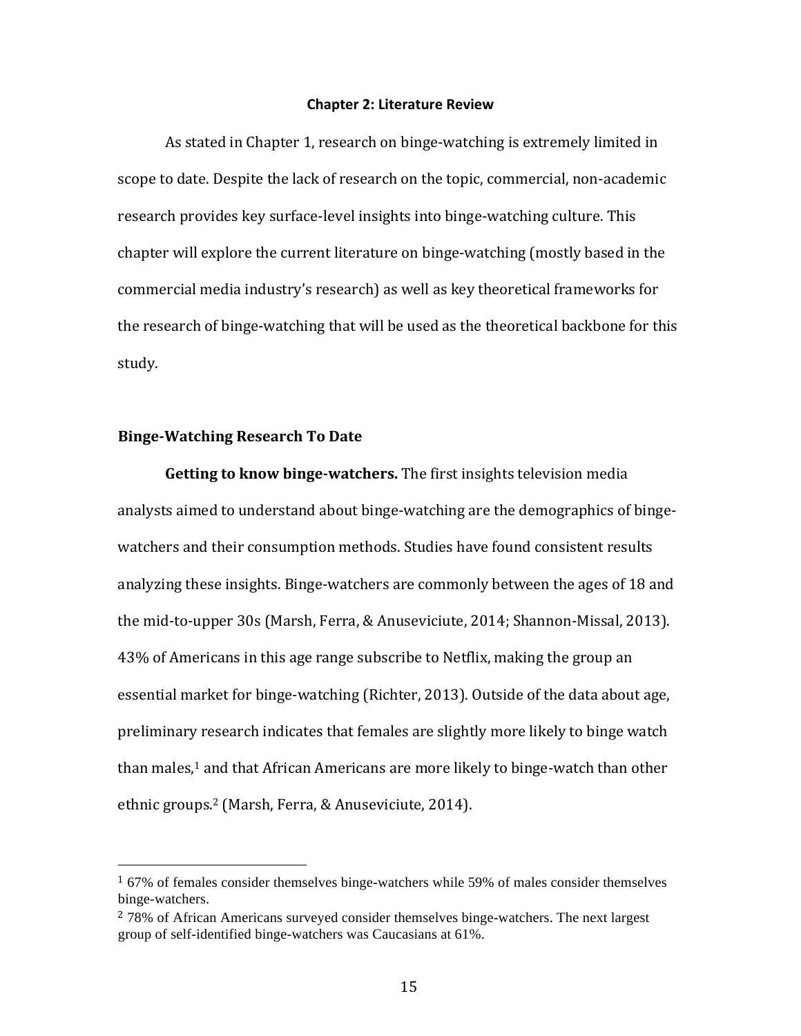## Chapter 2: Literature Review

As stated in Chapter 1, research on binge-watching is extremely limited in scope to date. Despite the lack of research on the topic, commercial, non-academic research provides key surface-level insights into binge-watching culture. This chapter will explore the current literature on binge-watching (mostly based in the commercial media industry's research) as well as key theoretical frameworks for the research of binge-watching that will be used as the theoretical backbone for this study.

### Binge-Watching Research To Date

**Getting to know binge-watchers.** The first insights television media analysts aimed to understand about binge-watching are the demographics of binge-watchers and their consumption methods. Studies have found consistent results analyzing these insights. Binge-watchers are commonly between the ages of 18 and the mid-to-upper 30s (Marsh, Ferra, & Anuseviciute, 2014; Shannon-Missal, 2013). 43% of Americans in this age range subscribe to Netflix, making the group an essential market for binge-watching (Richter, 2013). Outside of the data about age, preliminary research indicates that females are slightly more likely to binge watch than males,[1] and that African Americans are more likely to binge-watch than other ethnic groups.[2] (Marsh, Ferra, & Anuseviciute, 2014).

---

[1] 67% of females consider themselves binge-watchers while 59% of males consider themselves binge-watchers.

[2] 78% of African Americans surveyed consider themselves binge-watchers. The next largest group of self-identified binge-watchers was Caucasians at 61%.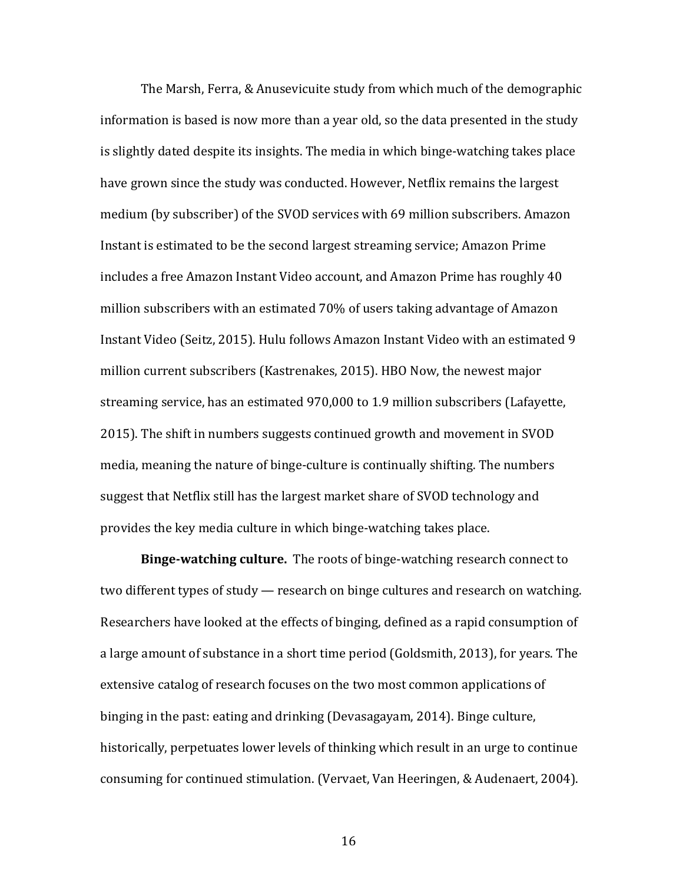The Marsh, Ferra, & Anusevicuite study from which much of the demographic information is based is now more than a year old, so the data presented in the study is slightly dated despite its insights. The media in which binge-watching takes place have grown since the study was conducted. However, Netflix remains the largest medium (by subscriber) of the SVOD services with 69 million subscribers. Amazon Instant is estimated to be the second largest streaming service; Amazon Prime includes a free Amazon Instant Video account, and Amazon Prime has roughly 40 million subscribers with an estimated 70% of users taking advantage of Amazon Instant Video (Seitz, 2015). Hulu follows Amazon Instant Video with an estimated 9 million current subscribers (Kastrenakes, 2015). HBO Now, the newest major streaming service, has an estimated 970,000 to 1.9 million subscribers (Lafayette, 2015). The shift in numbers suggests continued growth and movement in SVOD media, meaning the nature of binge-culture is continually shifting. The numbers suggest that Netflix still has the largest market share of SVOD technology and provides the key media culture in which binge-watching takes place.

**Binge-watching culture.** The roots of binge-watching research connect to two different types of study — research on binge cultures and research on watching. Researchers have looked at the effects of binging, defined as a rapid consumption of a large amount of substance in a short time period (Goldsmith, 2013), for years. The extensive catalog of research focuses on the two most common applications of binging in the past: eating and drinking (Devasagayam, 2014). Binge culture, historically, perpetuates lower levels of thinking which result in an urge to continue consuming for continued stimulation. (Vervaet, Van Heeringen, & Audenaert, 2004).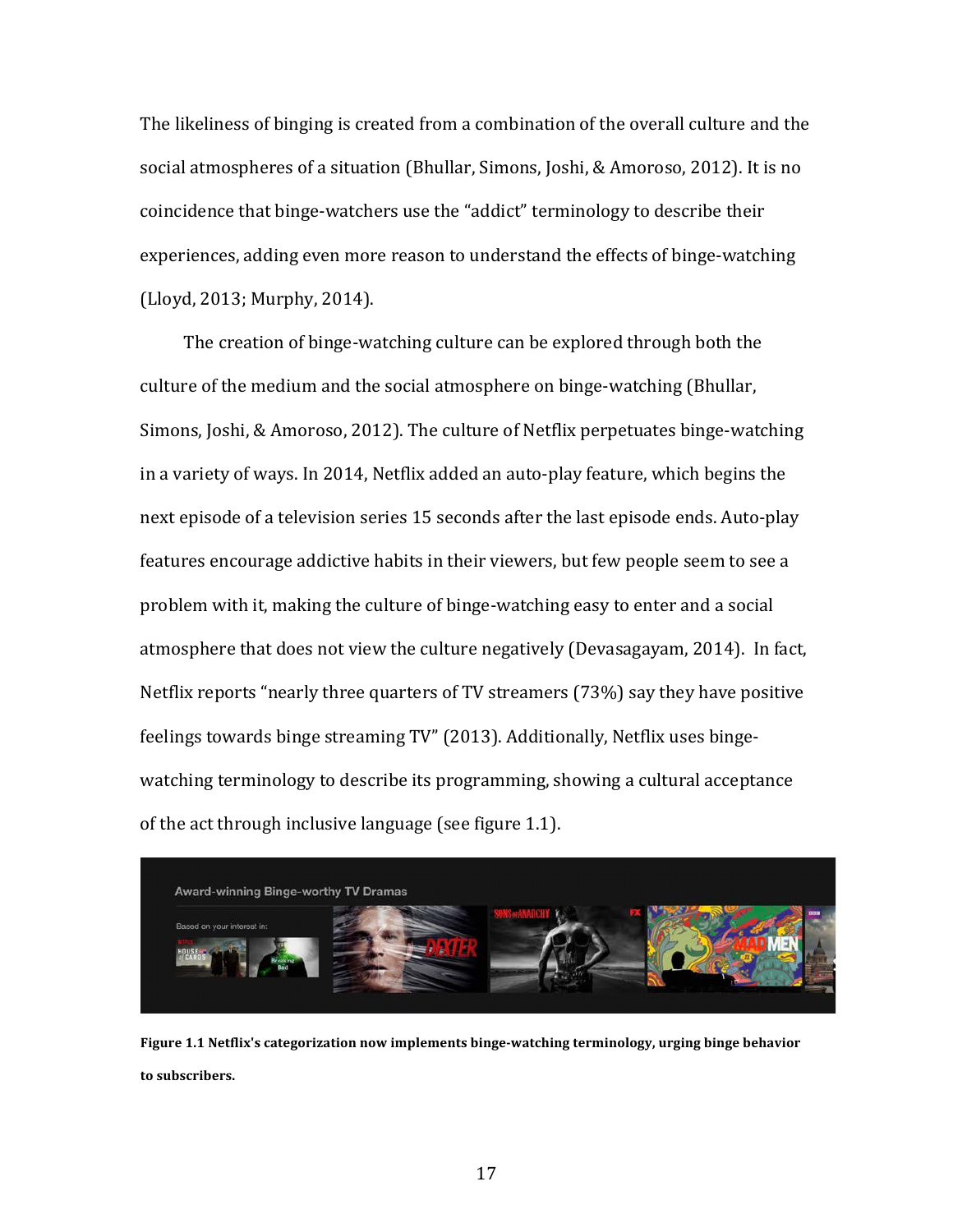The likeliness of binging is created from a combination of the overall culture and the social atmospheres of a situation (Bhullar, Simons, Joshi, & Amoroso, 2012). It is no coincidence that binge-watchers use the "addict" terminology to describe their experiences, adding even more reason to understand the effects of binge-watching (Lloyd, 2013; Murphy, 2014).

The creation of binge-watching culture can be explored through both the culture of the medium and the social atmosphere on binge-watching (Bhullar, Simons, Joshi, & Amoroso, 2012). The culture of Netflix perpetuates binge-watching in a variety of ways. In 2014, Netflix added an auto-play feature, which begins the next episode of a television series 15 seconds after the last episode ends. Auto-play features encourage addictive habits in their viewers, but few people seem to see a problem with it, making the culture of binge-watching easy to enter and a social atmosphere that does not view the culture negatively (Devasagayam, 2014). In fact, Netflix reports "nearly three quarters of TV streamers (73%) say they have positive feelings towards binge streaming TV" (2013). Additionally, Netflix uses binge-watching terminology to describe its programming, showing a cultural acceptance of the act through inclusive language (see figure 1.1).

**Figure 1.1 Netflix's categorization now implements binge-watching terminology, urging binge behavior to subscribers.**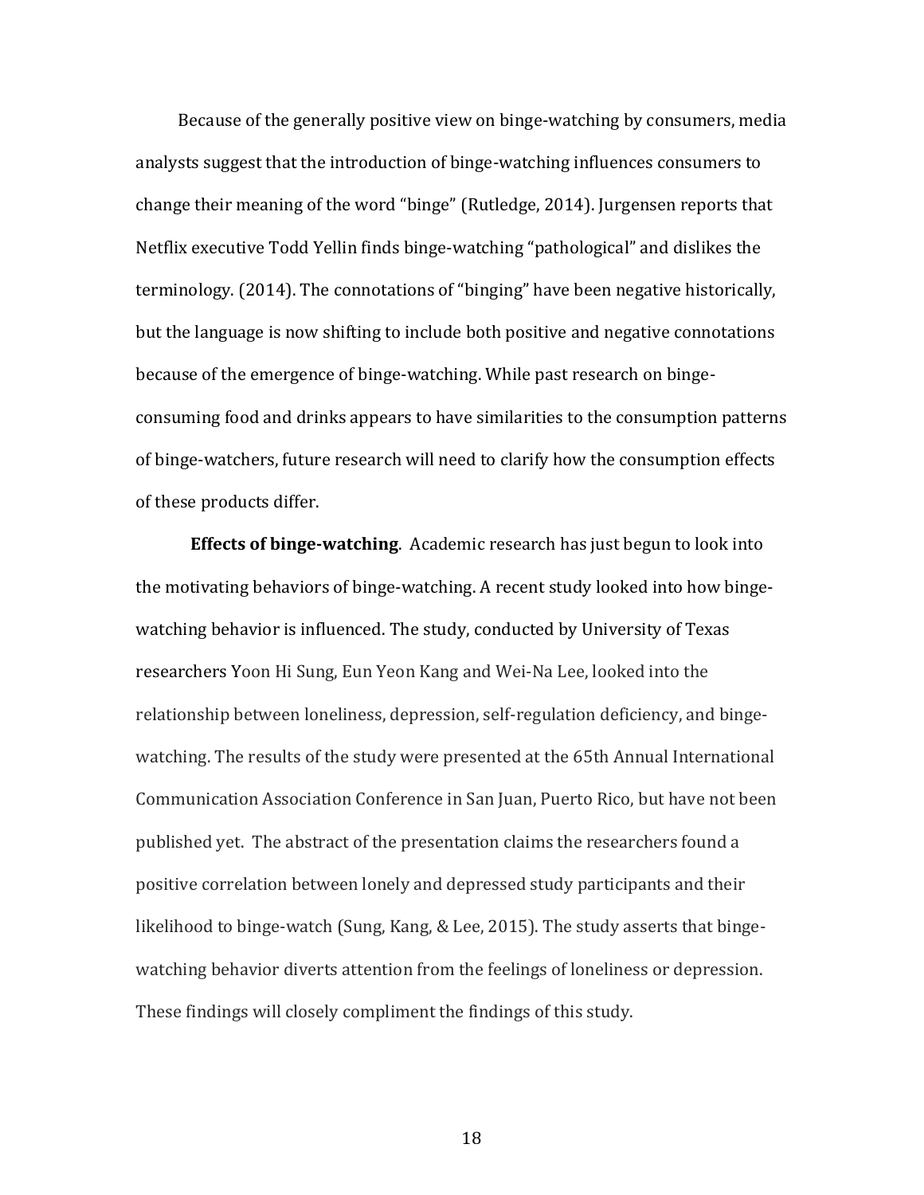Because of the generally positive view on binge-watching by consumers, media analysts suggest that the introduction of binge-watching influences consumers to change their meaning of the word "binge" (Rutledge, 2014). Jurgensen reports that Netflix executive Todd Yellin finds binge-watching "pathological" and dislikes the terminology. (2014). The connotations of "binging" have been negative historically, but the language is now shifting to include both positive and negative connotations because of the emergence of binge-watching. While past research on binge-consuming food and drinks appears to have similarities to the consumption patterns of binge-watchers, future research will need to clarify how the consumption effects of these products differ.

**Effects of binge-watching**. Academic research has just begun to look into the motivating behaviors of binge-watching. A recent study looked into how binge-watching behavior is influenced. The study, conducted by University of Texas researchers Yoon Hi Sung, Eun Yeon Kang and Wei-Na Lee, looked into the relationship between loneliness, depression, self-regulation deficiency, and binge-watching. The results of the study were presented at the 65th Annual International Communication Association Conference in San Juan, Puerto Rico, but have not been published yet. The abstract of the presentation claims the researchers found a positive correlation between lonely and depressed study participants and their likelihood to binge-watch (Sung, Kang, & Lee, 2015). The study asserts that binge-watching behavior diverts attention from the feelings of loneliness or depression. These findings will closely compliment the findings of this study.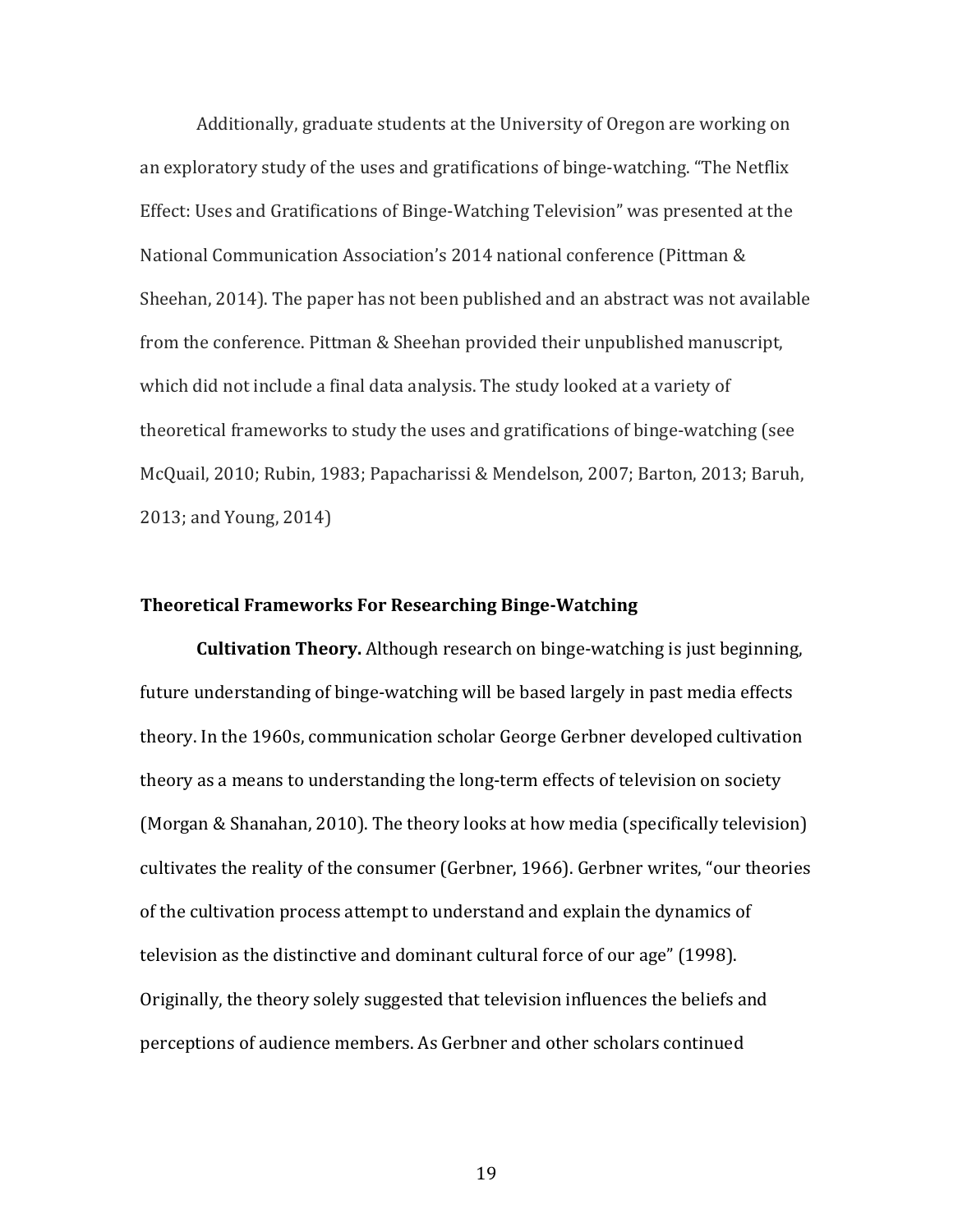Additionally, graduate students at the University of Oregon are working on an exploratory study of the uses and gratifications of binge-watching. "The Netflix Effect: Uses and Gratifications of Binge-Watching Television" was presented at the National Communication Association's 2014 national conference (Pittman & Sheehan, 2014). The paper has not been published and an abstract was not available from the conference. Pittman & Sheehan provided their unpublished manuscript, which did not include a final data analysis. The study looked at a variety of theoretical frameworks to study the uses and gratifications of binge-watching (see McQuail, 2010; Rubin, 1983; Papacharissi & Mendelson, 2007; Barton, 2013; Baruh, 2013; and Young, 2014)

## Theoretical Frameworks For Researching Binge-Watching

**Cultivation Theory.** Although research on binge-watching is just beginning, future understanding of binge-watching will be based largely in past media effects theory. In the 1960s, communication scholar George Gerbner developed cultivation theory as a means to understanding the long-term effects of television on society (Morgan & Shanahan, 2010). The theory looks at how media (specifically television) cultivates the reality of the consumer (Gerbner, 1966). Gerbner writes, "our theories of the cultivation process attempt to understand and explain the dynamics of television as the distinctive and dominant cultural force of our age" (1998). Originally, the theory solely suggested that television influences the beliefs and perceptions of audience members. As Gerbner and other scholars continued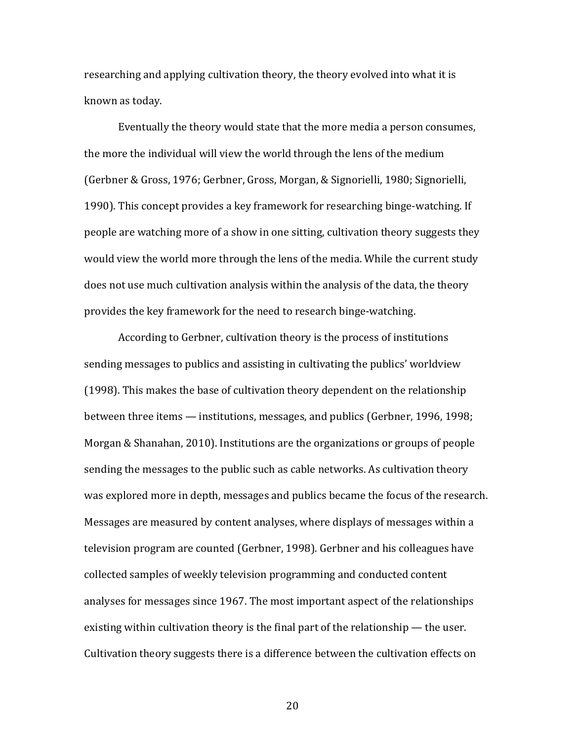researching and applying cultivation theory, the theory evolved into what it is known as today.

Eventually the theory would state that the more media a person consumes, the more the individual will view the world through the lens of the medium (Gerbner & Gross, 1976; Gerbner, Gross, Morgan, & Signorielli, 1980; Signorielli, 1990). This concept provides a key framework for researching binge-watching. If people are watching more of a show in one sitting, cultivation theory suggests they would view the world more through the lens of the media. While the current study does not use much cultivation analysis within the analysis of the data, the theory provides the key framework for the need to research binge-watching.

According to Gerbner, cultivation theory is the process of institutions sending messages to publics and assisting in cultivating the publics' worldview (1998). This makes the base of cultivation theory dependent on the relationship between three items — institutions, messages, and publics (Gerbner, 1996, 1998; Morgan & Shanahan, 2010). Institutions are the organizations or groups of people sending the messages to the public such as cable networks. As cultivation theory was explored more in depth, messages and publics became the focus of the research. Messages are measured by content analyses, where displays of messages within a television program are counted (Gerbner, 1998). Gerbner and his colleagues have collected samples of weekly television programming and conducted content analyses for messages since 1967. The most important aspect of the relationships existing within cultivation theory is the final part of the relationship — the user. Cultivation theory suggests there is a difference between the cultivation effects on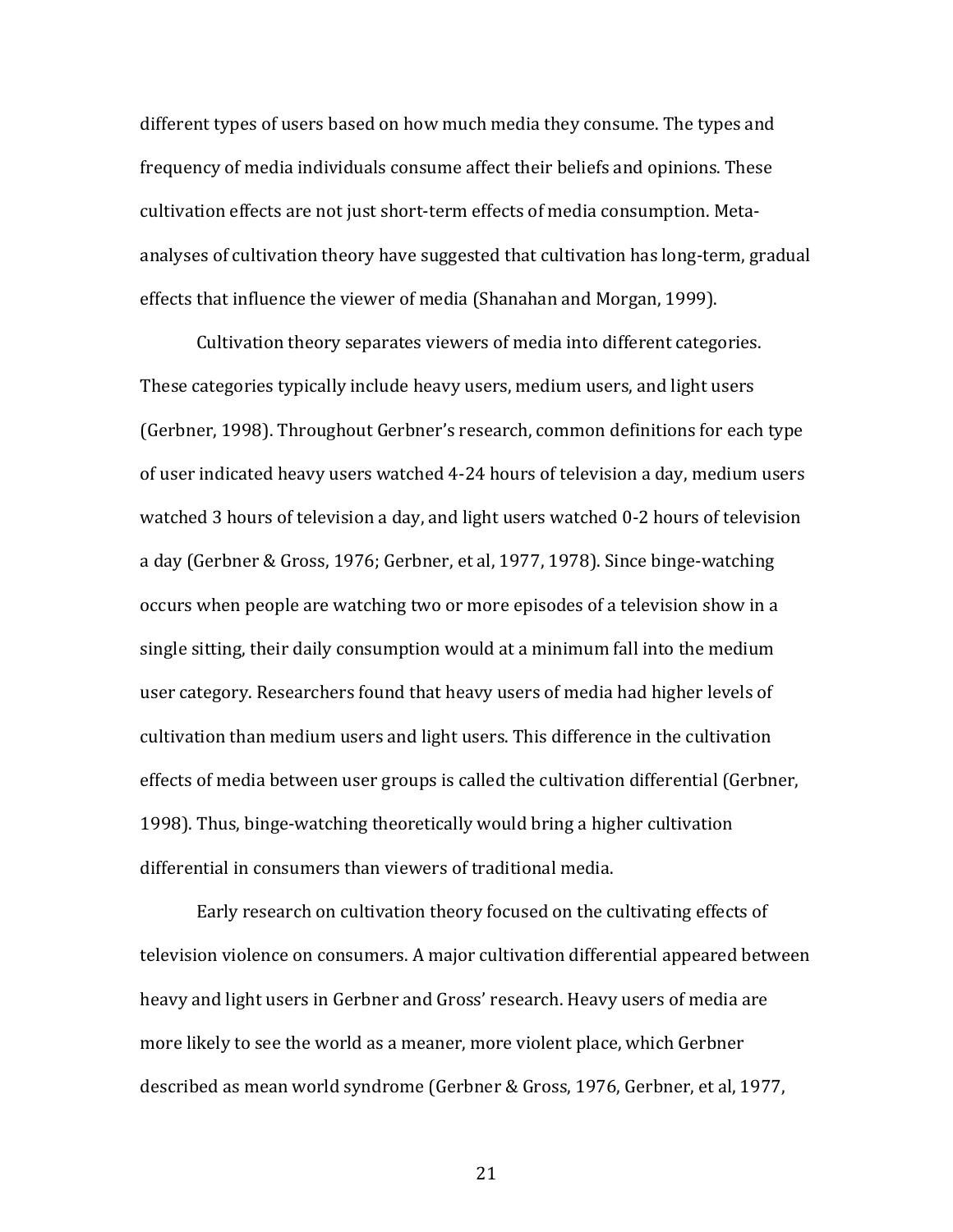different types of users based on how much media they consume. The types and frequency of media individuals consume affect their beliefs and opinions. These cultivation effects are not just short-term effects of media consumption. Meta-analyses of cultivation theory have suggested that cultivation has long-term, gradual effects that influence the viewer of media (Shanahan and Morgan, 1999).

Cultivation theory separates viewers of media into different categories. These categories typically include heavy users, medium users, and light users (Gerbner, 1998). Throughout Gerbner's research, common definitions for each type of user indicated heavy users watched 4-24 hours of television a day, medium users watched 3 hours of television a day, and light users watched 0-2 hours of television a day (Gerbner & Gross, 1976; Gerbner, et al, 1977, 1978). Since binge-watching occurs when people are watching two or more episodes of a television show in a single sitting, their daily consumption would at a minimum fall into the medium user category. Researchers found that heavy users of media had higher levels of cultivation than medium users and light users. This difference in the cultivation effects of media between user groups is called the cultivation differential (Gerbner, 1998). Thus, binge-watching theoretically would bring a higher cultivation differential in consumers than viewers of traditional media.

Early research on cultivation theory focused on the cultivating effects of television violence on consumers. A major cultivation differential appeared between heavy and light users in Gerbner and Gross' research. Heavy users of media are more likely to see the world as a meaner, more violent place, which Gerbner described as mean world syndrome (Gerbner & Gross, 1976, Gerbner, et al, 1977,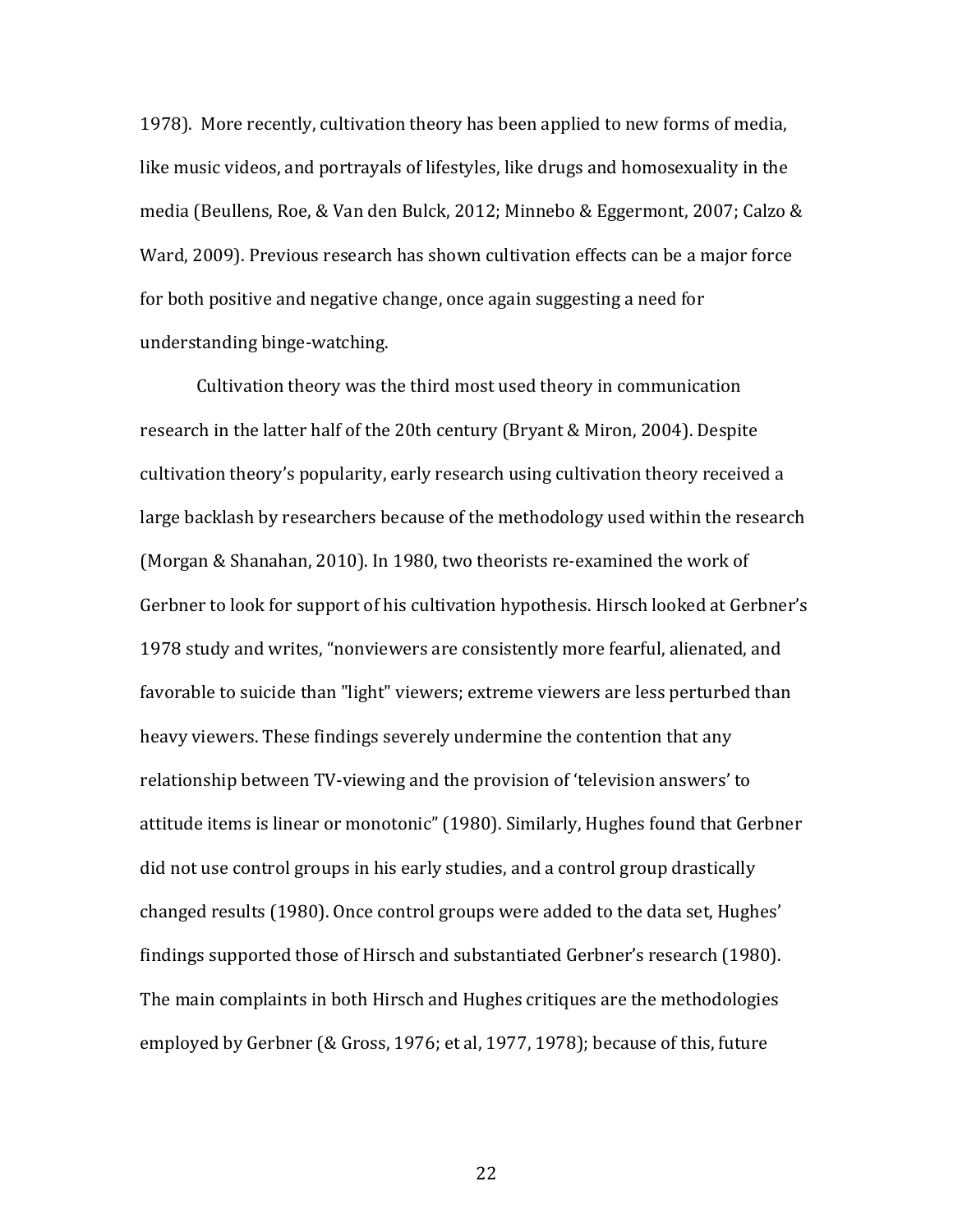1978). More recently, cultivation theory has been applied to new forms of media, like music videos, and portrayals of lifestyles, like drugs and homosexuality in the media (Beullens, Roe, & Van den Bulck, 2012; Minnebo & Eggermont, 2007; Calzo & Ward, 2009). Previous research has shown cultivation effects can be a major force for both positive and negative change, once again suggesting a need for understanding binge-watching.

Cultivation theory was the third most used theory in communication research in the latter half of the 20th century (Bryant & Miron, 2004). Despite cultivation theory's popularity, early research using cultivation theory received a large backlash by researchers because of the methodology used within the research (Morgan & Shanahan, 2010). In 1980, two theorists re-examined the work of Gerbner to look for support of his cultivation hypothesis. Hirsch looked at Gerbner's 1978 study and writes, "nonviewers are consistently more fearful, alienated, and favorable to suicide than "light" viewers; extreme viewers are less perturbed than heavy viewers. These findings severely undermine the contention that any relationship between TV-viewing and the provision of 'television answers' to attitude items is linear or monotonic" (1980). Similarly, Hughes found that Gerbner did not use control groups in his early studies, and a control group drastically changed results (1980). Once control groups were added to the data set, Hughes' findings supported those of Hirsch and substantiated Gerbner's research (1980). The main complaints in both Hirsch and Hughes critiques are the methodologies employed by Gerbner (& Gross, 1976; et al, 1977, 1978); because of this, future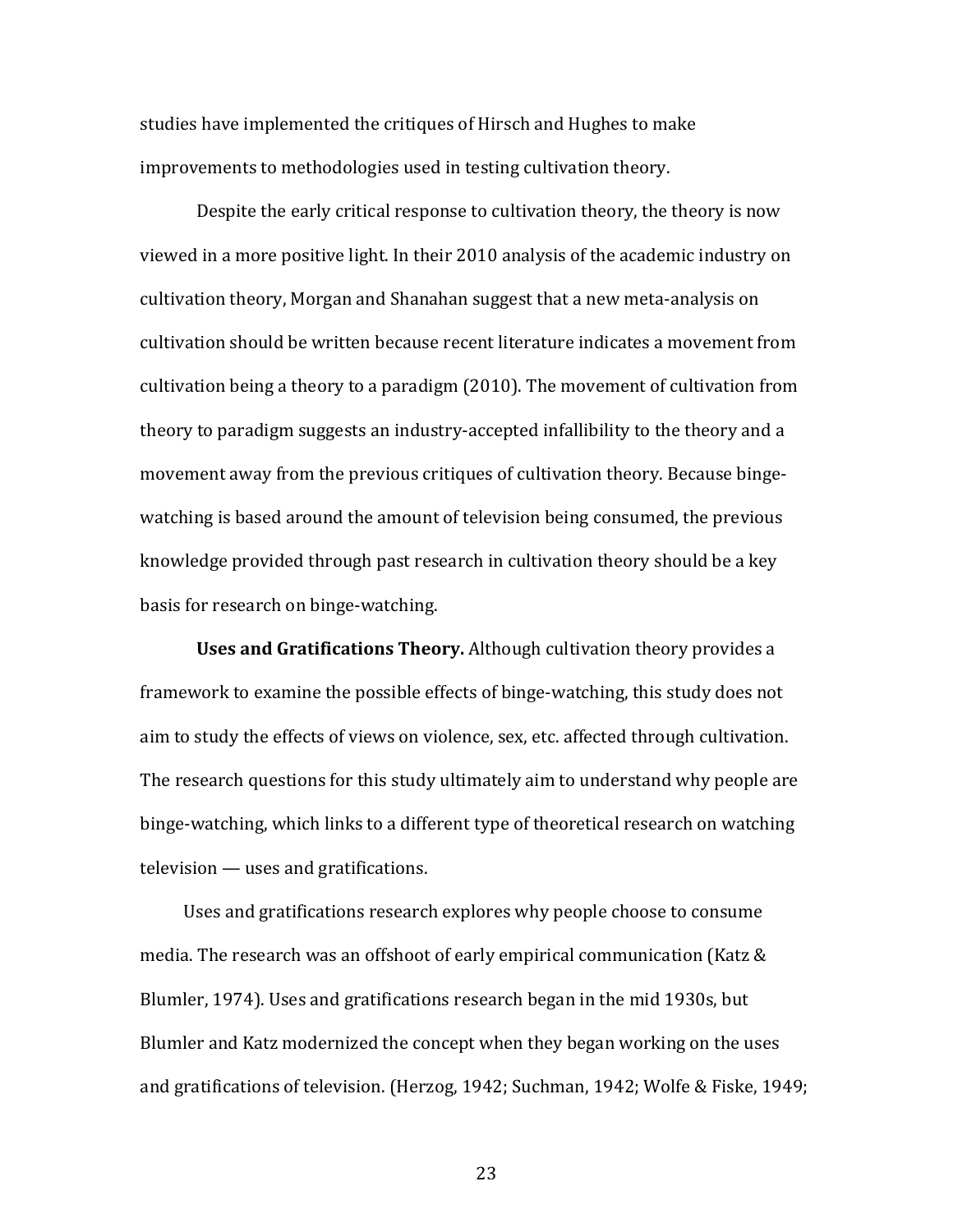studies have implemented the critiques of Hirsch and Hughes to make improvements to methodologies used in testing cultivation theory.

Despite the early critical response to cultivation theory, the theory is now viewed in a more positive light. In their 2010 analysis of the academic industry on cultivation theory, Morgan and Shanahan suggest that a new meta-analysis on cultivation should be written because recent literature indicates a movement from cultivation being a theory to a paradigm (2010). The movement of cultivation from theory to paradigm suggests an industry-accepted infallibility to the theory and a movement away from the previous critiques of cultivation theory. Because binge-watching is based around the amount of television being consumed, the previous knowledge provided through past research in cultivation theory should be a key basis for research on binge-watching.

**Uses and Gratifications Theory.** Although cultivation theory provides a framework to examine the possible effects of binge-watching, this study does not aim to study the effects of views on violence, sex, etc. affected through cultivation. The research questions for this study ultimately aim to understand why people are binge-watching, which links to a different type of theoretical research on watching television — uses and gratifications.

Uses and gratifications research explores why people choose to consume media. The research was an offshoot of early empirical communication (Katz & Blumler, 1974). Uses and gratifications research began in the mid 1930s, but Blumler and Katz modernized the concept when they began working on the uses and gratifications of television. (Herzog, 1942; Suchman, 1942; Wolfe & Fiske, 1949;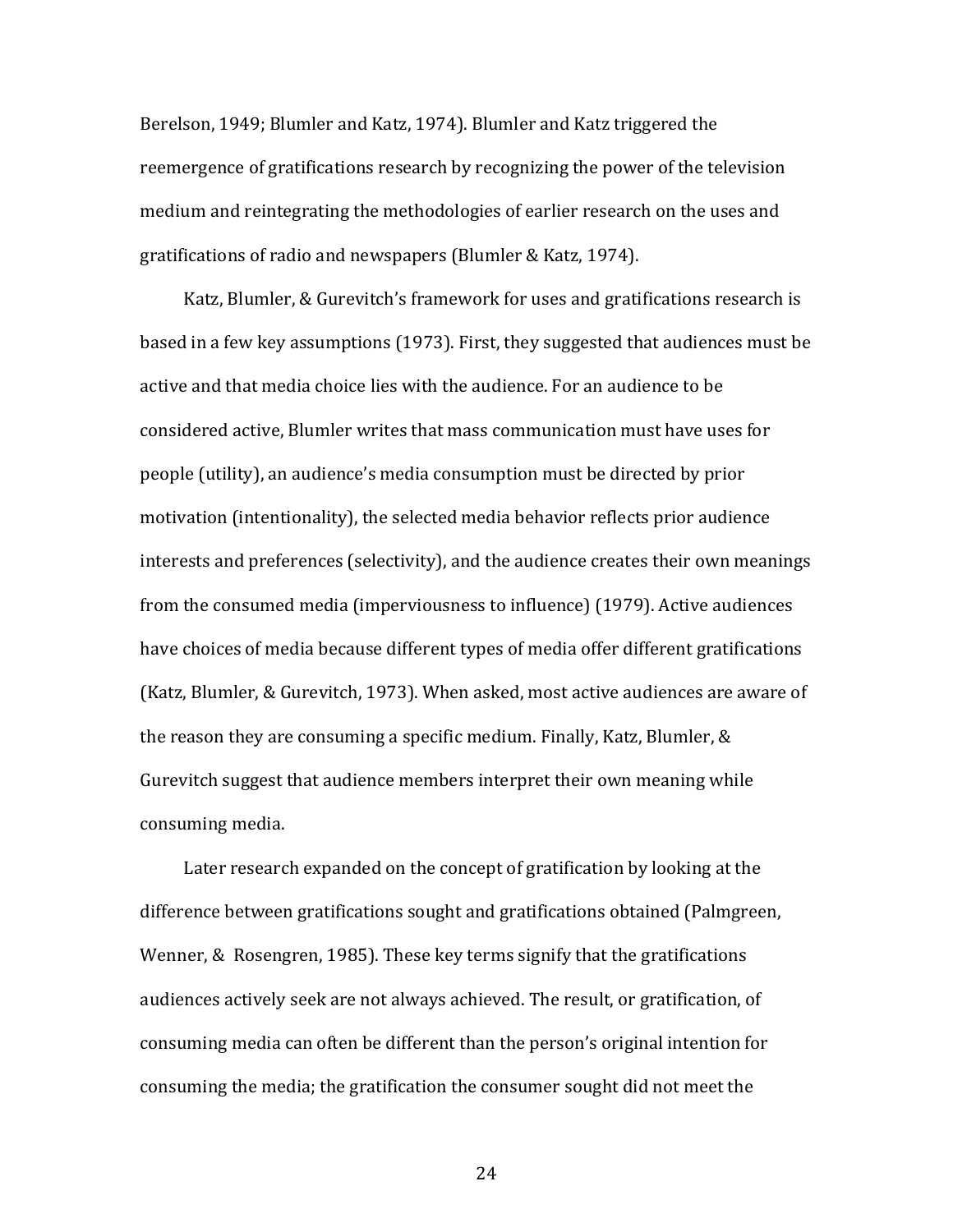Berelson, 1949; Blumler and Katz, 1974). Blumler and Katz triggered the reemergence of gratifications research by recognizing the power of the television medium and reintegrating the methodologies of earlier research on the uses and gratifications of radio and newspapers (Blumler & Katz, 1974).

Katz, Blumler, & Gurevitch's framework for uses and gratifications research is based in a few key assumptions (1973). First, they suggested that audiences must be active and that media choice lies with the audience. For an audience to be considered active, Blumler writes that mass communication must have uses for people (utility), an audience's media consumption must be directed by prior motivation (intentionality), the selected media behavior reflects prior audience interests and preferences (selectivity), and the audience creates their own meanings from the consumed media (imperviousness to influence) (1979). Active audiences have choices of media because different types of media offer different gratifications (Katz, Blumler, & Gurevitch, 1973). When asked, most active audiences are aware of the reason they are consuming a specific medium. Finally, Katz, Blumler, & Gurevitch suggest that audience members interpret their own meaning while consuming media.

Later research expanded on the concept of gratification by looking at the difference between gratifications sought and gratifications obtained (Palmgreen, Wenner, & Rosengren, 1985). These key terms signify that the gratifications audiences actively seek are not always achieved. The result, or gratification, of consuming media can often be different than the person's original intention for consuming the media; the gratification the consumer sought did not meet the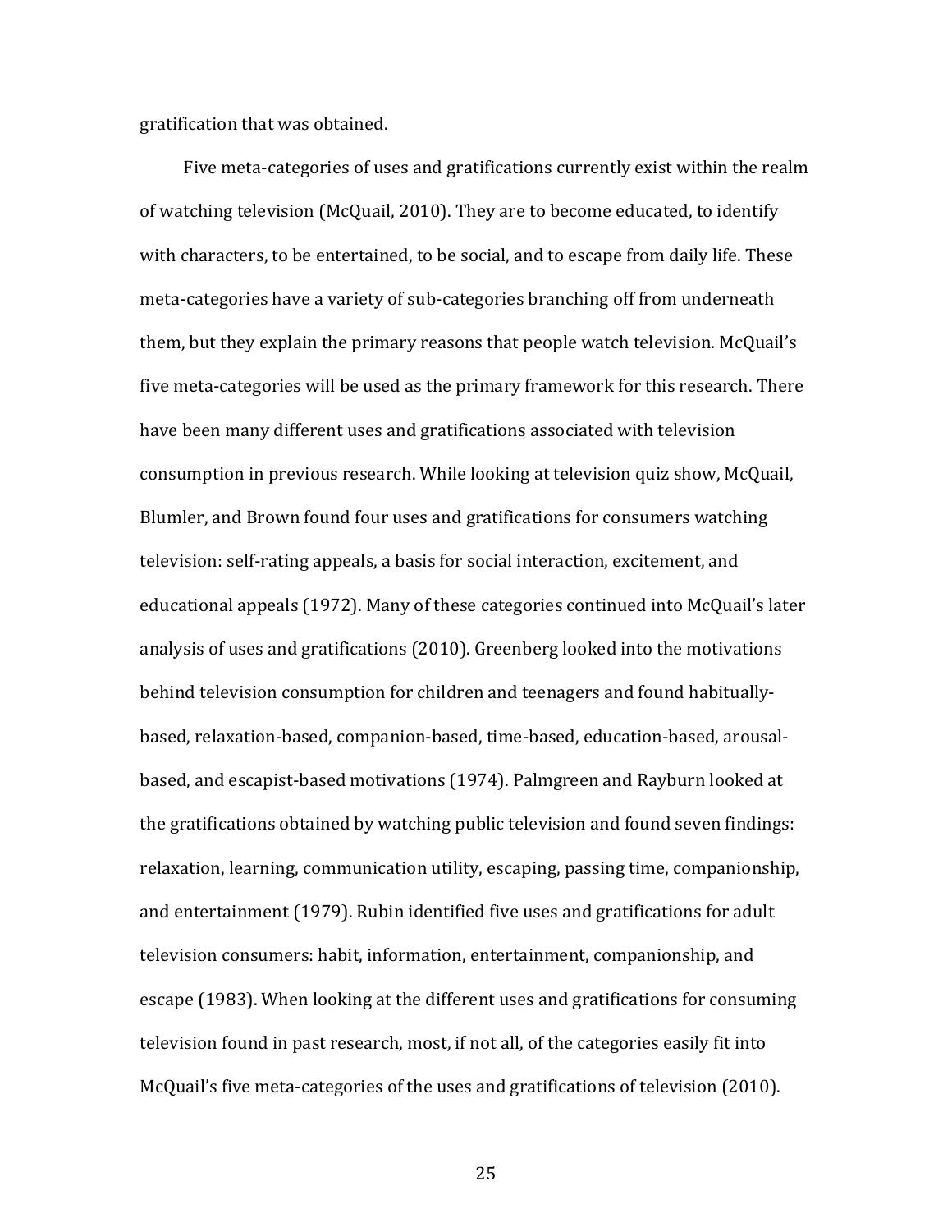gratification that was obtained.

Five meta-categories of uses and gratifications currently exist within the realm of watching television (McQuail, 2010). They are to become educated, to identify with characters, to be entertained, to be social, and to escape from daily life. These meta-categories have a variety of sub-categories branching off from underneath them, but they explain the primary reasons that people watch television. McQuail's five meta-categories will be used as the primary framework for this research. There have been many different uses and gratifications associated with television consumption in previous research. While looking at television quiz show, McQuail, Blumler, and Brown found four uses and gratifications for consumers watching television: self-rating appeals, a basis for social interaction, excitement, and educational appeals (1972). Many of these categories continued into McQuail's later analysis of uses and gratifications (2010). Greenberg looked into the motivations behind television consumption for children and teenagers and found habitually-based, relaxation-based, companion-based, time-based, education-based, arousal-based, and escapist-based motivations (1974). Palmgreen and Rayburn looked at the gratifications obtained by watching public television and found seven findings: relaxation, learning, communication utility, escaping, passing time, companionship, and entertainment (1979). Rubin identified five uses and gratifications for adult television consumers: habit, information, entertainment, companionship, and escape (1983). When looking at the different uses and gratifications for consuming television found in past research, most, if not all, of the categories easily fit into McQuail's five meta-categories of the uses and gratifications of television (2010).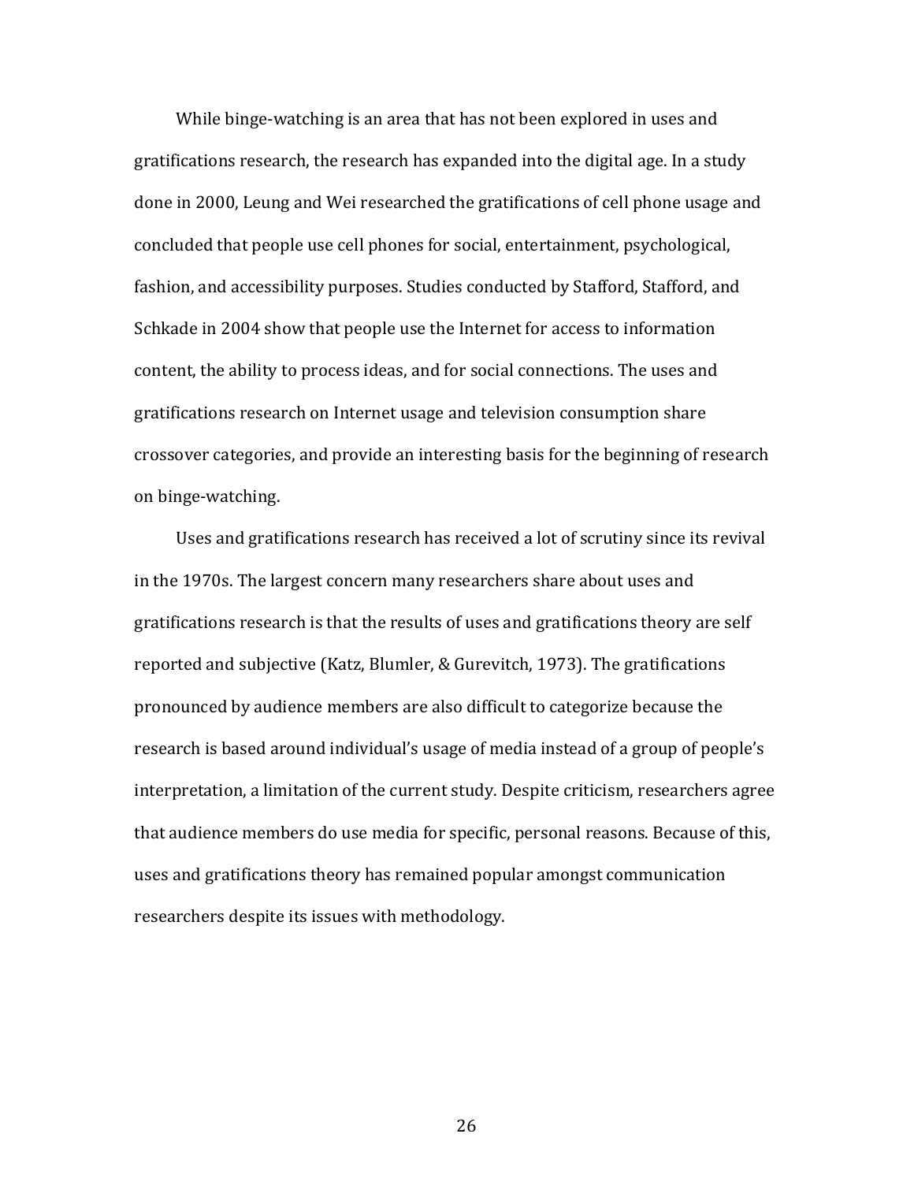While binge-watching is an area that has not been explored in uses and gratifications research, the research has expanded into the digital age. In a study done in 2000, Leung and Wei researched the gratifications of cell phone usage and concluded that people use cell phones for social, entertainment, psychological, fashion, and accessibility purposes. Studies conducted by Stafford, Stafford, and Schkade in 2004 show that people use the Internet for access to information content, the ability to process ideas, and for social connections. The uses and gratifications research on Internet usage and television consumption share crossover categories, and provide an interesting basis for the beginning of research on binge-watching.

Uses and gratifications research has received a lot of scrutiny since its revival in the 1970s. The largest concern many researchers share about uses and gratifications research is that the results of uses and gratifications theory are self reported and subjective (Katz, Blumler, & Gurevitch, 1973). The gratifications pronounced by audience members are also difficult to categorize because the research is based around individual's usage of media instead of a group of people's interpretation, a limitation of the current study. Despite criticism, researchers agree that audience members do use media for specific, personal reasons. Because of this, uses and gratifications theory has remained popular amongst communication researchers despite its issues with methodology.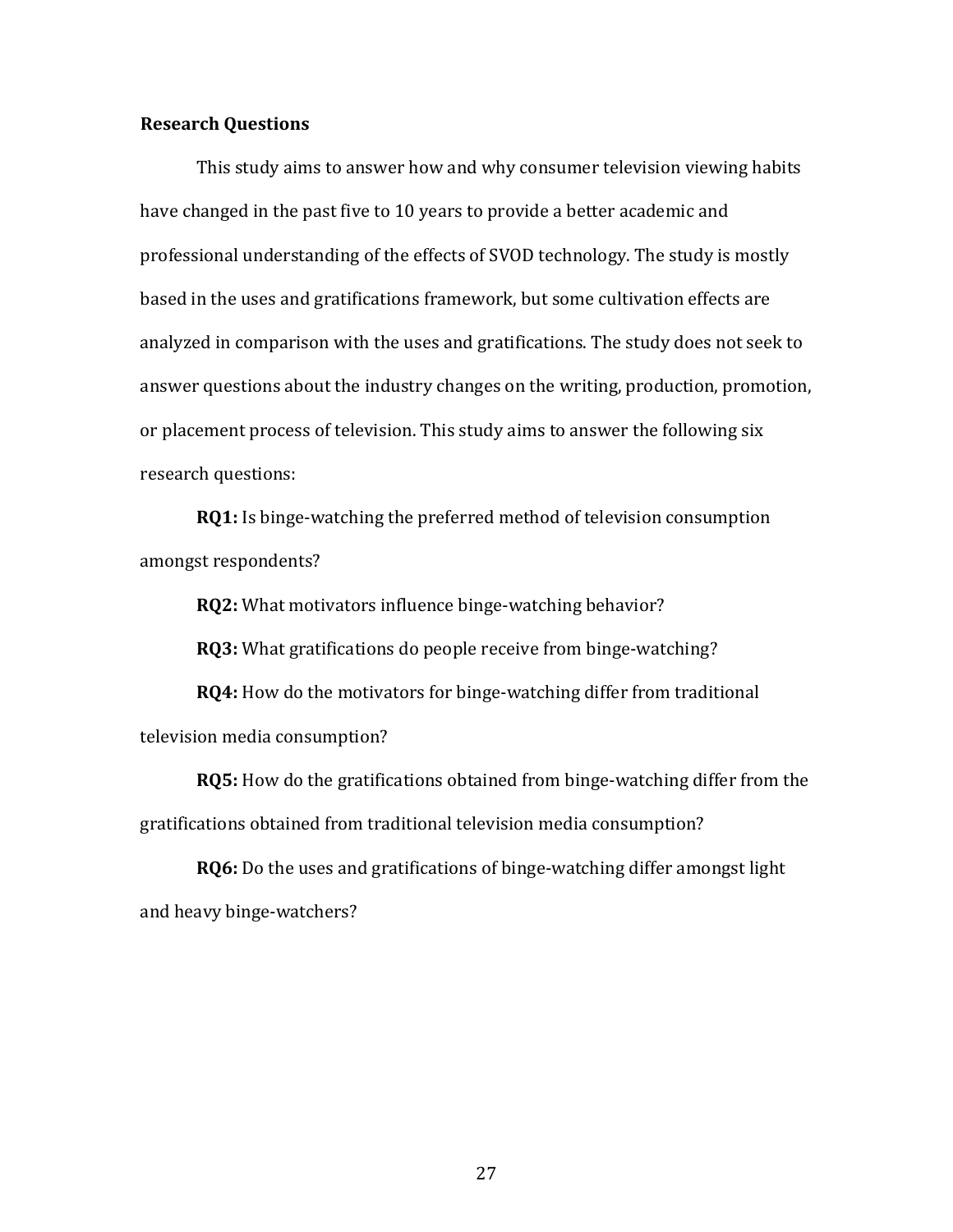**Research Questions**

This study aims to answer how and why consumer television viewing habits have changed in the past five to 10 years to provide a better academic and professional understanding of the effects of SVOD technology. The study is mostly based in the uses and gratifications framework, but some cultivation effects are analyzed in comparison with the uses and gratifications. The study does not seek to answer questions about the industry changes on the writing, production, promotion, or placement process of television. This study aims to answer the following six research questions:

**RQ1:** Is binge-watching the preferred method of television consumption amongst respondents?

**RQ2:** What motivators influence binge-watching behavior?

**RQ3:** What gratifications do people receive from binge-watching?

**RQ4:** How do the motivators for binge-watching differ from traditional television media consumption?

**RQ5:** How do the gratifications obtained from binge-watching differ from the gratifications obtained from traditional television media consumption?

**RQ6:** Do the uses and gratifications of binge-watching differ amongst light and heavy binge-watchers?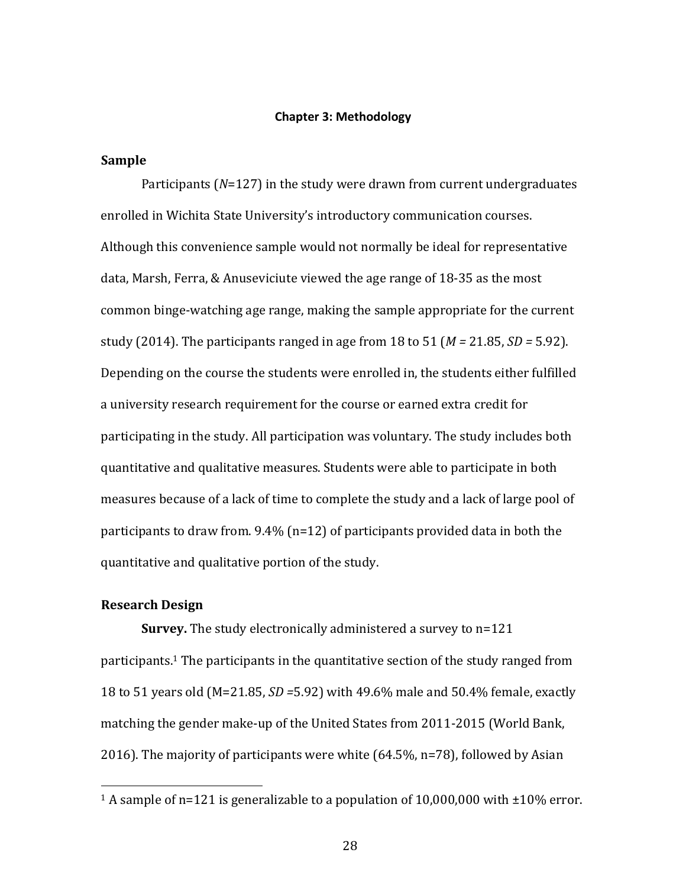# Chapter 3: Methodology

## Sample

Participants (*N*=127) in the study were drawn from current undergraduates enrolled in Wichita State University's introductory communication courses. Although this convenience sample would not normally be ideal for representative data, Marsh, Ferra, & Anuseviciute viewed the age range of 18-35 as the most common binge-watching age range, making the sample appropriate for the current study (2014). The participants ranged in age from 18 to 51 (*M* = 21.85, *SD* = 5.92). Depending on the course the students were enrolled in, the students either fulfilled a university research requirement for the course or earned extra credit for participating in the study. All participation was voluntary. The study includes both quantitative and qualitative measures. Students were able to participate in both measures because of a lack of time to complete the study and a lack of large pool of participants to draw from. 9.4% (n=12) of participants provided data in both the quantitative and qualitative portion of the study.

## Research Design

**Survey.** The study electronically administered a survey to n=121 participants.[1] The participants in the quantitative section of the study ranged from 18 to 51 years old (M=21.85, *SD* =5.92) with 49.6% male and 50.4% female, exactly matching the gender make-up of the United States from 2011-2015 (World Bank, 2016). The majority of participants were white (64.5%, n=78), followed by Asian

[1] A sample of n=121 is generalizable to a population of 10,000,000 with ±10% error.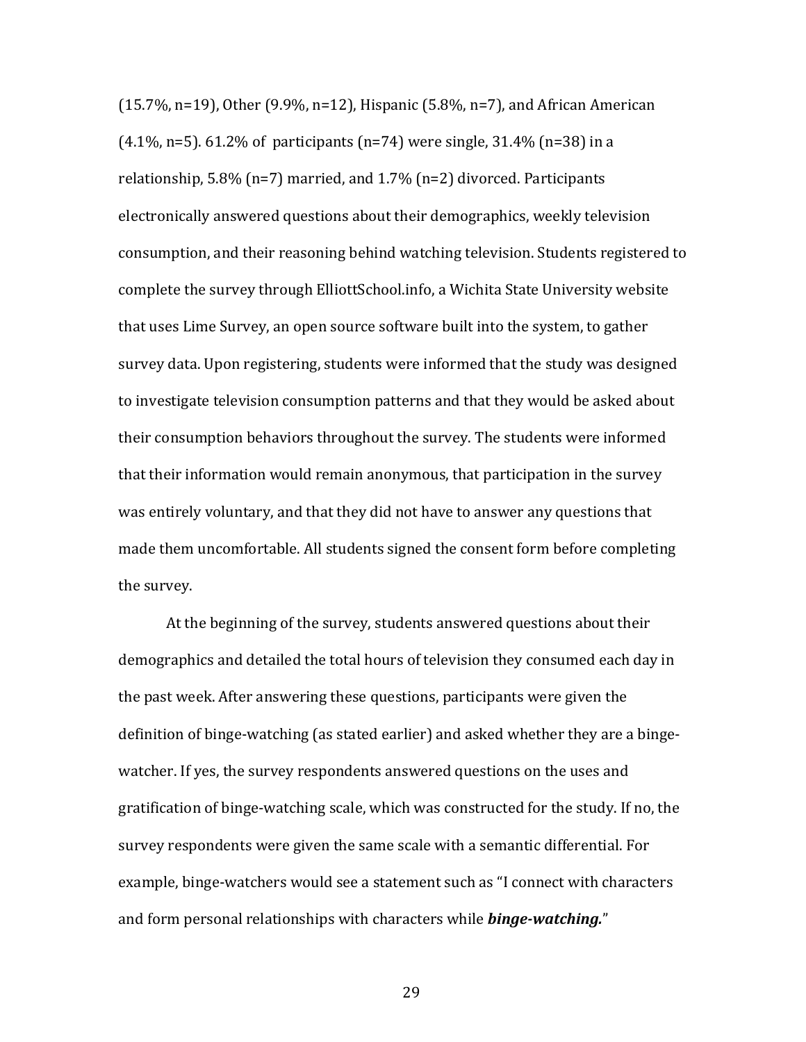(15.7%, n=19), Other (9.9%, n=12), Hispanic (5.8%, n=7), and African American (4.1%, n=5). 61.2% of participants (n=74) were single, 31.4% (n=38) in a relationship, 5.8% (n=7) married, and 1.7% (n=2) divorced. Participants electronically answered questions about their demographics, weekly television consumption, and their reasoning behind watching television. Students registered to complete the survey through ElliottSchool.info, a Wichita State University website that uses Lime Survey, an open source software built into the system, to gather survey data. Upon registering, students were informed that the study was designed to investigate television consumption patterns and that they would be asked about their consumption behaviors throughout the survey. The students were informed that their information would remain anonymous, that participation in the survey was entirely voluntary, and that they did not have to answer any questions that made them uncomfortable. All students signed the consent form before completing the survey.

At the beginning of the survey, students answered questions about their demographics and detailed the total hours of television they consumed each day in the past week. After answering these questions, participants were given the definition of binge-watching (as stated earlier) and asked whether they are a binge-watcher. If yes, the survey respondents answered questions on the uses and gratification of binge-watching scale, which was constructed for the study. If no, the survey respondents were given the same scale with a semantic differential. For example, binge-watchers would see a statement such as "I connect with characters and form personal relationships with characters while ***binge-watching.***"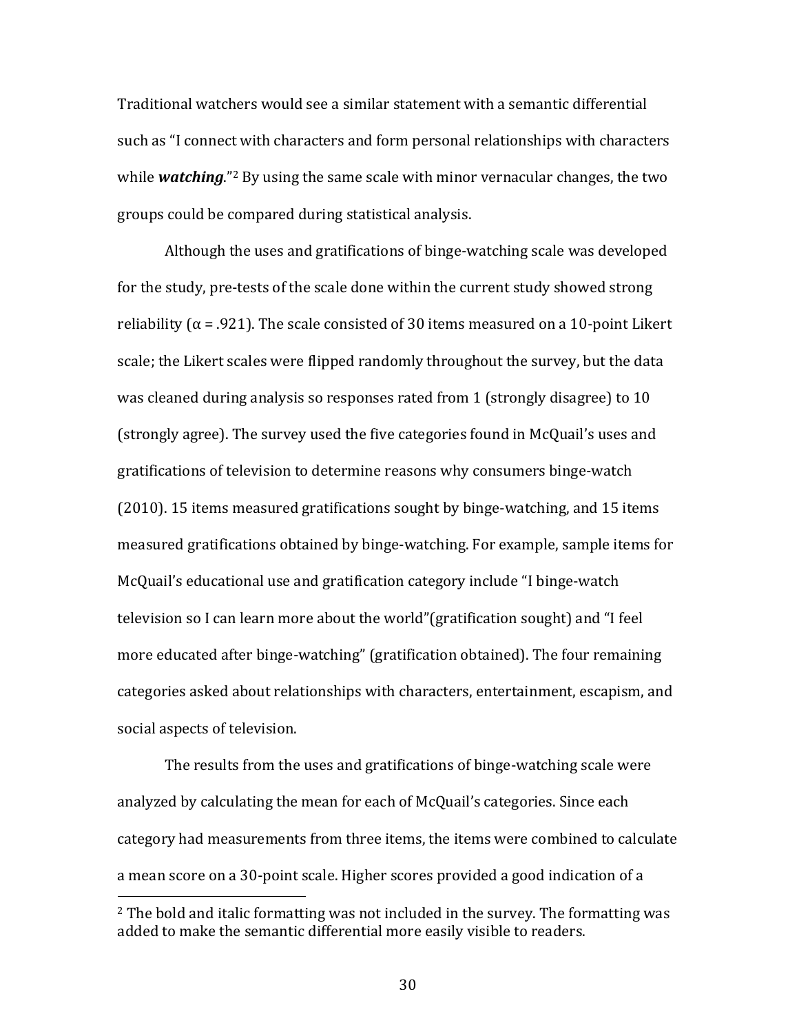Traditional watchers would see a similar statement with a semantic differential such as "I connect with characters and form personal relationships with characters while ***watching***."[2] By using the same scale with minor vernacular changes, the two groups could be compared during statistical analysis.

Although the uses and gratifications of binge-watching scale was developed for the study, pre-tests of the scale done within the current study showed strong reliability ($\alpha$ = .921). The scale consisted of 30 items measured on a 10-point Likert scale; the Likert scales were flipped randomly throughout the survey, but the data was cleaned during analysis so responses rated from 1 (strongly disagree) to 10 (strongly agree). The survey used the five categories found in McQuail's uses and gratifications of television to determine reasons why consumers binge-watch (2010). 15 items measured gratifications sought by binge-watching, and 15 items measured gratifications obtained by binge-watching. For example, sample items for McQuail's educational use and gratification category include "I binge-watch television so I can learn more about the world"(gratification sought) and "I feel more educated after binge-watching" (gratification obtained). The four remaining categories asked about relationships with characters, entertainment, escapism, and social aspects of television.

The results from the uses and gratifications of binge-watching scale were analyzed by calculating the mean for each of McQuail's categories. Since each category had measurements from three items, the items were combined to calculate a mean score on a 30-point scale. Higher scores provided a good indication of a

---

[2] The bold and italic formatting was not included in the survey. The formatting was added to make the semantic differential more easily visible to readers.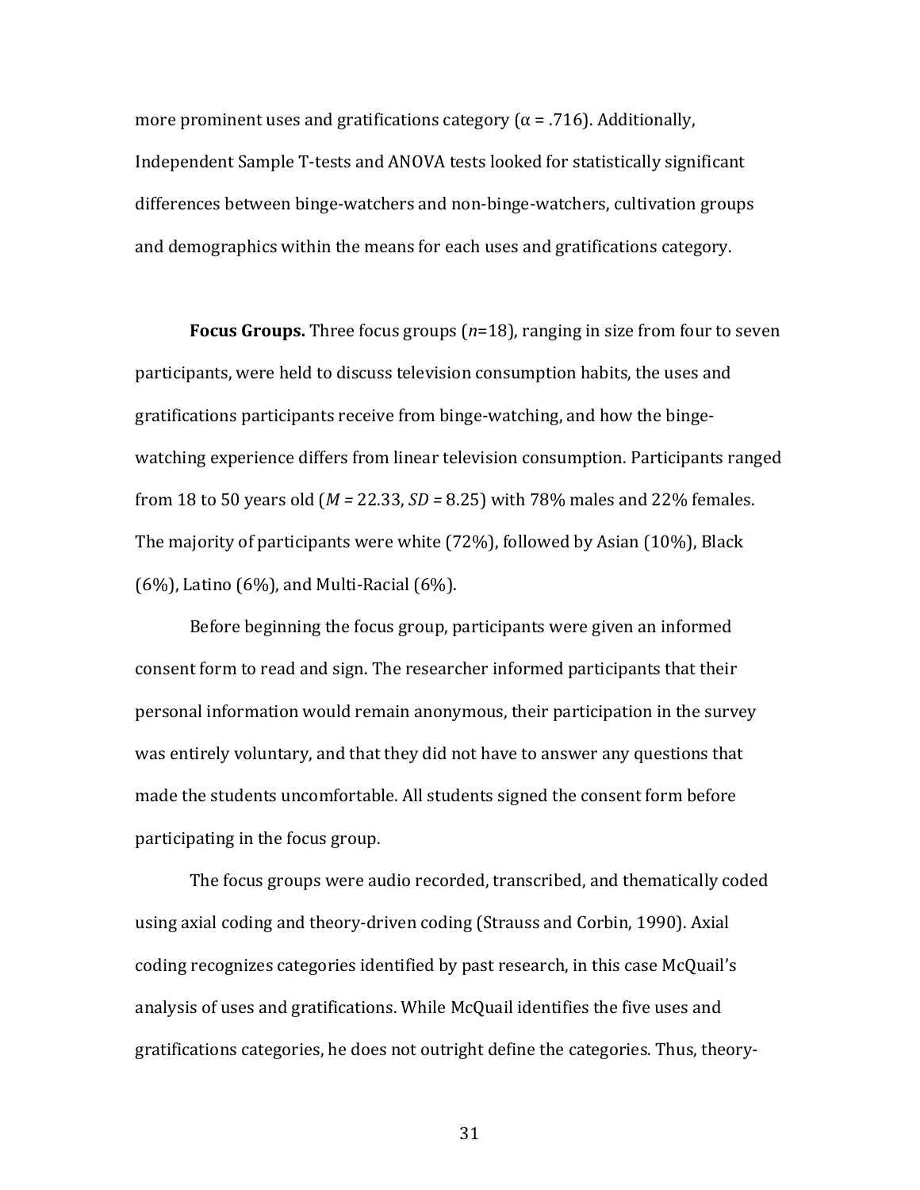more prominent uses and gratifications category ($\alpha = .716$). Additionally, Independent Sample T-tests and ANOVA tests looked for statistically significant differences between binge-watchers and non-binge-watchers, cultivation groups and demographics within the means for each uses and gratifications category.

**Focus Groups.** Three focus groups (*n*=18), ranging in size from four to seven participants, were held to discuss television consumption habits, the uses and gratifications participants receive from binge-watching, and how the binge-watching experience differs from linear television consumption. Participants ranged from 18 to 50 years old ($M = 22.33$, $SD = 8.25$) with 78% males and 22% females. The majority of participants were white (72%), followed by Asian (10%), Black (6%), Latino (6%), and Multi-Racial (6%).

Before beginning the focus group, participants were given an informed consent form to read and sign. The researcher informed participants that their personal information would remain anonymous, their participation in the survey was entirely voluntary, and that they did not have to answer any questions that made the students uncomfortable. All students signed the consent form before participating in the focus group.

The focus groups were audio recorded, transcribed, and thematically coded using axial coding and theory-driven coding (Strauss and Corbin, 1990). Axial coding recognizes categories identified by past research, in this case McQuail's analysis of uses and gratifications. While McQuail identifies the five uses and gratifications categories, he does not outright define the categories. Thus, theory-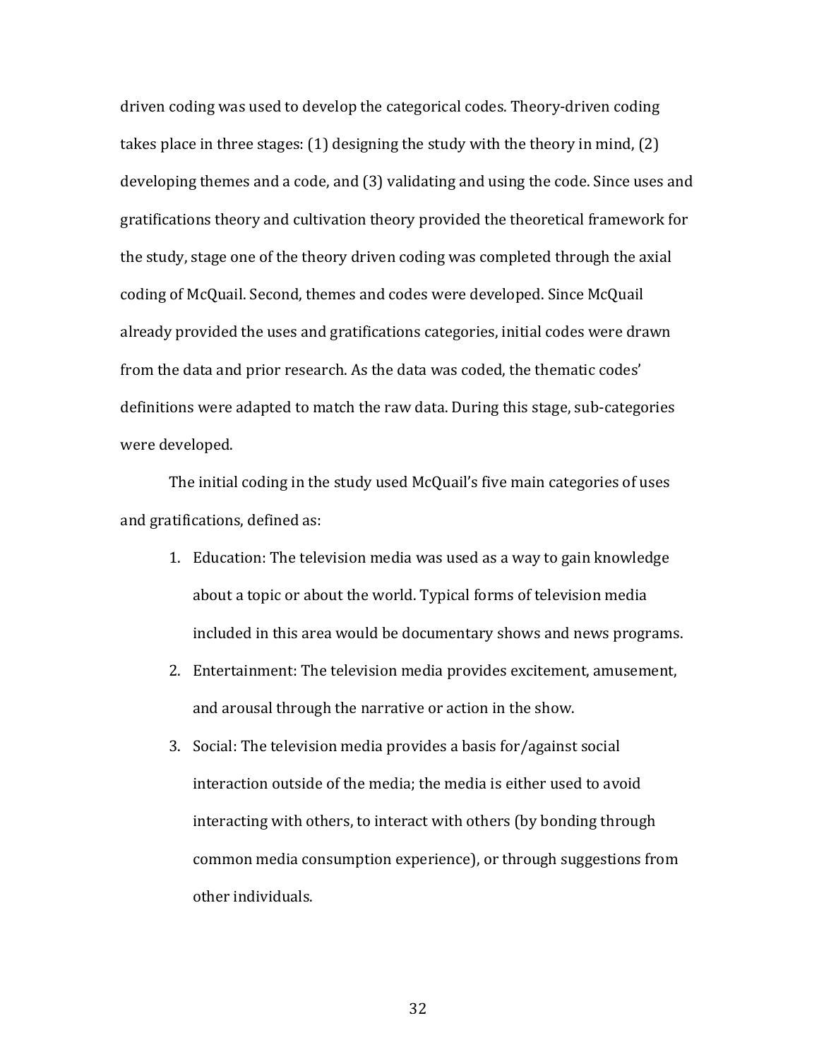driven coding was used to develop the categorical codes. Theory-driven coding takes place in three stages: (1) designing the study with the theory in mind, (2) developing themes and a code, and (3) validating and using the code. Since uses and gratifications theory and cultivation theory provided the theoretical framework for the study, stage one of the theory driven coding was completed through the axial coding of McQuail. Second, themes and codes were developed. Since McQuail already provided the uses and gratifications categories, initial codes were drawn from the data and prior research. As the data was coded, the thematic codes' definitions were adapted to match the raw data. During this stage, sub-categories were developed.

The initial coding in the study used McQuail's five main categories of uses and gratifications, defined as:

1. Education: The television media was used as a way to gain knowledge about a topic or about the world. Typical forms of television media included in this area would be documentary shows and news programs.
2. Entertainment: The television media provides excitement, amusement, and arousal through the narrative or action in the show.
3. Social: The television media provides a basis for/against social interaction outside of the media; the media is either used to avoid interacting with others, to interact with others (by bonding through common media consumption experience), or through suggestions from other individuals.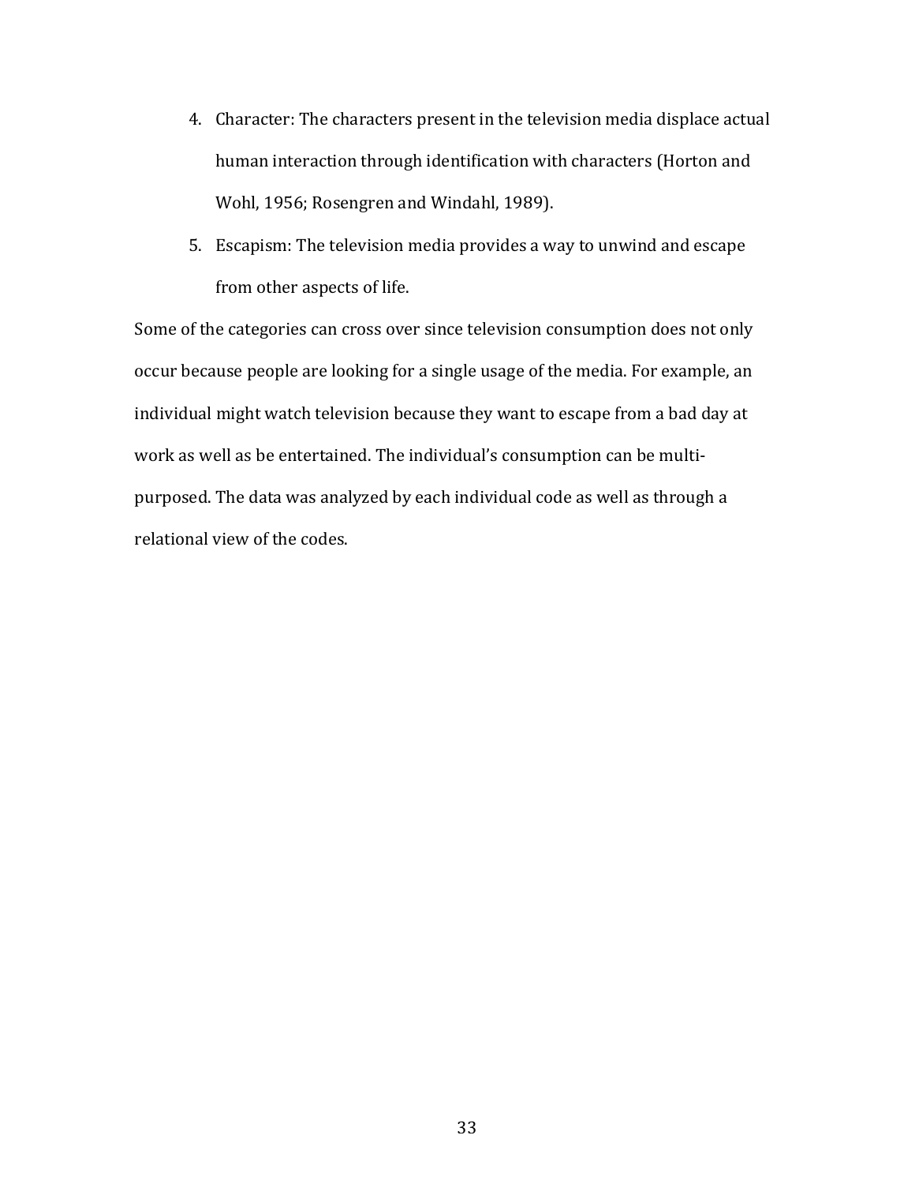4. Character: The characters present in the television media displace actual human interaction through identification with characters (Horton and Wohl, 1956; Rosengren and Windahl, 1989).
5. Escapism: The television media provides a way to unwind and escape from other aspects of life.

Some of the categories can cross over since television consumption does not only occur because people are looking for a single usage of the media. For example, an individual might watch television because they want to escape from a bad day at work as well as be entertained. The individual's consumption can be multi-purposed. The data was analyzed by each individual code as well as through a relational view of the codes.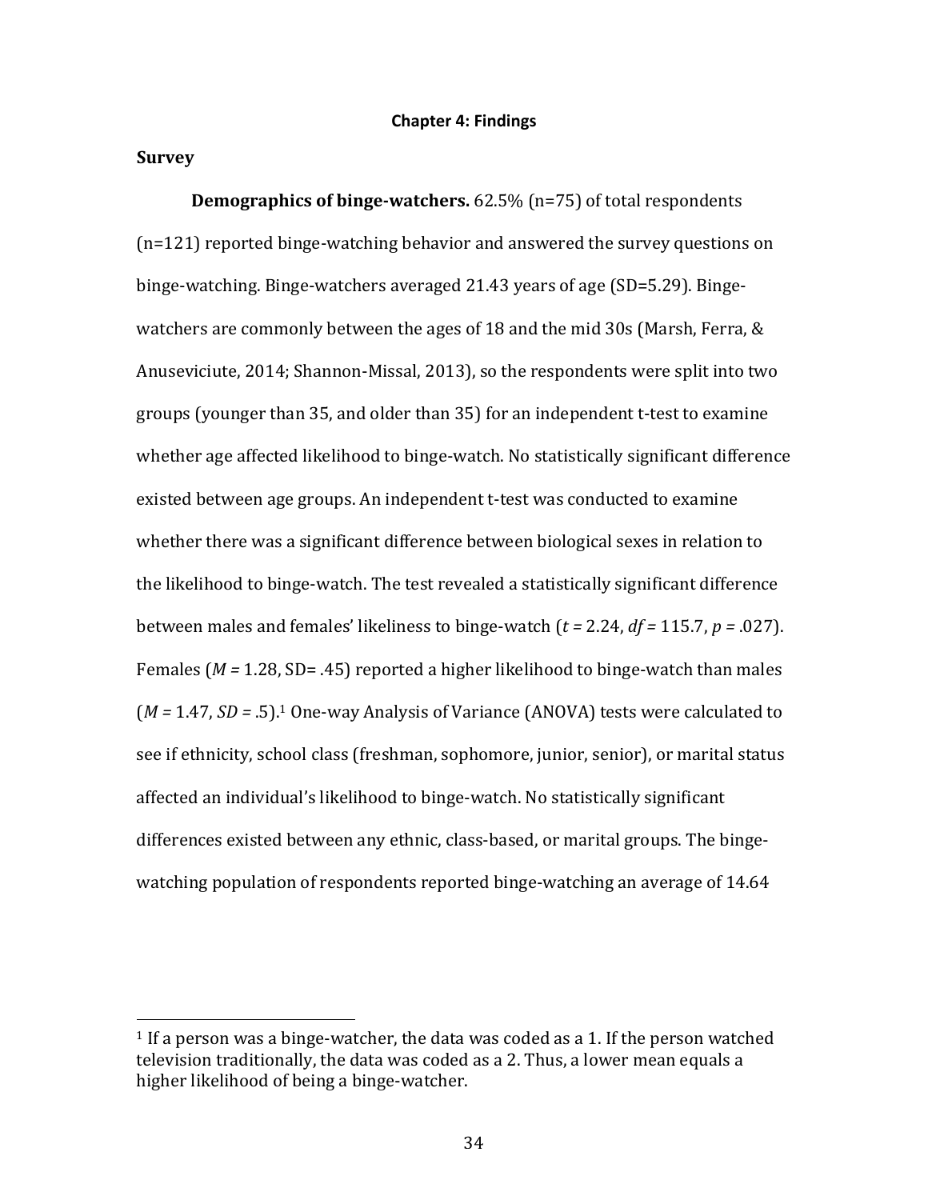# Chapter 4: Findings

## Survey

**Demographics of binge-watchers.** 62.5% (n=75) of total respondents (n=121) reported binge-watching behavior and answered the survey questions on binge-watching. Binge-watchers averaged 21.43 years of age (SD=5.29). Binge-watchers are commonly between the ages of 18 and the mid 30s (Marsh, Ferra, & Anuseviciute, 2014; Shannon-Missal, 2013), so the respondents were split into two groups (younger than 35, and older than 35) for an independent t-test to examine whether age affected likelihood to binge-watch. No statistically significant difference existed between age groups. An independent t-test was conducted to examine whether there was a significant difference between biological sexes in relation to the likelihood to binge-watch. The test revealed a statistically significant difference between males and females' likeliness to binge-watch ($t$ = 2.24, $df$ = 115.7, $p$ = .027). Females ($M$ = 1.28, SD= .45) reported a higher likelihood to binge-watch than males ($M$ = 1.47, $SD$ = .5).[1] One-way Analysis of Variance (ANOVA) tests were calculated to see if ethnicity, school class (freshman, sophomore, junior, senior), or marital status affected an individual's likelihood to binge-watch. No statistically significant differences existed between any ethnic, class-based, or marital groups. The binge-watching population of respondents reported binge-watching an average of 14.64

---

[1] If a person was a binge-watcher, the data was coded as a 1. If the person watched television traditionally, the data was coded as a 2. Thus, a lower mean equals a higher likelihood of being a binge-watcher.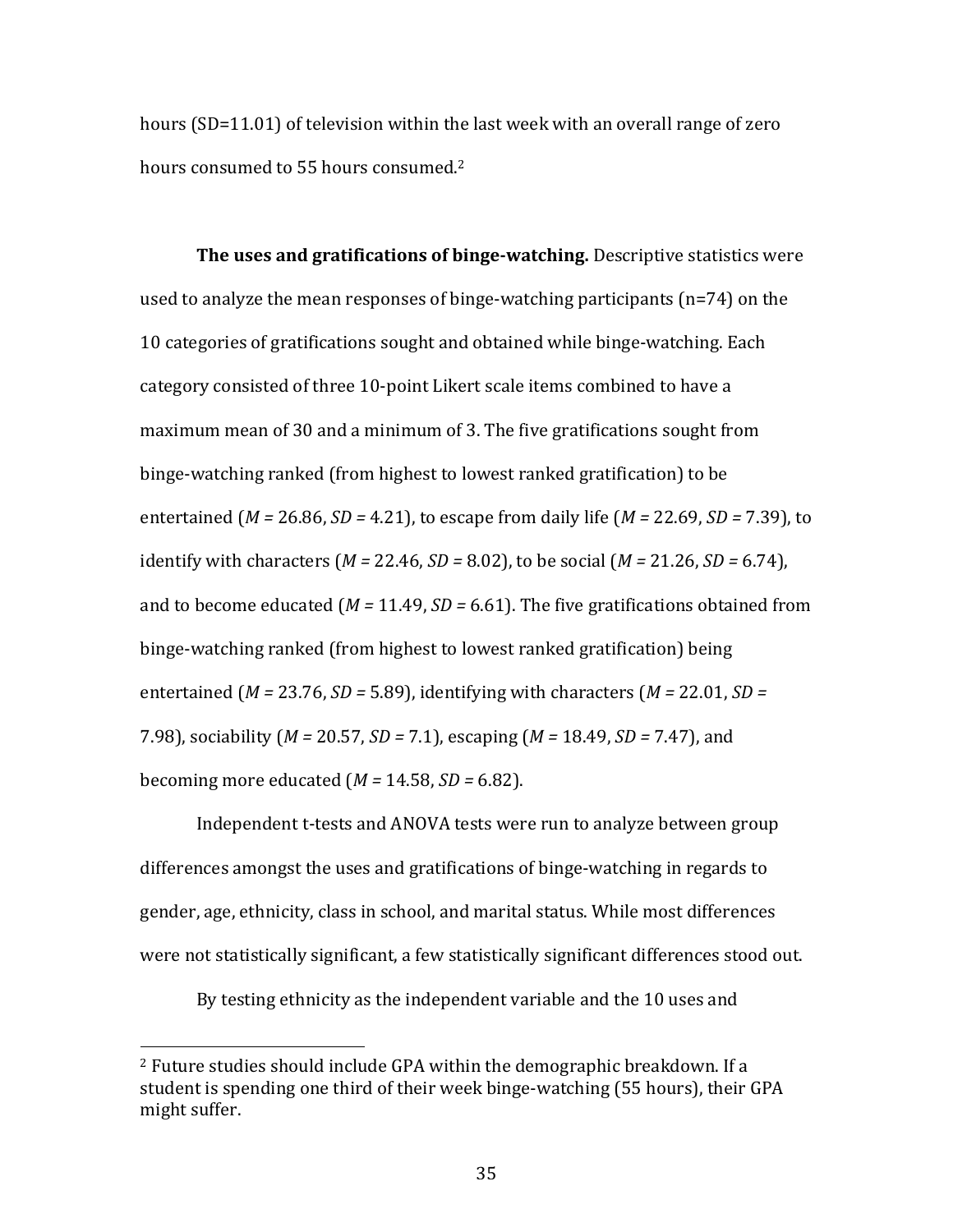hours (SD=11.01) of television within the last week with an overall range of zero hours consumed to 55 hours consumed.[2]

**The uses and gratifications of binge-watching.** Descriptive statistics were used to analyze the mean responses of binge-watching participants (n=74) on the 10 categories of gratifications sought and obtained while binge-watching. Each category consisted of three 10-point Likert scale items combined to have a maximum mean of 30 and a minimum of 3. The five gratifications sought from binge-watching ranked (from highest to lowest ranked gratification) to be entertained ($M$ = 26.86, $SD$ = 4.21), to escape from daily life ($M$ = 22.69, $SD$ = 7.39), to identify with characters ($M$ = 22.46, $SD$ = 8.02), to be social ($M$ = 21.26, $SD$ = 6.74), and to become educated ($M$ = 11.49, $SD$ = 6.61). The five gratifications obtained from binge-watching ranked (from highest to lowest ranked gratification) being entertained ($M$ = 23.76, $SD$ = 5.89), identifying with characters ($M$ = 22.01, $SD$ = 7.98), sociability ($M$ = 20.57, $SD$ = 7.1), escaping ($M$ = 18.49, $SD$ = 7.47), and becoming more educated ($M$ = 14.58, $SD$ = 6.82).

Independent t-tests and ANOVA tests were run to analyze between group differences amongst the uses and gratifications of binge-watching in regards to gender, age, ethnicity, class in school, and marital status. While most differences were not statistically significant, a few statistically significant differences stood out.

By testing ethnicity as the independent variable and the 10 uses and

[2] Future studies should include GPA within the demographic breakdown. If a student is spending one third of their week binge-watching (55 hours), their GPA might suffer.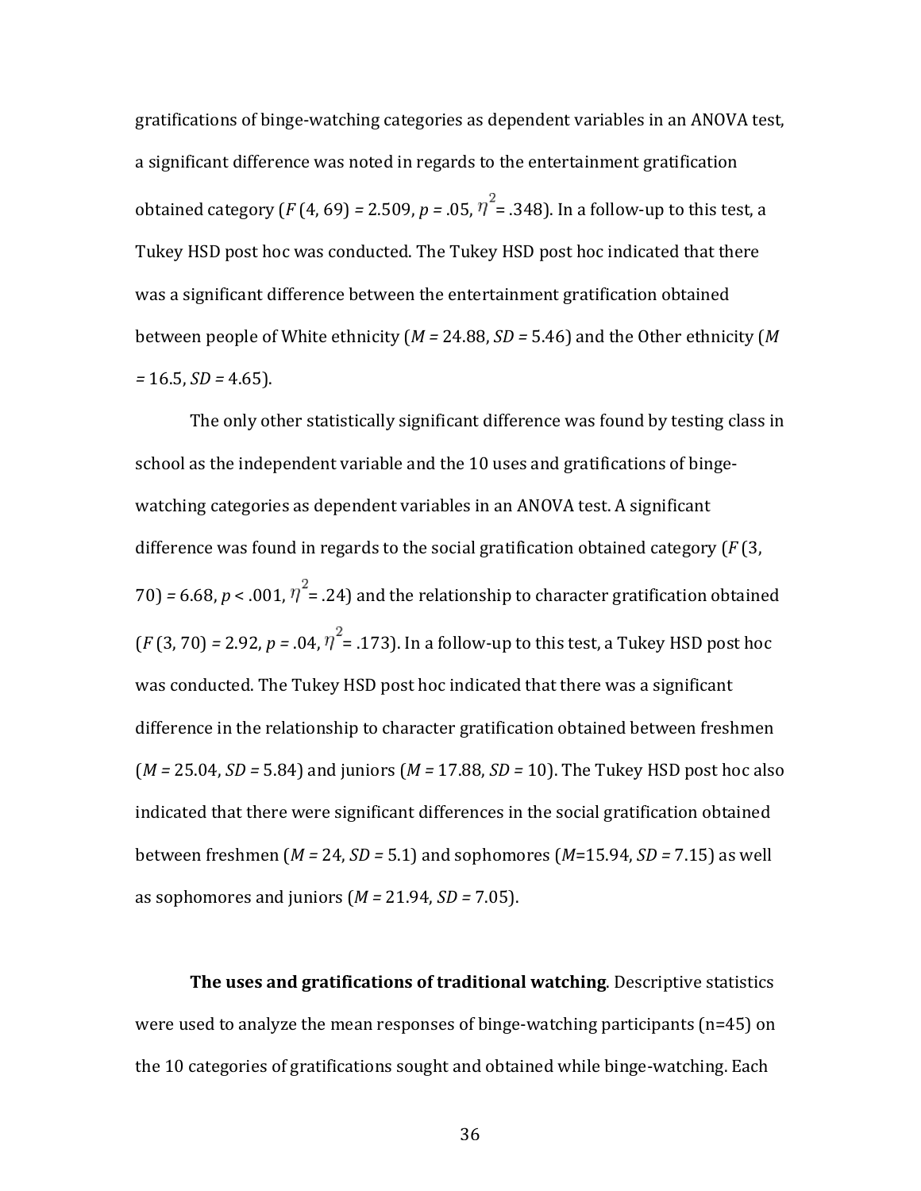gratifications of binge-watching categories as dependent variables in an ANOVA test, a significant difference was noted in regards to the entertainment gratification obtained category ($F$ (4, 69) = 2.509, $p$ = .05, $\eta^2$ = .348). In a follow-up to this test, a Tukey HSD post hoc was conducted. The Tukey HSD post hoc indicated that there was a significant difference between the entertainment gratification obtained between people of White ethnicity ($M$ = 24.88, $SD$ = 5.46) and the Other ethnicity ($M$ = 16.5, $SD$ = 4.65).

The only other statistically significant difference was found by testing class in school as the independent variable and the 10 uses and gratifications of binge-watching categories as dependent variables in an ANOVA test. A significant difference was found in regards to the social gratification obtained category ($F$ (3, 70) = 6.68, $p$ < .001, $\eta^2$ = .24) and the relationship to character gratification obtained ($F$ (3, 70) = 2.92, $p$ = .04, $\eta^2$ = .173). In a follow-up to this test, a Tukey HSD post hoc was conducted. The Tukey HSD post hoc indicated that there was a significant difference in the relationship to character gratification obtained between freshmen ($M$ = 25.04, $SD$ = 5.84) and juniors ($M$ = 17.88, $SD$ = 10). The Tukey HSD post hoc also indicated that there were significant differences in the social gratification obtained between freshmen ($M$ = 24, $SD$ = 5.1) and sophomores ($M$=15.94, $SD$ = 7.15) as well as sophomores and juniors ($M$ = 21.94, $SD$ = 7.05).

**The uses and gratifications of traditional watching**. Descriptive statistics were used to analyze the mean responses of binge-watching participants (n=45) on the 10 categories of gratifications sought and obtained while binge-watching. Each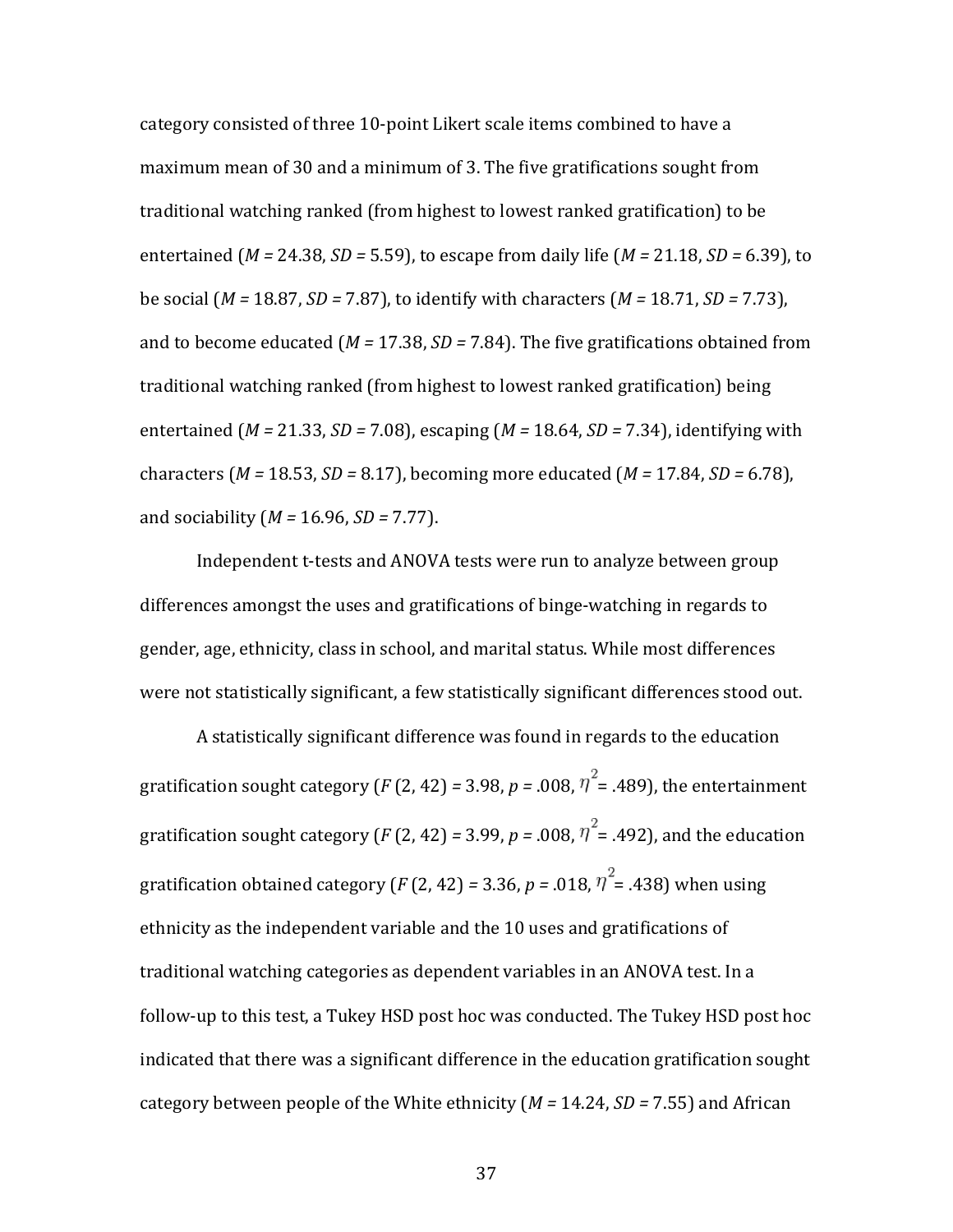category consisted of three 10-point Likert scale items combined to have a maximum mean of 30 and a minimum of 3. The five gratifications sought from traditional watching ranked (from highest to lowest ranked gratification) to be entertained ($M$ = 24.38, $SD$ = 5.59), to escape from daily life ($M$ = 21.18, $SD$ = 6.39), to be social ($M$ = 18.87, $SD$ = 7.87), to identify with characters ($M$ = 18.71, $SD$ = 7.73), and to become educated ($M$ = 17.38, $SD$ = 7.84). The five gratifications obtained from traditional watching ranked (from highest to lowest ranked gratification) being entertained ($M$ = 21.33, $SD$ = 7.08), escaping ($M$ = 18.64, $SD$ = 7.34), identifying with characters ($M$ = 18.53, $SD$ = 8.17), becoming more educated ($M$ = 17.84, $SD$ = 6.78), and sociability ($M$ = 16.96, $SD$ = 7.77).

Independent t-tests and ANOVA tests were run to analyze between group differences amongst the uses and gratifications of binge-watching in regards to gender, age, ethnicity, class in school, and marital status. While most differences were not statistically significant, a few statistically significant differences stood out.

A statistically significant difference was found in regards to the education gratification sought category ($F$ (2, 42) = 3.98, $p$ = .008, $\eta^2$ = .489), the entertainment gratification sought category ($F$ (2, 42) = 3.99, $p$ = .008, $\eta^2$ = .492), and the education gratification obtained category ($F$ (2, 42) = 3.36, $p$ = .018, $\eta^2$ = .438) when using ethnicity as the independent variable and the 10 uses and gratifications of traditional watching categories as dependent variables in an ANOVA test. In a follow-up to this test, a Tukey HSD post hoc was conducted. The Tukey HSD post hoc indicated that there was a significant difference in the education gratification sought category between people of the White ethnicity ($M$ = 14.24, $SD$ = 7.55) and African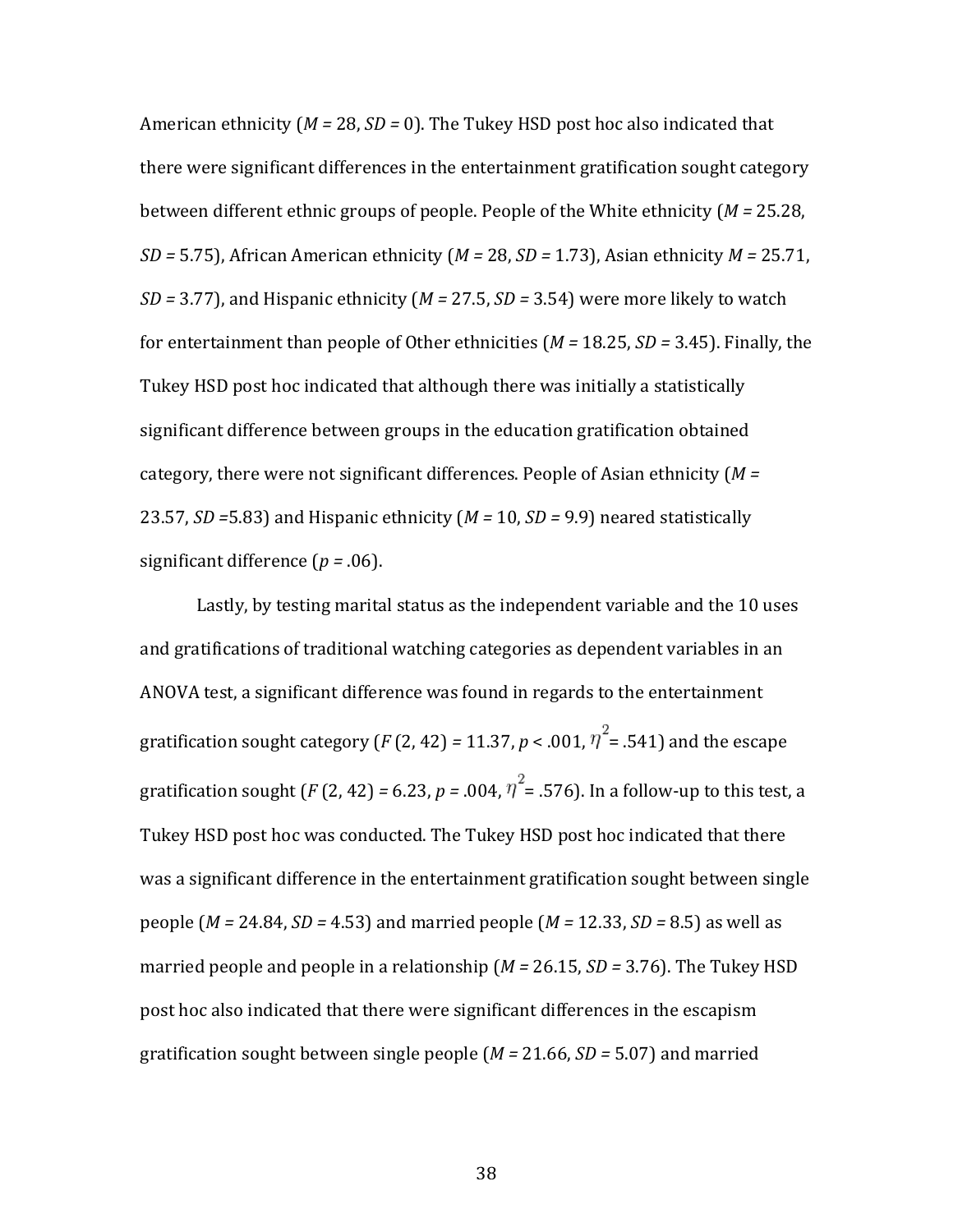American ethnicity (*M* = 28, *SD* = 0). The Tukey HSD post hoc also indicated that there were significant differences in the entertainment gratification sought category between different ethnic groups of people. People of the White ethnicity (*M* = 25.28, *SD* = 5.75), African American ethnicity (*M* = 28, *SD* = 1.73), Asian ethnicity *M* = 25.71, *SD* = 3.77), and Hispanic ethnicity (*M* = 27.5, *SD* = 3.54) were more likely to watch for entertainment than people of Other ethnicities (*M* = 18.25, *SD* = 3.45). Finally, the Tukey HSD post hoc indicated that although there was initially a statistically significant difference between groups in the education gratification obtained category, there were not significant differences. People of Asian ethnicity (*M* = 23.57, *SD* =5.83) and Hispanic ethnicity (*M* = 10, *SD* = 9.9) neared statistically significant difference ($p$ = .06).

Lastly, by testing marital status as the independent variable and the 10 uses and gratifications of traditional watching categories as dependent variables in an ANOVA test, a significant difference was found in regards to the entertainment gratification sought category ($F$ (2, 42) = 11.37, $p$ < .001, $\eta^2$ = .541) and the escape gratification sought ($F$ (2, 42) = 6.23, $p$ = .004, $\eta^2$ = .576). In a follow-up to this test, a Tukey HSD post hoc was conducted. The Tukey HSD post hoc indicated that there was a significant difference in the entertainment gratification sought between single people (*M* = 24.84, *SD* = 4.53) and married people (*M* = 12.33, *SD* = 8.5) as well as married people and people in a relationship (*M* = 26.15, *SD* = 3.76). The Tukey HSD post hoc also indicated that there were significant differences in the escapism gratification sought between single people (*M* = 21.66, *SD* = 5.07) and married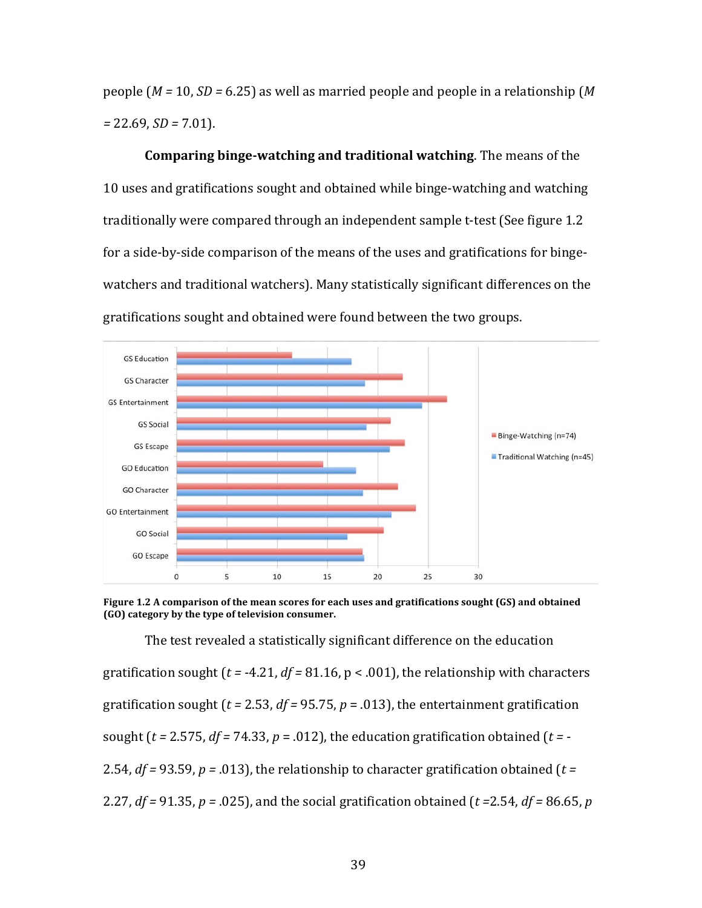people ($M$ = 10, $SD$ = 6.25) as well as married people and people in a relationship ($M$ = 22.69, $SD$ = 7.01).

**Comparing binge-watching and traditional watching**. The means of the 10 uses and gratifications sought and obtained while binge-watching and watching traditionally were compared through an independent sample t-test (See figure 1.2 for a side-by-side comparison of the means of the uses and gratifications for binge-watchers and traditional watchers). Many statistically significant differences on the gratifications sought and obtained were found between the two groups.

**Figure 1.2 A comparison of the mean scores for each uses and gratifications sought (GS) and obtained (GO) category by the type of television consumer.**

The test revealed a statistically significant difference on the education gratification sought ($t$ = -4.21, $df$ = 81.16, p < .001), the relationship with characters gratification sought ($t$ = 2.53, $df$ = 95.75, $p$ = .013), the entertainment gratification sought ($t$ = 2.575, $df$ = 74.33, $p$ = .012), the education gratification obtained ($t$ = -2.54, $df$ = 93.59, $p$ = .013), the relationship to character gratification obtained ($t$ = 2.27, $df$ = 91.35, $p$ = .025), and the social gratification obtained ($t$ =2.54, $df$ = 86.65, $p$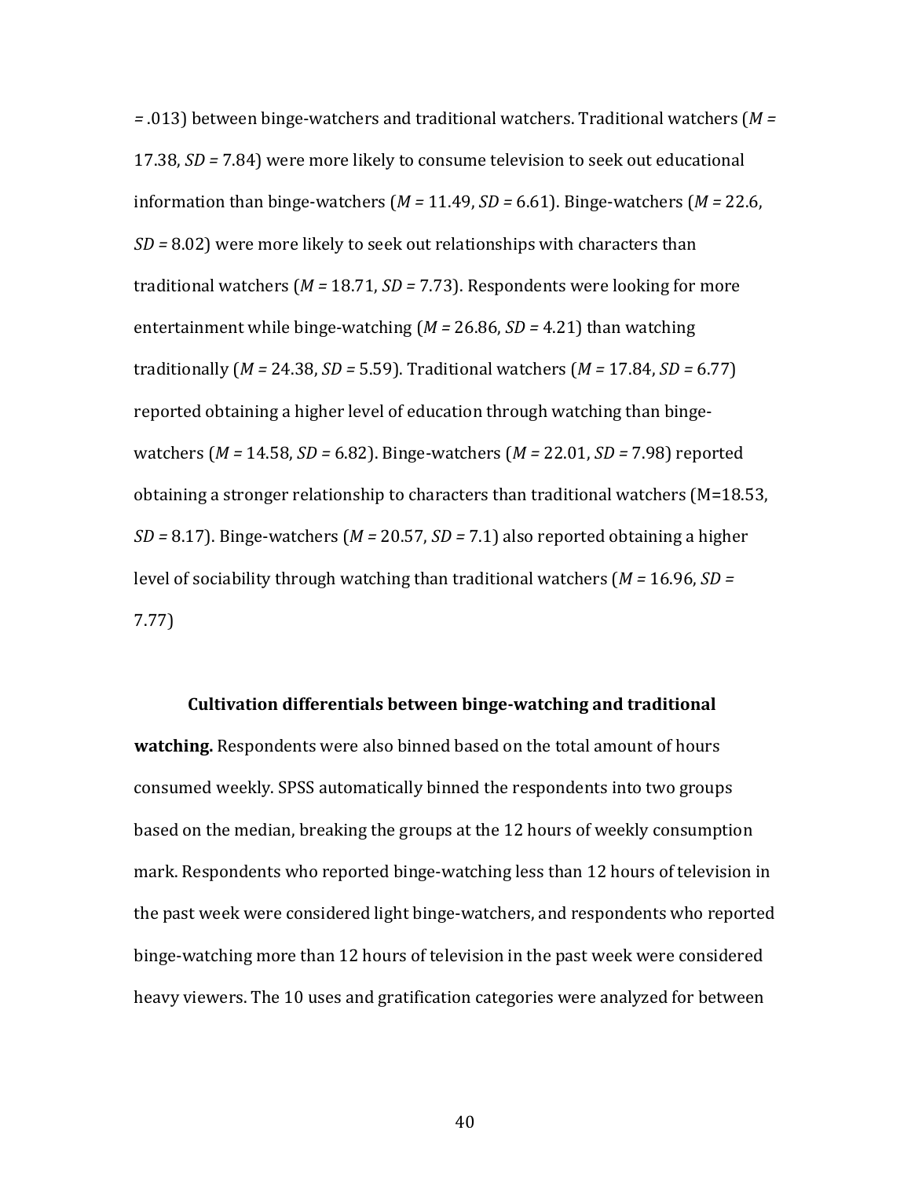= .013) between binge-watchers and traditional watchers. Traditional watchers (*M* = 17.38, *SD* = 7.84) were more likely to consume television to seek out educational information than binge-watchers (*M* = 11.49, *SD* = 6.61). Binge-watchers (*M* = 22.6, *SD* = 8.02) were more likely to seek out relationships with characters than traditional watchers (*M* = 18.71, *SD* = 7.73). Respondents were looking for more entertainment while binge-watching (*M* = 26.86, *SD* = 4.21) than watching traditionally (*M* = 24.38, *SD* = 5.59). Traditional watchers (*M* = 17.84, *SD* = 6.77) reported obtaining a higher level of education through watching than binge-watchers (*M* = 14.58, *SD* = 6.82). Binge-watchers (*M* = 22.01, *SD* = 7.98) reported obtaining a stronger relationship to characters than traditional watchers (M=18.53, *SD* = 8.17). Binge-watchers (*M* = 20.57, *SD* = 7.1) also reported obtaining a higher level of sociability through watching than traditional watchers (*M* = 16.96, *SD* = 7.77)

**Cultivation differentials between binge-watching and traditional watching.** Respondents were also binned based on the total amount of hours consumed weekly. SPSS automatically binned the respondents into two groups based on the median, breaking the groups at the 12 hours of weekly consumption mark. Respondents who reported binge-watching less than 12 hours of television in the past week were considered light binge-watchers, and respondents who reported binge-watching more than 12 hours of television in the past week were considered heavy viewers. The 10 uses and gratification categories were analyzed for between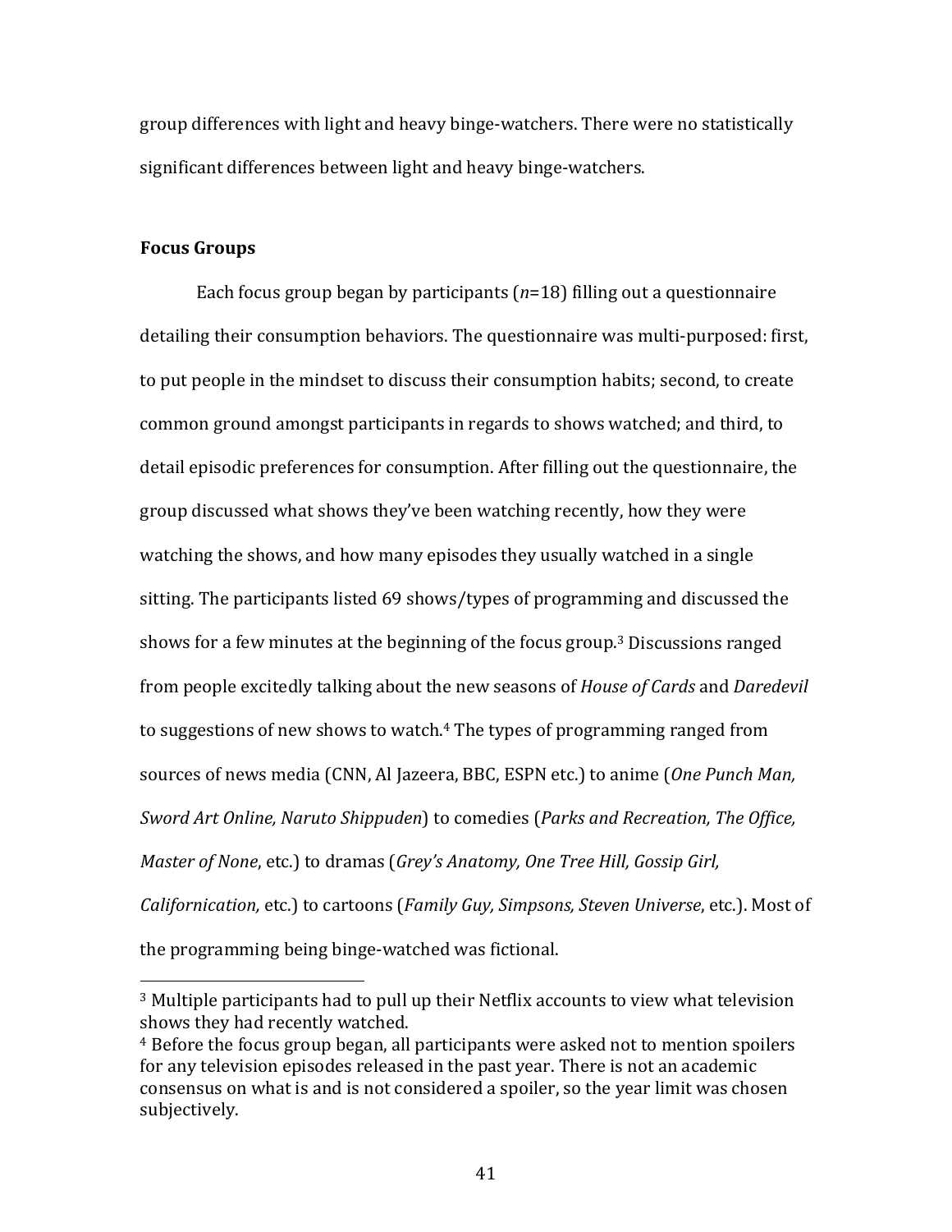group differences with light and heavy binge-watchers. There were no statistically significant differences between light and heavy binge-watchers.

**Focus Groups**

Each focus group began by participants ($n$=18) filling out a questionnaire detailing their consumption behaviors. The questionnaire was multi-purposed: first, to put people in the mindset to discuss their consumption habits; second, to create common ground amongst participants in regards to shows watched; and third, to detail episodic preferences for consumption. After filling out the questionnaire, the group discussed what shows they've been watching recently, how they were watching the shows, and how many episodes they usually watched in a single sitting. The participants listed 69 shows/types of programming and discussed the shows for a few minutes at the beginning of the focus group.[3] Discussions ranged from people excitedly talking about the new seasons of *House of Cards* and *Daredevil* to suggestions of new shows to watch.[4] The types of programming ranged from sources of news media (CNN, Al Jazeera, BBC, ESPN etc.) to anime (*One Punch Man, Sword Art Online, Naruto Shippuden*) to comedies (*Parks and Recreation, The Office, Master of None*, etc.) to dramas (*Grey's Anatomy, One Tree Hill, Gossip Girl, Californication,* etc.) to cartoons (*Family Guy, Simpsons, Steven Universe*, etc.). Most of the programming being binge-watched was fictional.

---

[3] Multiple participants had to pull up their Netflix accounts to view what television shows they had recently watched.

[4] Before the focus group began, all participants were asked not to mention spoilers for any television episodes released in the past year. There is not an academic consensus on what is and is not considered a spoiler, so the year limit was chosen subjectively.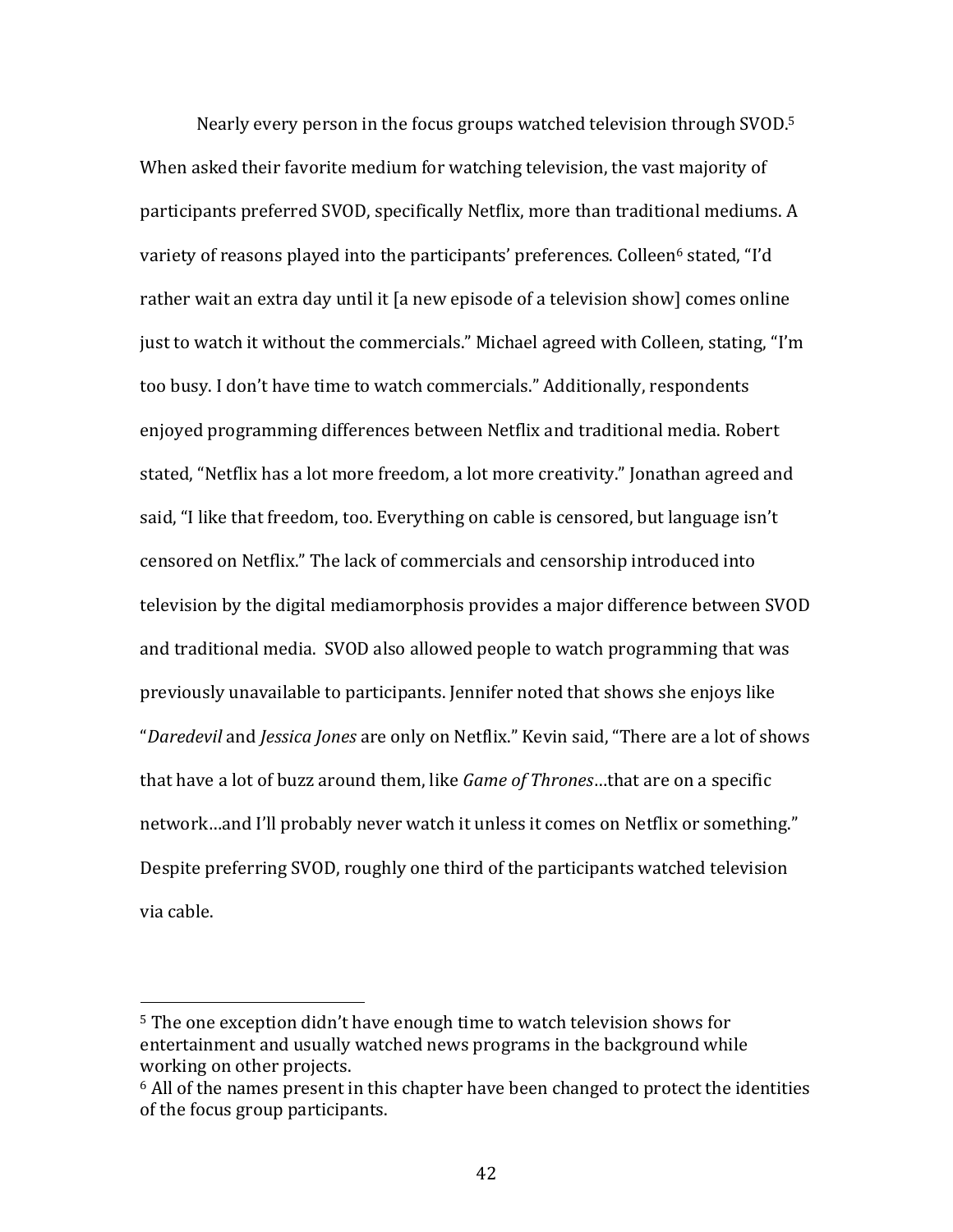Nearly every person in the focus groups watched television through SVOD.[5] When asked their favorite medium for watching television, the vast majority of participants preferred SVOD, specifically Netflix, more than traditional mediums. A variety of reasons played into the participants' preferences. Colleen[6] stated, "I'd rather wait an extra day until it [a new episode of a television show] comes online just to watch it without the commercials." Michael agreed with Colleen, stating, "I'm too busy. I don't have time to watch commercials." Additionally, respondents enjoyed programming differences between Netflix and traditional media. Robert stated, "Netflix has a lot more freedom, a lot more creativity." Jonathan agreed and said, "I like that freedom, too. Everything on cable is censored, but language isn't censored on Netflix." The lack of commercials and censorship introduced into television by the digital mediamorphosis provides a major difference between SVOD and traditional media. SVOD also allowed people to watch programming that was previously unavailable to participants. Jennifer noted that shows she enjoys like "*Daredevil* and *Jessica Jones* are only on Netflix." Kevin said, "There are a lot of shows that have a lot of buzz around them, like *Game of Thrones*…that are on a specific network…and I'll probably never watch it unless it comes on Netflix or something." Despite preferring SVOD, roughly one third of the participants watched television via cable.

---

[5] The one exception didn't have enough time to watch television shows for entertainment and usually watched news programs in the background while working on other projects.

[6] All of the names present in this chapter have been changed to protect the identities of the focus group participants.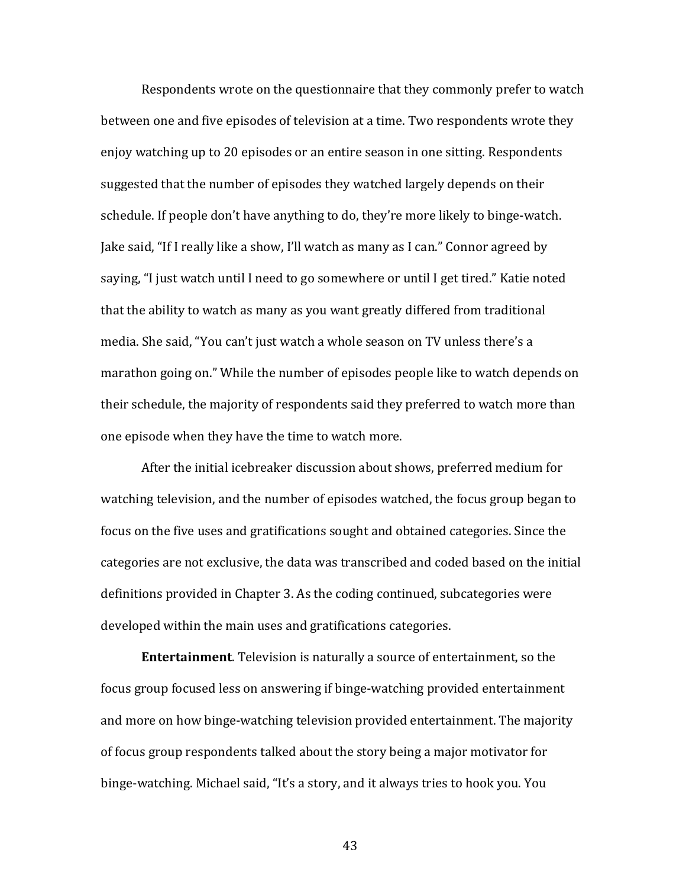Respondents wrote on the questionnaire that they commonly prefer to watch between one and five episodes of television at a time. Two respondents wrote they enjoy watching up to 20 episodes or an entire season in one sitting. Respondents suggested that the number of episodes they watched largely depends on their schedule. If people don't have anything to do, they're more likely to binge-watch. Jake said, "If I really like a show, I'll watch as many as I can." Connor agreed by saying, "I just watch until I need to go somewhere or until I get tired." Katie noted that the ability to watch as many as you want greatly differed from traditional media. She said, "You can't just watch a whole season on TV unless there's a marathon going on." While the number of episodes people like to watch depends on their schedule, the majority of respondents said they preferred to watch more than one episode when they have the time to watch more.

After the initial icebreaker discussion about shows, preferred medium for watching television, and the number of episodes watched, the focus group began to focus on the five uses and gratifications sought and obtained categories. Since the categories are not exclusive, the data was transcribed and coded based on the initial definitions provided in Chapter 3. As the coding continued, subcategories were developed within the main uses and gratifications categories.

**Entertainment**. Television is naturally a source of entertainment, so the focus group focused less on answering if binge-watching provided entertainment and more on how binge-watching television provided entertainment. The majority of focus group respondents talked about the story being a major motivator for binge-watching. Michael said, "It's a story, and it always tries to hook you. You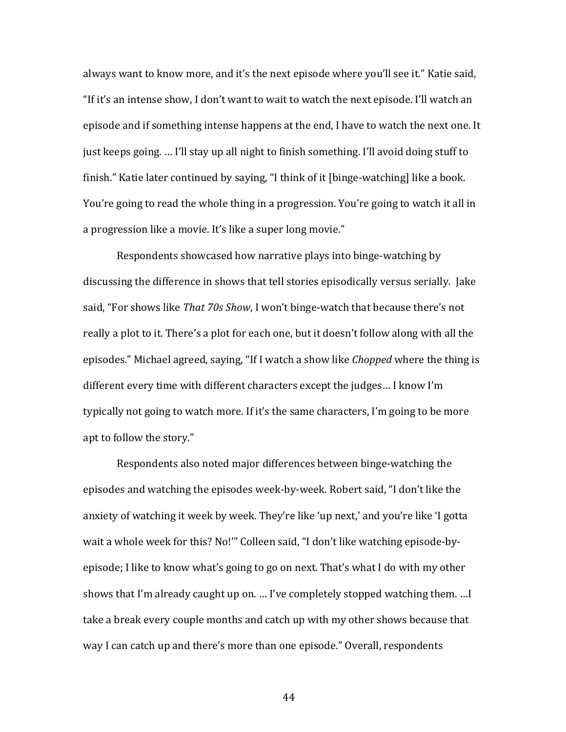always want to know more, and it's the next episode where you'll see it." Katie said, "If it's an intense show, I don't want to wait to watch the next episode. I'll watch an episode and if something intense happens at the end, I have to watch the next one. It just keeps going. … I'll stay up all night to finish something. I'll avoid doing stuff to finish." Katie later continued by saying, "I think of it [binge-watching] like a book. You're going to read the whole thing in a progression. You're going to watch it all in a progression like a movie. It's like a super long movie."

Respondents showcased how narrative plays into binge-watching by discussing the difference in shows that tell stories episodically versus serially. Jake said, "For shows like *That 70s Show*, I won't binge-watch that because there's not really a plot to it. There's a plot for each one, but it doesn't follow along with all the episodes." Michael agreed, saying, "If I watch a show like *Chopped* where the thing is different every time with different characters except the judges… I know I'm typically not going to watch more. If it's the same characters, I'm going to be more apt to follow the story."

Respondents also noted major differences between binge-watching the episodes and watching the episodes week-by-week. Robert said, "I don't like the anxiety of watching it week by week. They're like 'up next,' and you're like 'I gotta wait a whole week for this? No!'" Colleen said, "I don't like watching episode-by-episode; I like to know what's going to go on next. That's what I do with my other shows that I'm already caught up on. … I've completely stopped watching them. …I take a break every couple months and catch up with my other shows because that way I can catch up and there's more than one episode." Overall, respondents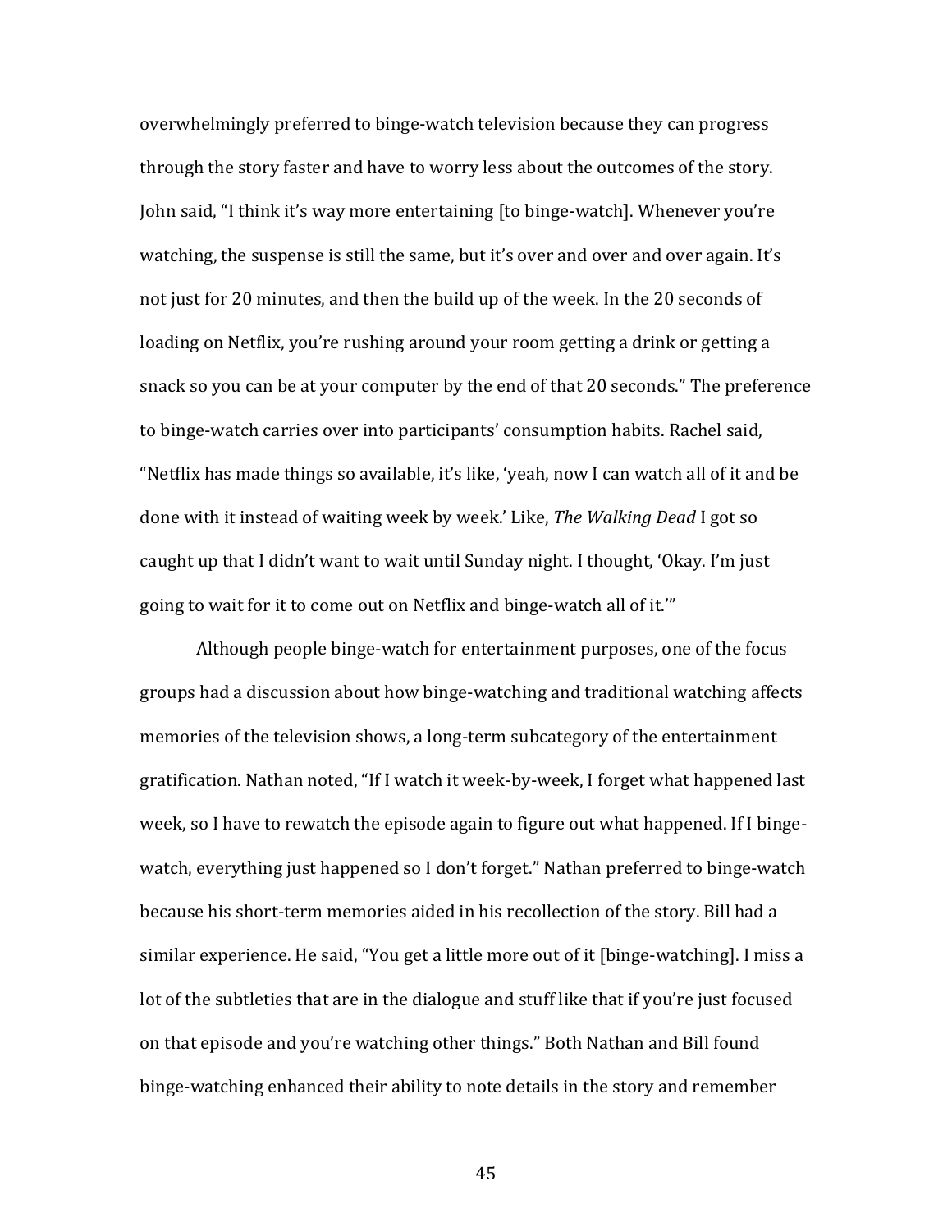overwhelmingly preferred to binge-watch television because they can progress through the story faster and have to worry less about the outcomes of the story. John said, "I think it's way more entertaining [to binge-watch]. Whenever you're watching, the suspense is still the same, but it's over and over and over again. It's not just for 20 minutes, and then the build up of the week. In the 20 seconds of loading on Netflix, you're rushing around your room getting a drink or getting a snack so you can be at your computer by the end of that 20 seconds." The preference to binge-watch carries over into participants' consumption habits. Rachel said, "Netflix has made things so available, it's like, 'yeah, now I can watch all of it and be done with it instead of waiting week by week.' Like, *The Walking Dead* I got so caught up that I didn't want to wait until Sunday night. I thought, 'Okay. I'm just going to wait for it to come out on Netflix and binge-watch all of it.'"

Although people binge-watch for entertainment purposes, one of the focus groups had a discussion about how binge-watching and traditional watching affects memories of the television shows, a long-term subcategory of the entertainment gratification. Nathan noted, "If I watch it week-by-week, I forget what happened last week, so I have to rewatch the episode again to figure out what happened. If I binge-watch, everything just happened so I don't forget." Nathan preferred to binge-watch because his short-term memories aided in his recollection of the story. Bill had a similar experience. He said, "You get a little more out of it [binge-watching]. I miss a lot of the subtleties that are in the dialogue and stuff like that if you're just focused on that episode and you're watching other things." Both Nathan and Bill found binge-watching enhanced their ability to note details in the story and remember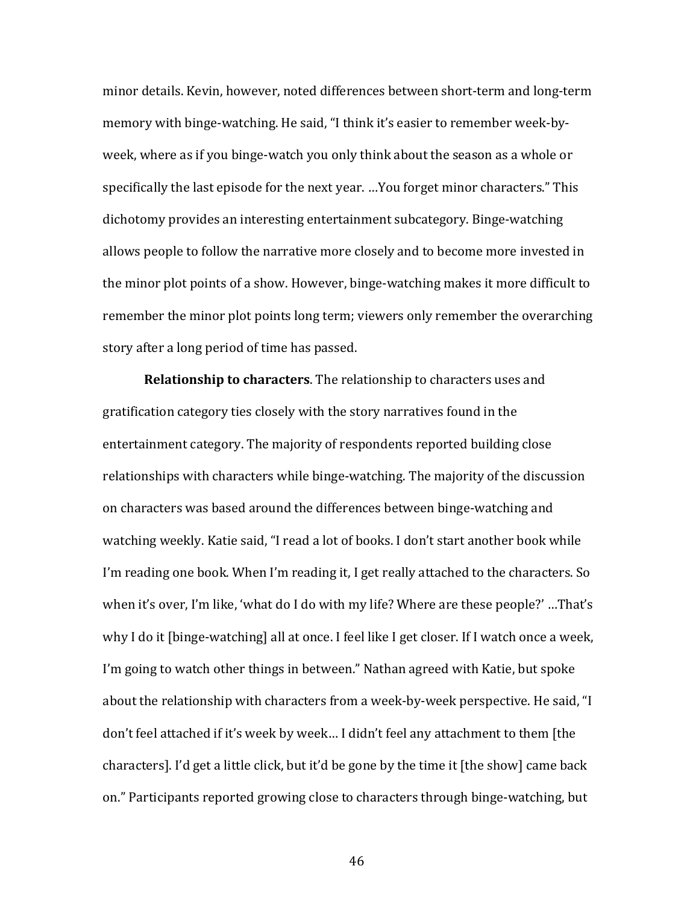minor details. Kevin, however, noted differences between short-term and long-term memory with binge-watching. He said, "I think it's easier to remember week-by-week, where as if you binge-watch you only think about the season as a whole or specifically the last episode for the next year. …You forget minor characters." This dichotomy provides an interesting entertainment subcategory. Binge-watching allows people to follow the narrative more closely and to become more invested in the minor plot points of a show. However, binge-watching makes it more difficult to remember the minor plot points long term; viewers only remember the overarching story after a long period of time has passed.

**Relationship to characters**. The relationship to characters uses and gratification category ties closely with the story narratives found in the entertainment category. The majority of respondents reported building close relationships with characters while binge-watching. The majority of the discussion on characters was based around the differences between binge-watching and watching weekly. Katie said, "I read a lot of books. I don't start another book while I'm reading one book. When I'm reading it, I get really attached to the characters. So when it's over, I'm like, 'what do I do with my life? Where are these people?' …That's why I do it [binge-watching] all at once. I feel like I get closer. If I watch once a week, I'm going to watch other things in between." Nathan agreed with Katie, but spoke about the relationship with characters from a week-by-week perspective. He said, "I don't feel attached if it's week by week… I didn't feel any attachment to them [the characters]. I'd get a little click, but it'd be gone by the time it [the show] came back on." Participants reported growing close to characters through binge-watching, but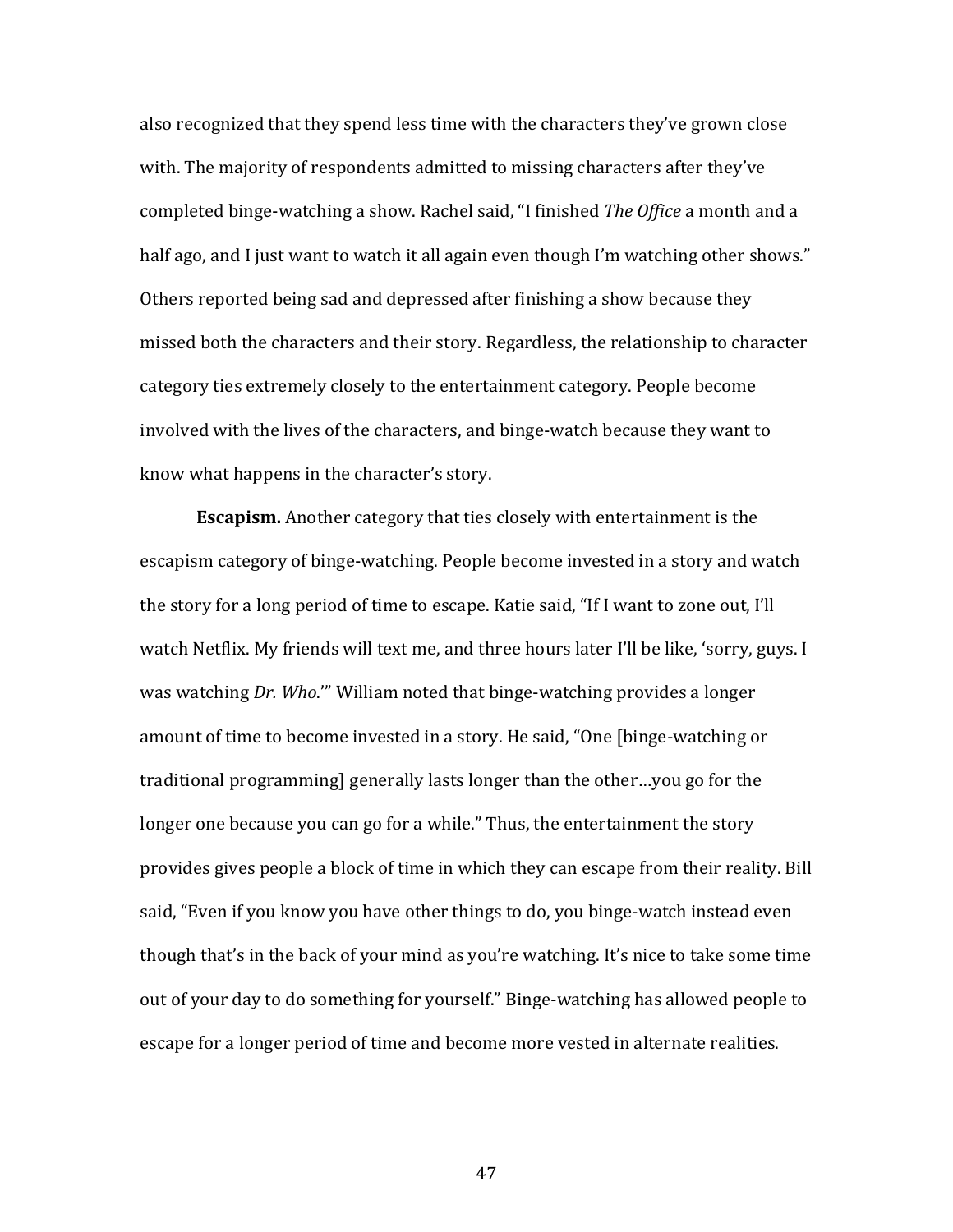also recognized that they spend less time with the characters they've grown close with. The majority of respondents admitted to missing characters after they've completed binge-watching a show. Rachel said, "I finished *The Office* a month and a half ago, and I just want to watch it all again even though I'm watching other shows." Others reported being sad and depressed after finishing a show because they missed both the characters and their story. Regardless, the relationship to character category ties extremely closely to the entertainment category. People become involved with the lives of the characters, and binge-watch because they want to know what happens in the character's story.

**Escapism.** Another category that ties closely with entertainment is the escapism category of binge-watching. People become invested in a story and watch the story for a long period of time to escape. Katie said, "If I want to zone out, I'll watch Netflix. My friends will text me, and three hours later I'll be like, 'sorry, guys. I was watching *Dr. Who*.'" William noted that binge-watching provides a longer amount of time to become invested in a story. He said, "One [binge-watching or traditional programming] generally lasts longer than the other…you go for the longer one because you can go for a while." Thus, the entertainment the story provides gives people a block of time in which they can escape from their reality. Bill said, "Even if you know you have other things to do, you binge-watch instead even though that's in the back of your mind as you're watching. It's nice to take some time out of your day to do something for yourself." Binge-watching has allowed people to escape for a longer period of time and become more vested in alternate realities.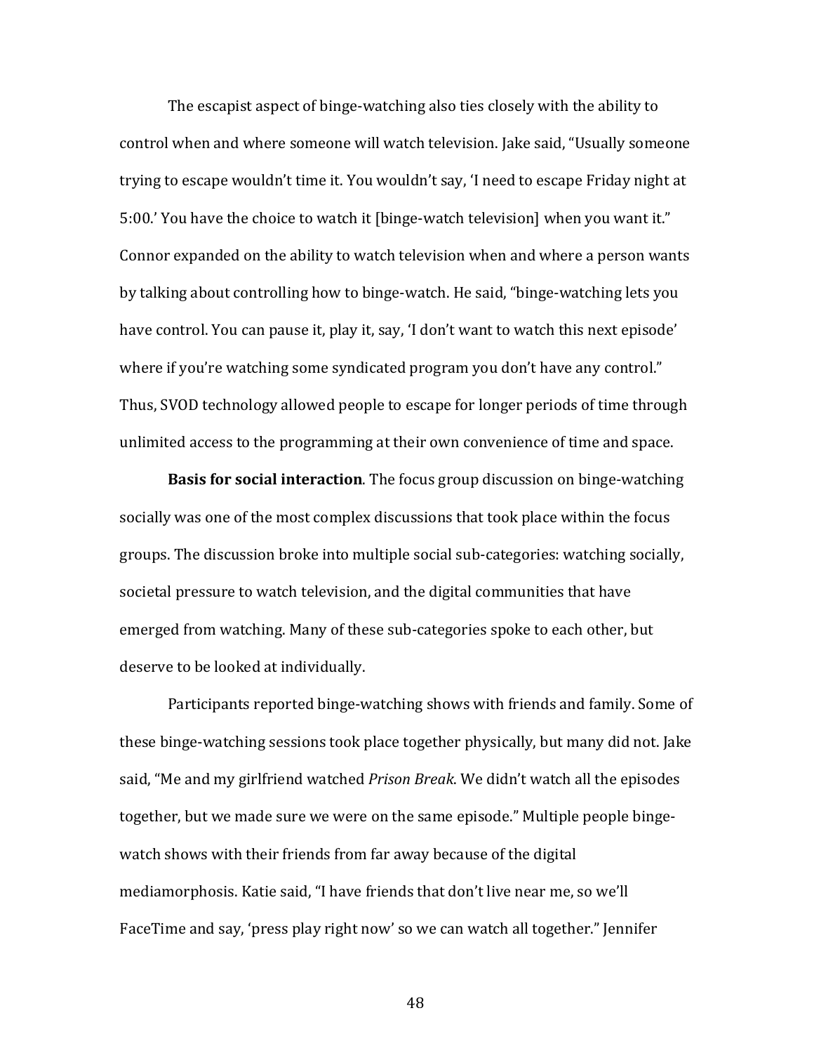The escapist aspect of binge-watching also ties closely with the ability to control when and where someone will watch television. Jake said, "Usually someone trying to escape wouldn't time it. You wouldn't say, 'I need to escape Friday night at 5:00.' You have the choice to watch it [binge-watch television] when you want it." Connor expanded on the ability to watch television when and where a person wants by talking about controlling how to binge-watch. He said, "binge-watching lets you have control. You can pause it, play it, say, 'I don't want to watch this next episode' where if you're watching some syndicated program you don't have any control." Thus, SVOD technology allowed people to escape for longer periods of time through unlimited access to the programming at their own convenience of time and space.

**Basis for social interaction**. The focus group discussion on binge-watching socially was one of the most complex discussions that took place within the focus groups. The discussion broke into multiple social sub-categories: watching socially, societal pressure to watch television, and the digital communities that have emerged from watching. Many of these sub-categories spoke to each other, but deserve to be looked at individually.

Participants reported binge-watching shows with friends and family. Some of these binge-watching sessions took place together physically, but many did not. Jake said, "Me and my girlfriend watched *Prison Break*. We didn't watch all the episodes together, but we made sure we were on the same episode." Multiple people binge-watch shows with their friends from far away because of the digital mediamorphosis. Katie said, "I have friends that don't live near me, so we'll FaceTime and say, 'press play right now' so we can watch all together." Jennifer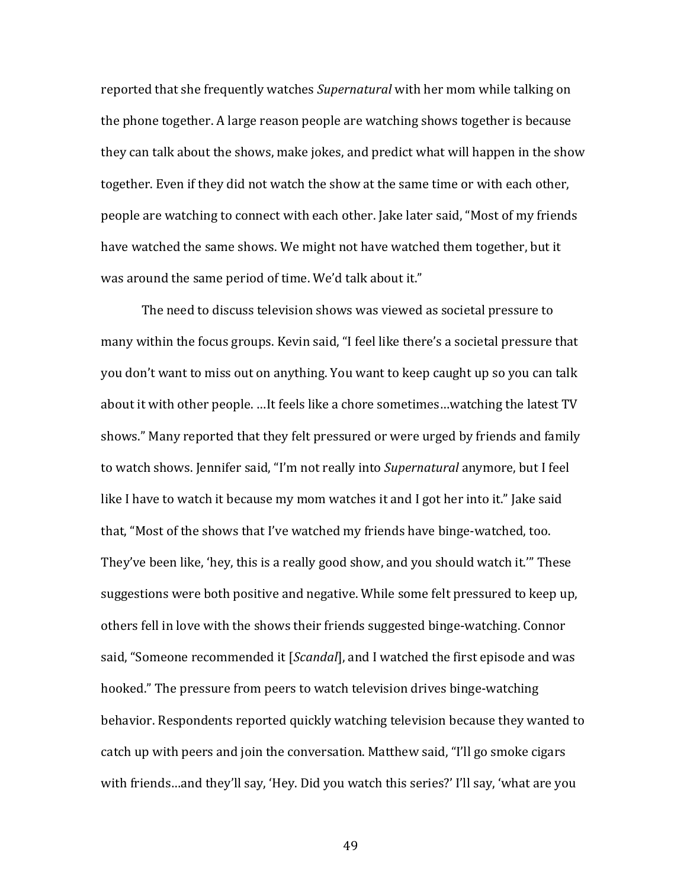reported that she frequently watches *Supernatural* with her mom while talking on the phone together. A large reason people are watching shows together is because they can talk about the shows, make jokes, and predict what will happen in the show together. Even if they did not watch the show at the same time or with each other, people are watching to connect with each other. Jake later said, "Most of my friends have watched the same shows. We might not have watched them together, but it was around the same period of time. We'd talk about it."

The need to discuss television shows was viewed as societal pressure to many within the focus groups. Kevin said, "I feel like there's a societal pressure that you don't want to miss out on anything. You want to keep caught up so you can talk about it with other people. …It feels like a chore sometimes…watching the latest TV shows." Many reported that they felt pressured or were urged by friends and family to watch shows. Jennifer said, "I'm not really into *Supernatural* anymore, but I feel like I have to watch it because my mom watches it and I got her into it." Jake said that, "Most of the shows that I've watched my friends have binge-watched, too. They've been like, 'hey, this is a really good show, and you should watch it.'" These suggestions were both positive and negative. While some felt pressured to keep up, others fell in love with the shows their friends suggested binge-watching. Connor said, "Someone recommended it [*Scandal*], and I watched the first episode and was hooked." The pressure from peers to watch television drives binge-watching behavior. Respondents reported quickly watching television because they wanted to catch up with peers and join the conversation. Matthew said, "I'll go smoke cigars with friends…and they'll say, 'Hey. Did you watch this series?' I'll say, 'what are you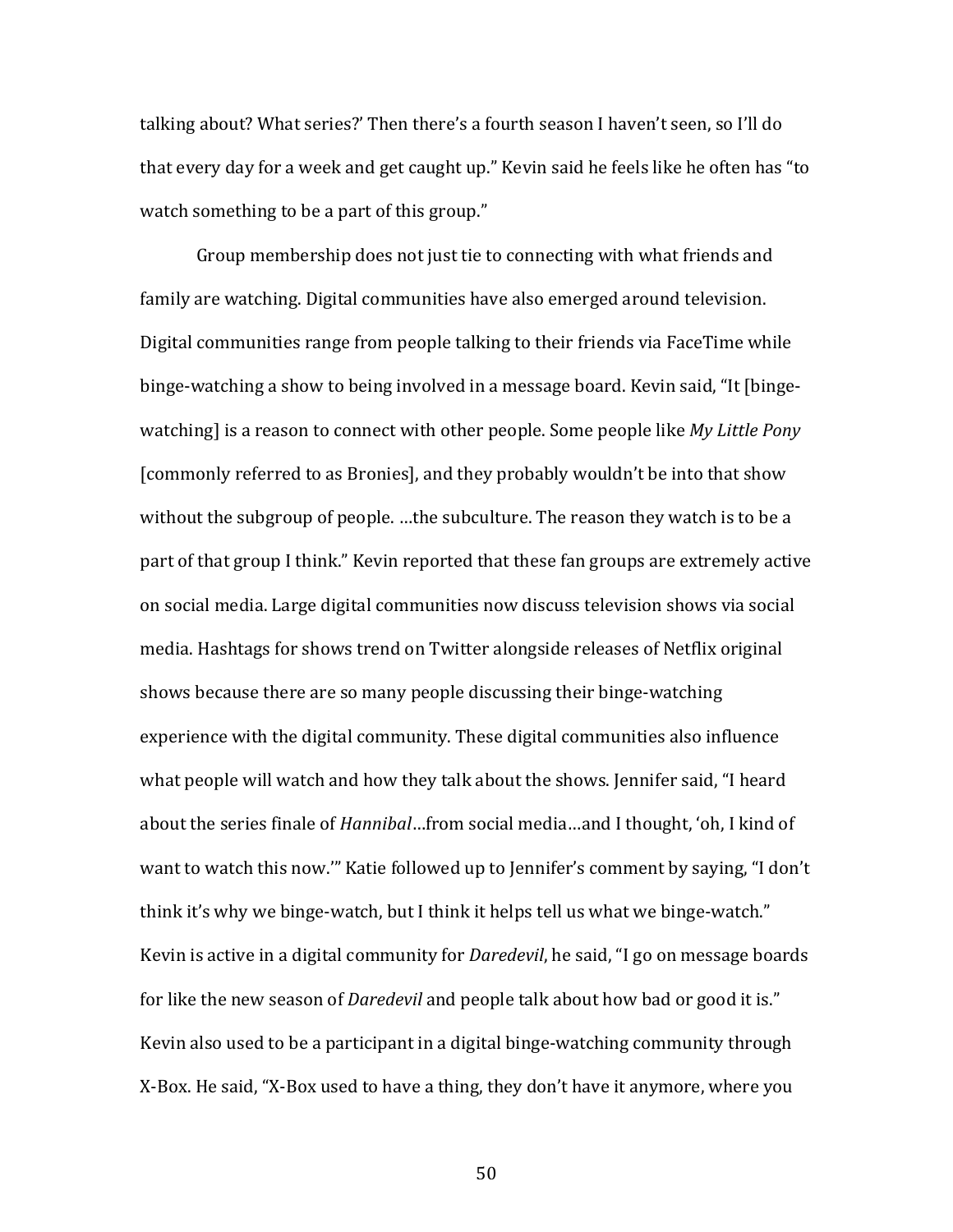talking about? What series?' Then there's a fourth season I haven't seen, so I'll do that every day for a week and get caught up." Kevin said he feels like he often has "to watch something to be a part of this group."

Group membership does not just tie to connecting with what friends and family are watching. Digital communities have also emerged around television. Digital communities range from people talking to their friends via FaceTime while binge-watching a show to being involved in a message board. Kevin said, "It [binge-watching] is a reason to connect with other people. Some people like *My Little Pony* [commonly referred to as Bronies], and they probably wouldn't be into that show without the subgroup of people. …the subculture. The reason they watch is to be a part of that group I think." Kevin reported that these fan groups are extremely active on social media. Large digital communities now discuss television shows via social media. Hashtags for shows trend on Twitter alongside releases of Netflix original shows because there are so many people discussing their binge-watching experience with the digital community. These digital communities also influence what people will watch and how they talk about the shows. Jennifer said, "I heard about the series finale of *Hannibal*…from social media…and I thought, 'oh, I kind of want to watch this now.'" Katie followed up to Jennifer's comment by saying, "I don't think it's why we binge-watch, but I think it helps tell us what we binge-watch." Kevin is active in a digital community for *Daredevil*, he said, "I go on message boards for like the new season of *Daredevil* and people talk about how bad or good it is." Kevin also used to be a participant in a digital binge-watching community through X-Box. He said, "X-Box used to have a thing, they don't have it anymore, where you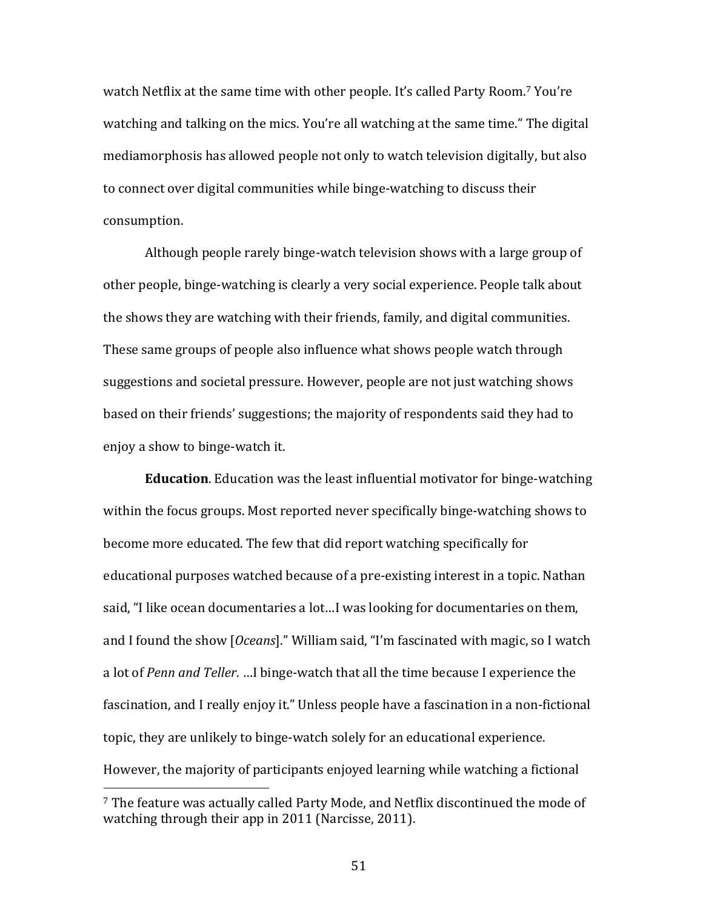watch Netflix at the same time with other people. It's called Party Room.[7] You're watching and talking on the mics. You're all watching at the same time." The digital mediamorphosis has allowed people not only to watch television digitally, but also to connect over digital communities while binge-watching to discuss their consumption.

Although people rarely binge-watch television shows with a large group of other people, binge-watching is clearly a very social experience. People talk about the shows they are watching with their friends, family, and digital communities. These same groups of people also influence what shows people watch through suggestions and societal pressure. However, people are not just watching shows based on their friends' suggestions; the majority of respondents said they had to enjoy a show to binge-watch it.

**Education**. Education was the least influential motivator for binge-watching within the focus groups. Most reported never specifically binge-watching shows to become more educated. The few that did report watching specifically for educational purposes watched because of a pre-existing interest in a topic. Nathan said, "I like ocean documentaries a lot…I was looking for documentaries on them, and I found the show [*Oceans*]." William said, "I'm fascinated with magic, so I watch a lot of *Penn and Teller*. …I binge-watch that all the time because I experience the fascination, and I really enjoy it." Unless people have a fascination in a non-fictional topic, they are unlikely to binge-watch solely for an educational experience. However, the majority of participants enjoyed learning while watching a fictional

---

[7] The feature was actually called Party Mode, and Netflix discontinued the mode of watching through their app in 2011 (Narcisse, 2011).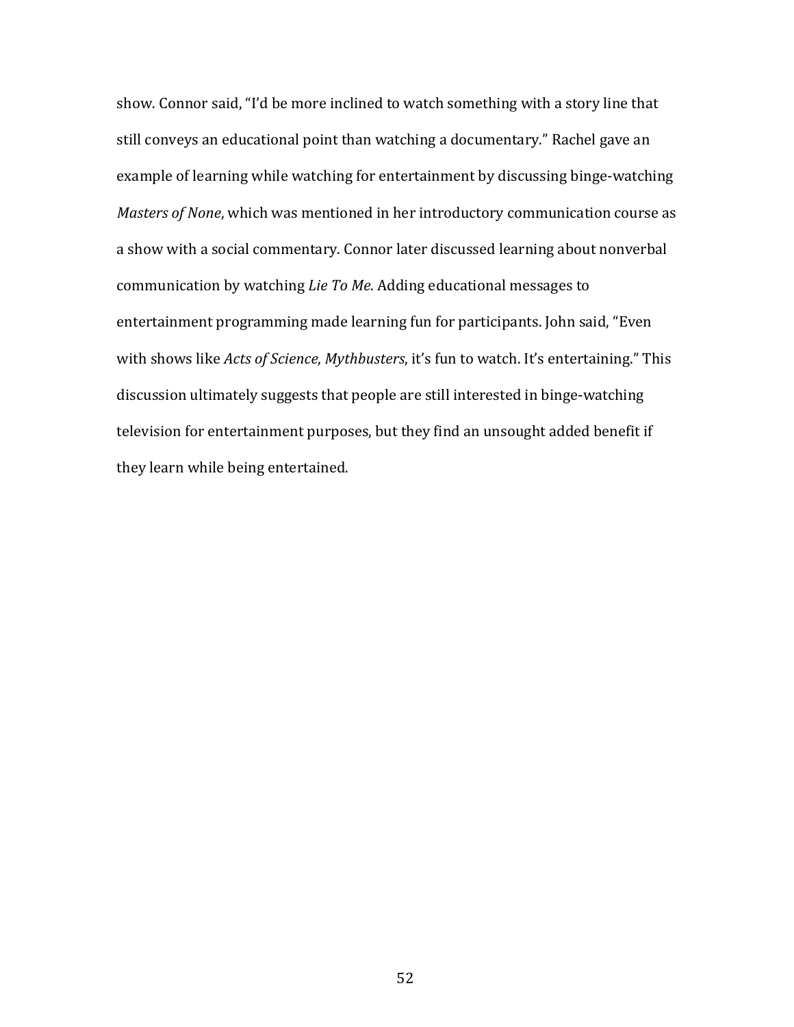show. Connor said, "I'd be more inclined to watch something with a story line that still conveys an educational point than watching a documentary." Rachel gave an example of learning while watching for entertainment by discussing binge-watching *Masters of None*, which was mentioned in her introductory communication course as a show with a social commentary. Connor later discussed learning about nonverbal communication by watching *Lie To Me*. Adding educational messages to entertainment programming made learning fun for participants. John said, "Even with shows like *Acts of Science*, *Mythbusters*, it's fun to watch. It's entertaining." This discussion ultimately suggests that people are still interested in binge-watching television for entertainment purposes, but they find an unsought added benefit if they learn while being entertained.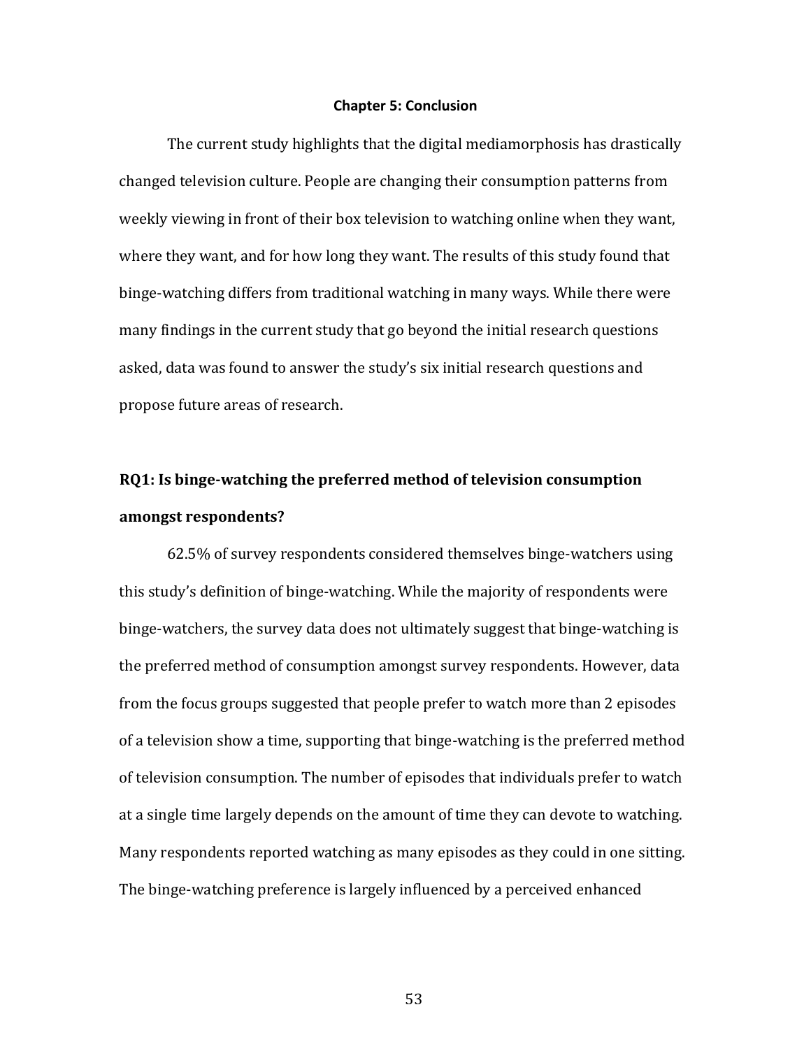## Chapter 5: Conclusion

The current study highlights that the digital mediamorphosis has drastically changed television culture. People are changing their consumption patterns from weekly viewing in front of their box television to watching online when they want, where they want, and for how long they want. The results of this study found that binge-watching differs from traditional watching in many ways. While there were many findings in the current study that go beyond the initial research questions asked, data was found to answer the study's six initial research questions and propose future areas of research.

### RQ1: Is binge-watching the preferred method of television consumption amongst respondents?

62.5% of survey respondents considered themselves binge-watchers using this study's definition of binge-watching. While the majority of respondents were binge-watchers, the survey data does not ultimately suggest that binge-watching is the preferred method of consumption amongst survey respondents. However, data from the focus groups suggested that people prefer to watch more than 2 episodes of a television show a time, supporting that binge-watching is the preferred method of television consumption. The number of episodes that individuals prefer to watch at a single time largely depends on the amount of time they can devote to watching. Many respondents reported watching as many episodes as they could in one sitting. The binge-watching preference is largely influenced by a perceived enhanced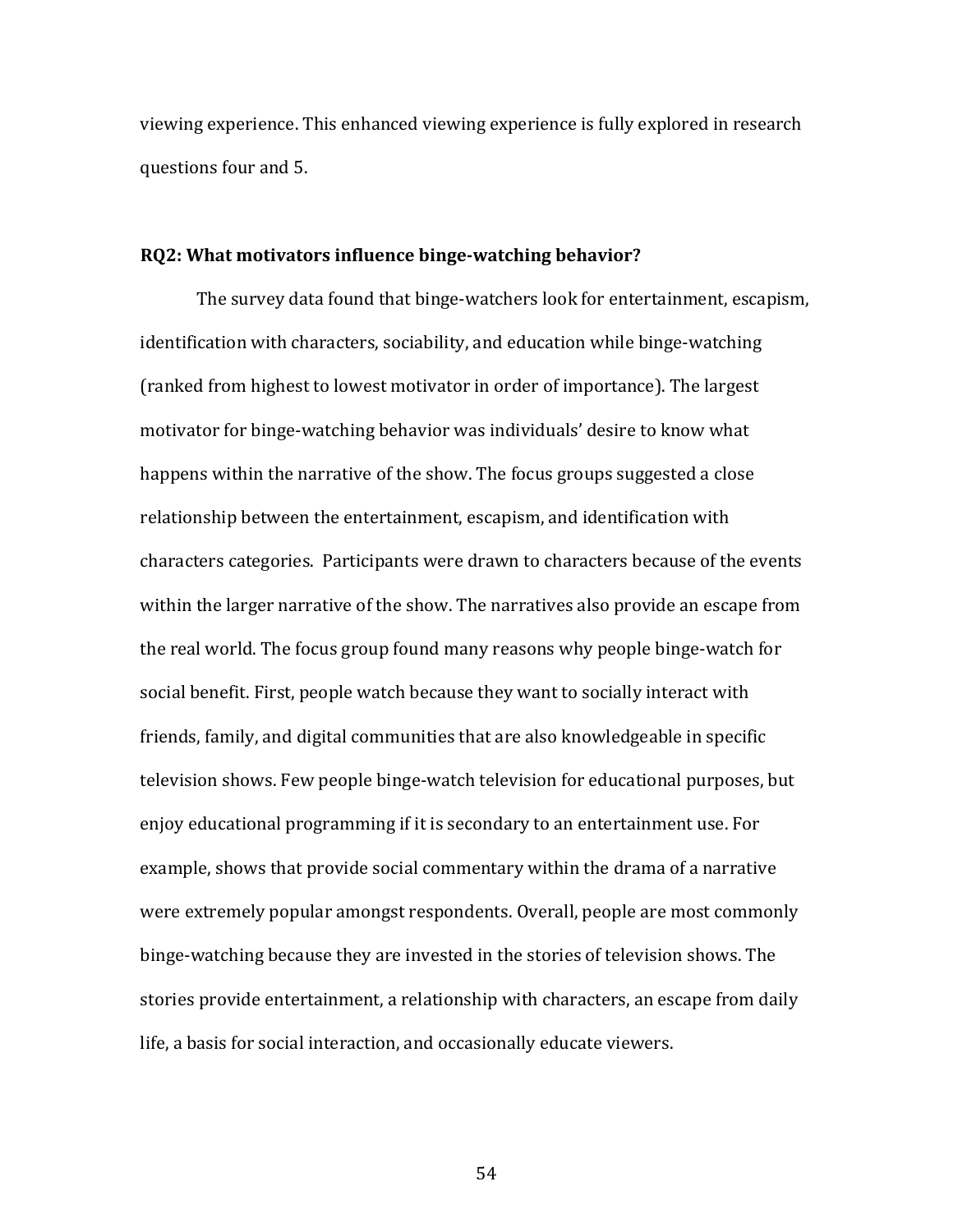viewing experience. This enhanced viewing experience is fully explored in research questions four and 5.

**RQ2: What motivators influence binge-watching behavior?**

The survey data found that binge-watchers look for entertainment, escapism, identification with characters, sociability, and education while binge-watching (ranked from highest to lowest motivator in order of importance). The largest motivator for binge-watching behavior was individuals' desire to know what happens within the narrative of the show. The focus groups suggested a close relationship between the entertainment, escapism, and identification with characters categories. Participants were drawn to characters because of the events within the larger narrative of the show. The narratives also provide an escape from the real world. The focus group found many reasons why people binge-watch for social benefit. First, people watch because they want to socially interact with friends, family, and digital communities that are also knowledgeable in specific television shows. Few people binge-watch television for educational purposes, but enjoy educational programming if it is secondary to an entertainment use. For example, shows that provide social commentary within the drama of a narrative were extremely popular amongst respondents. Overall, people are most commonly binge-watching because they are invested in the stories of television shows. The stories provide entertainment, a relationship with characters, an escape from daily life, a basis for social interaction, and occasionally educate viewers.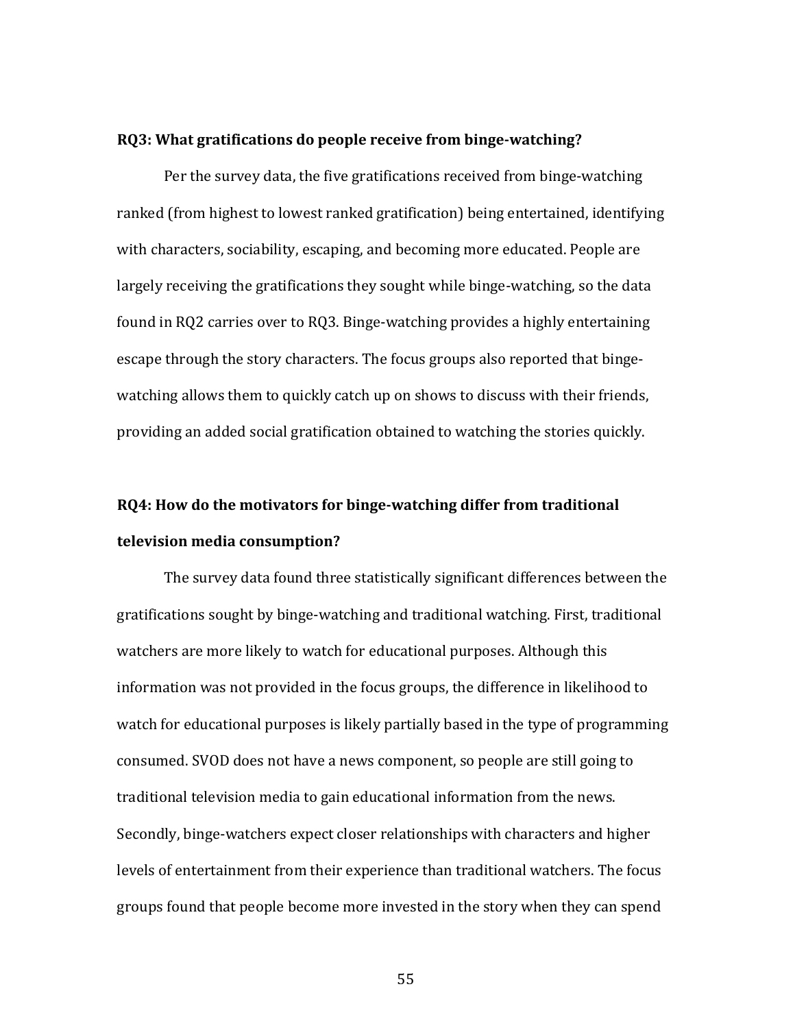**RQ3: What gratifications do people receive from binge-watching?**

Per the survey data, the five gratifications received from binge-watching ranked (from highest to lowest ranked gratification) being entertained, identifying with characters, sociability, escaping, and becoming more educated. People are largely receiving the gratifications they sought while binge-watching, so the data found in RQ2 carries over to RQ3. Binge-watching provides a highly entertaining escape through the story characters. The focus groups also reported that binge-watching allows them to quickly catch up on shows to discuss with their friends, providing an added social gratification obtained to watching the stories quickly.

**RQ4: How do the motivators for binge-watching differ from traditional television media consumption?**

The survey data found three statistically significant differences between the gratifications sought by binge-watching and traditional watching. First, traditional watchers are more likely to watch for educational purposes. Although this information was not provided in the focus groups, the difference in likelihood to watch for educational purposes is likely partially based in the type of programming consumed. SVOD does not have a news component, so people are still going to traditional television media to gain educational information from the news. Secondly, binge-watchers expect closer relationships with characters and higher levels of entertainment from their experience than traditional watchers. The focus groups found that people become more invested in the story when they can spend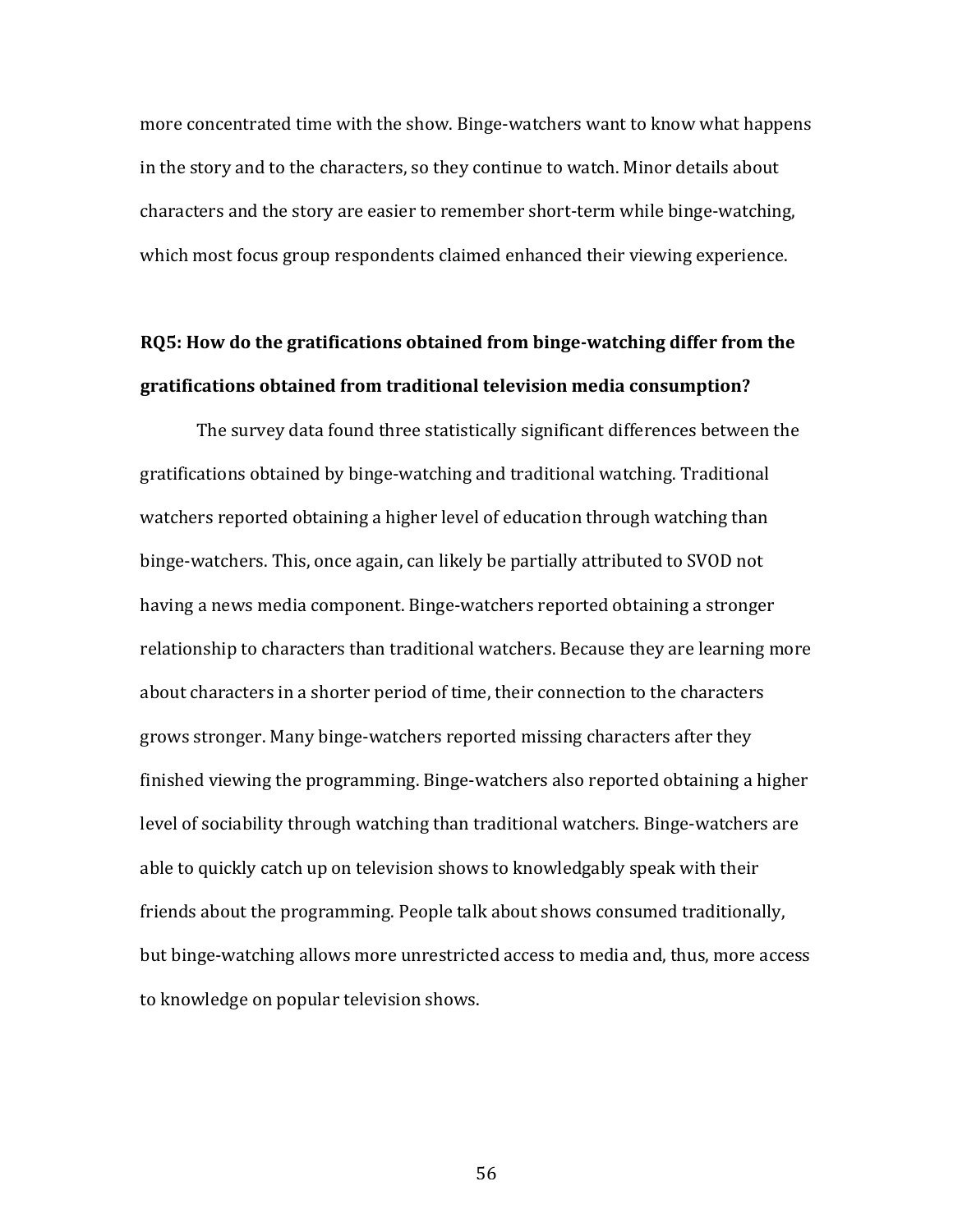more concentrated time with the show. Binge-watchers want to know what happens in the story and to the characters, so they continue to watch. Minor details about characters and the story are easier to remember short-term while binge-watching, which most focus group respondents claimed enhanced their viewing experience.

**RQ5: How do the gratifications obtained from binge-watching differ from the gratifications obtained from traditional television media consumption?**

The survey data found three statistically significant differences between the gratifications obtained by binge-watching and traditional watching. Traditional watchers reported obtaining a higher level of education through watching than binge-watchers. This, once again, can likely be partially attributed to SVOD not having a news media component. Binge-watchers reported obtaining a stronger relationship to characters than traditional watchers. Because they are learning more about characters in a shorter period of time, their connection to the characters grows stronger. Many binge-watchers reported missing characters after they finished viewing the programming. Binge-watchers also reported obtaining a higher level of sociability through watching than traditional watchers. Binge-watchers are able to quickly catch up on television shows to knowledgably speak with their friends about the programming. People talk about shows consumed traditionally, but binge-watching allows more unrestricted access to media and, thus, more access to knowledge on popular television shows.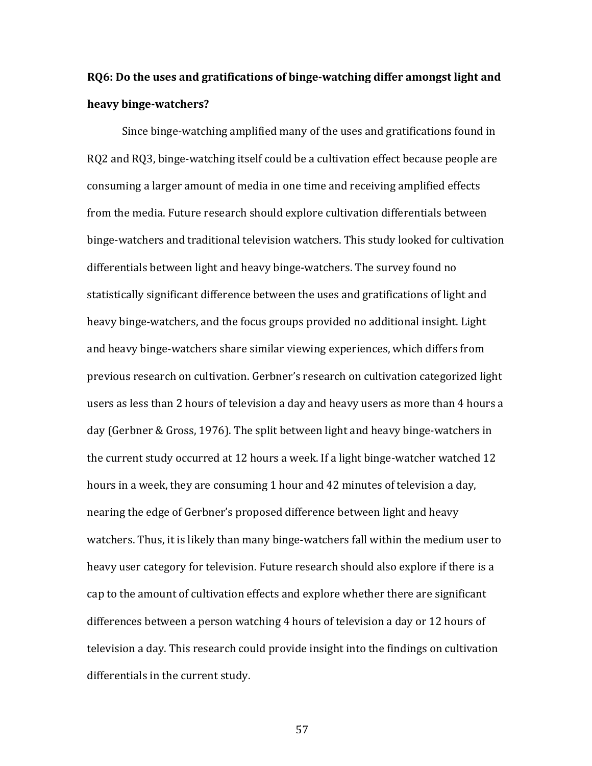**RQ6: Do the uses and gratifications of binge-watching differ amongst light and heavy binge-watchers?**

Since binge-watching amplified many of the uses and gratifications found in RQ2 and RQ3, binge-watching itself could be a cultivation effect because people are consuming a larger amount of media in one time and receiving amplified effects from the media. Future research should explore cultivation differentials between binge-watchers and traditional television watchers. This study looked for cultivation differentials between light and heavy binge-watchers. The survey found no statistically significant difference between the uses and gratifications of light and heavy binge-watchers, and the focus groups provided no additional insight. Light and heavy binge-watchers share similar viewing experiences, which differs from previous research on cultivation. Gerbner's research on cultivation categorized light users as less than 2 hours of television a day and heavy users as more than 4 hours a day (Gerbner & Gross, 1976). The split between light and heavy binge-watchers in the current study occurred at 12 hours a week. If a light binge-watcher watched 12 hours in a week, they are consuming 1 hour and 42 minutes of television a day, nearing the edge of Gerbner's proposed difference between light and heavy watchers. Thus, it is likely than many binge-watchers fall within the medium user to heavy user category for television. Future research should also explore if there is a cap to the amount of cultivation effects and explore whether there are significant differences between a person watching 4 hours of television a day or 12 hours of television a day. This research could provide insight into the findings on cultivation differentials in the current study.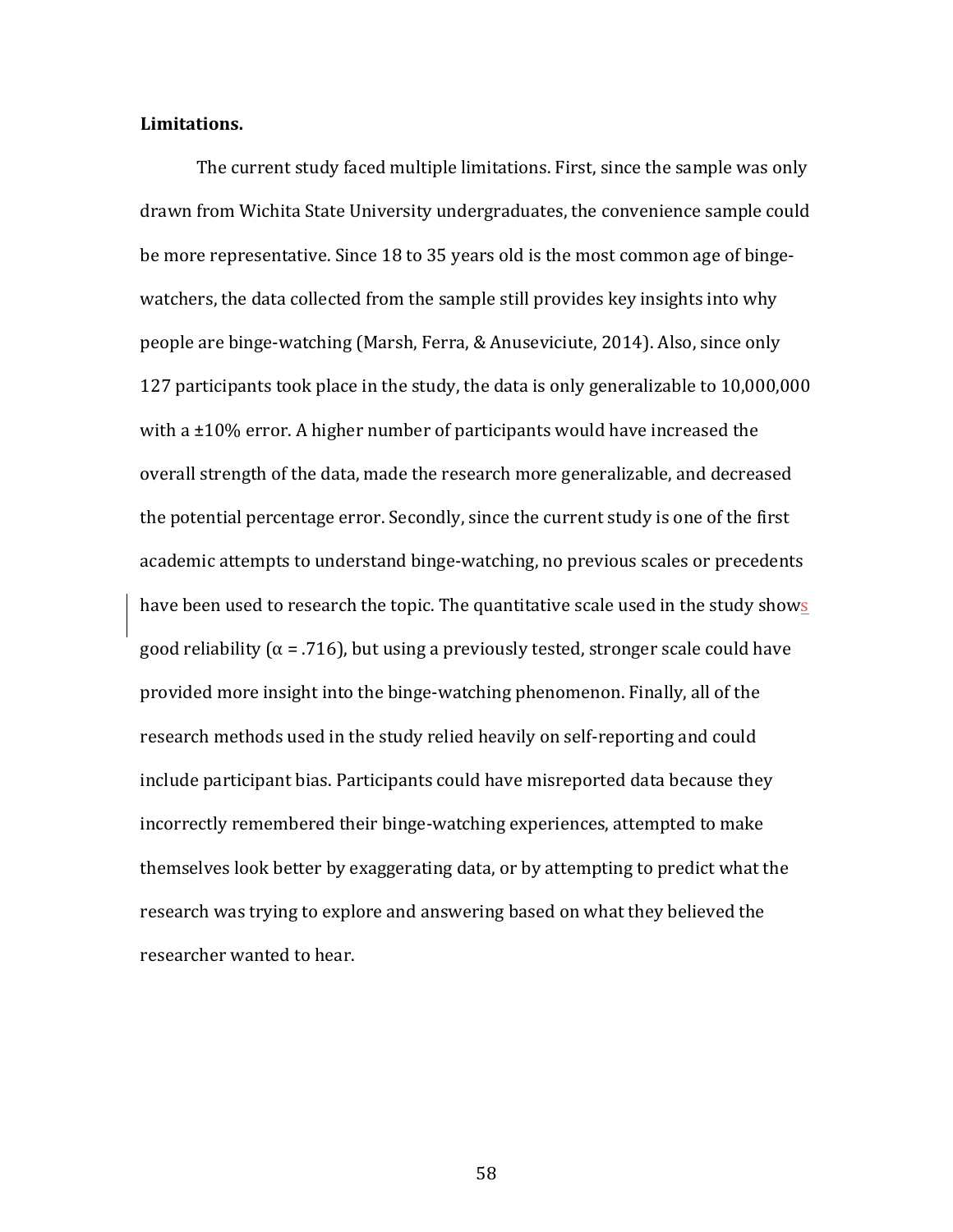**Limitations.**

The current study faced multiple limitations. First, since the sample was only drawn from Wichita State University undergraduates, the convenience sample could be more representative. Since 18 to 35 years old is the most common age of binge-watchers, the data collected from the sample still provides key insights into why people are binge-watching (Marsh, Ferra, & Anuseviciute, 2014). Also, since only 127 participants took place in the study, the data is only generalizable to 10,000,000 with a ±10% error. A higher number of participants would have increased the overall strength of the data, made the research more generalizable, and decreased the potential percentage error. Secondly, since the current study is one of the first academic attempts to understand binge-watching, no previous scales or precedents have been used to research the topic. The quantitative scale used in the study shows good reliability ($\alpha = .716$), but using a previously tested, stronger scale could have provided more insight into the binge-watching phenomenon. Finally, all of the research methods used in the study relied heavily on self-reporting and could include participant bias. Participants could have misreported data because they incorrectly remembered their binge-watching experiences, attempted to make themselves look better by exaggerating data, or by attempting to predict what the research was trying to explore and answering based on what they believed the researcher wanted to hear.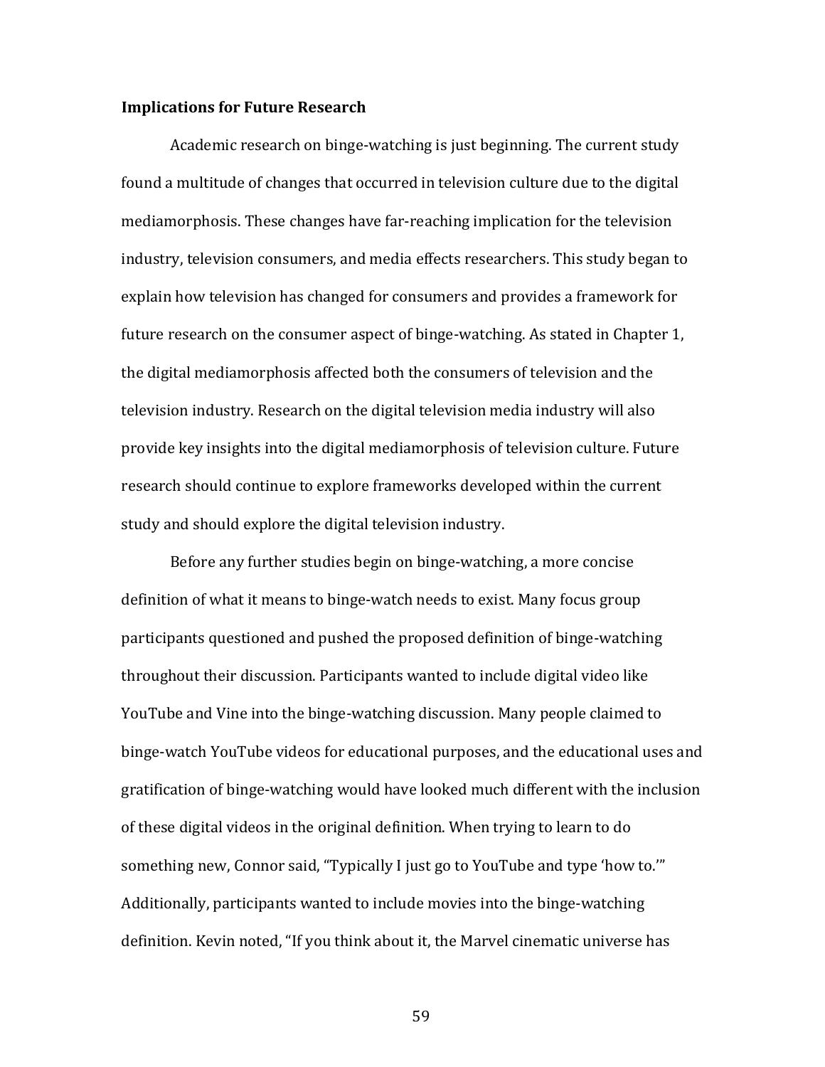**Implications for Future Research**

Academic research on binge-watching is just beginning. The current study found a multitude of changes that occurred in television culture due to the digital mediamorphosis. These changes have far-reaching implication for the television industry, television consumers, and media effects researchers. This study began to explain how television has changed for consumers and provides a framework for future research on the consumer aspect of binge-watching. As stated in Chapter 1, the digital mediamorphosis affected both the consumers of television and the television industry. Research on the digital television media industry will also provide key insights into the digital mediamorphosis of television culture. Future research should continue to explore frameworks developed within the current study and should explore the digital television industry.

Before any further studies begin on binge-watching, a more concise definition of what it means to binge-watch needs to exist. Many focus group participants questioned and pushed the proposed definition of binge-watching throughout their discussion. Participants wanted to include digital video like YouTube and Vine into the binge-watching discussion. Many people claimed to binge-watch YouTube videos for educational purposes, and the educational uses and gratification of binge-watching would have looked much different with the inclusion of these digital videos in the original definition. When trying to learn to do something new, Connor said, "Typically I just go to YouTube and type 'how to.'" Additionally, participants wanted to include movies into the binge-watching definition. Kevin noted, "If you think about it, the Marvel cinematic universe has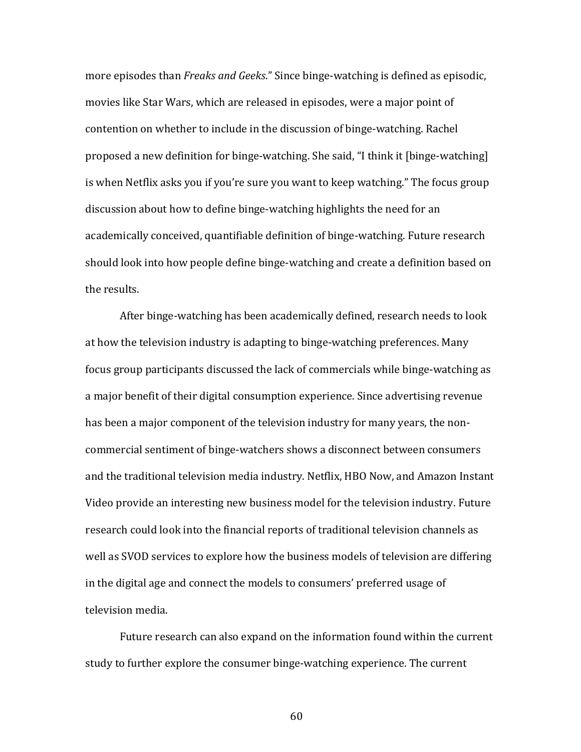more episodes than *Freaks and Geeks*." Since binge-watching is defined as episodic, movies like Star Wars, which are released in episodes, were a major point of contention on whether to include in the discussion of binge-watching. Rachel proposed a new definition for binge-watching. She said, "I think it [binge-watching] is when Netflix asks you if you're sure you want to keep watching." The focus group discussion about how to define binge-watching highlights the need for an academically conceived, quantifiable definition of binge-watching. Future research should look into how people define binge-watching and create a definition based on the results.

After binge-watching has been academically defined, research needs to look at how the television industry is adapting to binge-watching preferences. Many focus group participants discussed the lack of commercials while binge-watching as a major benefit of their digital consumption experience. Since advertising revenue has been a major component of the television industry for many years, the non-commercial sentiment of binge-watchers shows a disconnect between consumers and the traditional television media industry. Netflix, HBO Now, and Amazon Instant Video provide an interesting new business model for the television industry. Future research could look into the financial reports of traditional television channels as well as SVOD services to explore how the business models of television are differing in the digital age and connect the models to consumers' preferred usage of television media.

Future research can also expand on the information found within the current study to further explore the consumer binge-watching experience. The current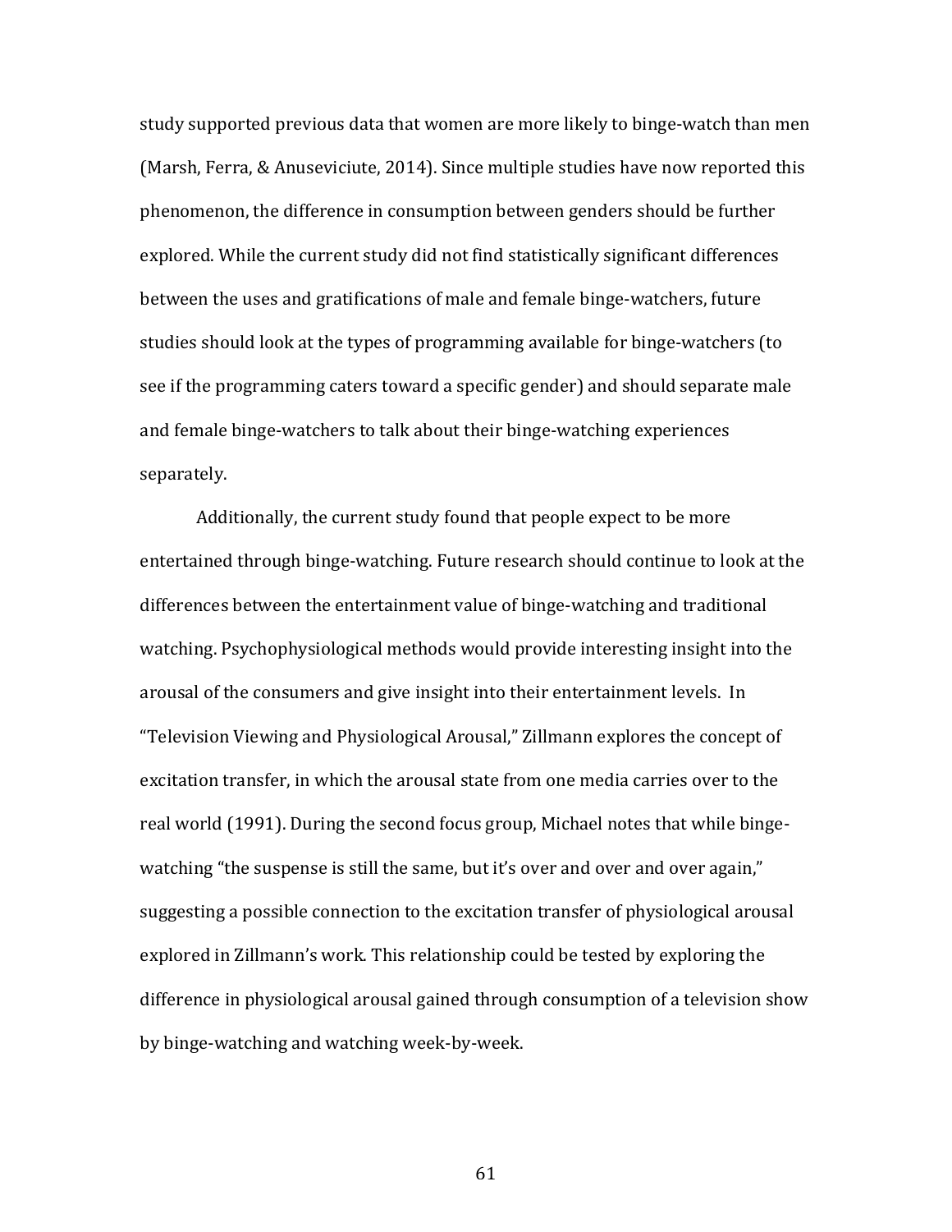study supported previous data that women are more likely to binge-watch than men (Marsh, Ferra, & Anuseviciute, 2014). Since multiple studies have now reported this phenomenon, the difference in consumption between genders should be further explored. While the current study did not find statistically significant differences between the uses and gratifications of male and female binge-watchers, future studies should look at the types of programming available for binge-watchers (to see if the programming caters toward a specific gender) and should separate male and female binge-watchers to talk about their binge-watching experiences separately.

Additionally, the current study found that people expect to be more entertained through binge-watching. Future research should continue to look at the differences between the entertainment value of binge-watching and traditional watching. Psychophysiological methods would provide interesting insight into the arousal of the consumers and give insight into their entertainment levels. In "Television Viewing and Physiological Arousal," Zillmann explores the concept of excitation transfer, in which the arousal state from one media carries over to the real world (1991). During the second focus group, Michael notes that while binge-watching "the suspense is still the same, but it's over and over and over again," suggesting a possible connection to the excitation transfer of physiological arousal explored in Zillmann's work. This relationship could be tested by exploring the difference in physiological arousal gained through consumption of a television show by binge-watching and watching week-by-week.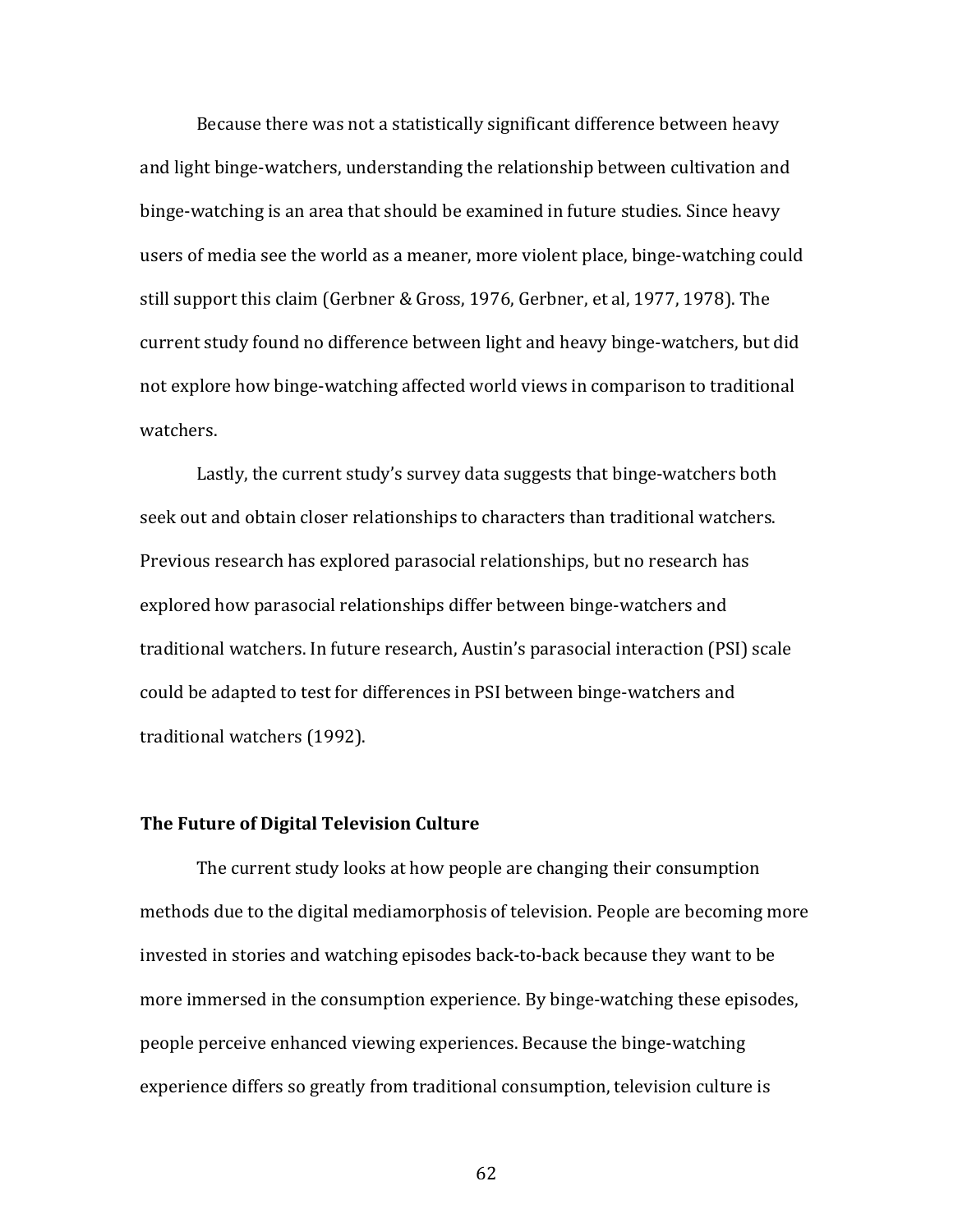Because there was not a statistically significant difference between heavy and light binge-watchers, understanding the relationship between cultivation and binge-watching is an area that should be examined in future studies. Since heavy users of media see the world as a meaner, more violent place, binge-watching could still support this claim (Gerbner & Gross, 1976, Gerbner, et al, 1977, 1978). The current study found no difference between light and heavy binge-watchers, but did not explore how binge-watching affected world views in comparison to traditional watchers.

Lastly, the current study's survey data suggests that binge-watchers both seek out and obtain closer relationships to characters than traditional watchers. Previous research has explored parasocial relationships, but no research has explored how parasocial relationships differ between binge-watchers and traditional watchers. In future research, Austin's parasocial interaction (PSI) scale could be adapted to test for differences in PSI between binge-watchers and traditional watchers (1992).

### The Future of Digital Television Culture

The current study looks at how people are changing their consumption methods due to the digital mediamorphosis of television. People are becoming more invested in stories and watching episodes back-to-back because they want to be more immersed in the consumption experience. By binge-watching these episodes, people perceive enhanced viewing experiences. Because the binge-watching experience differs so greatly from traditional consumption, television culture is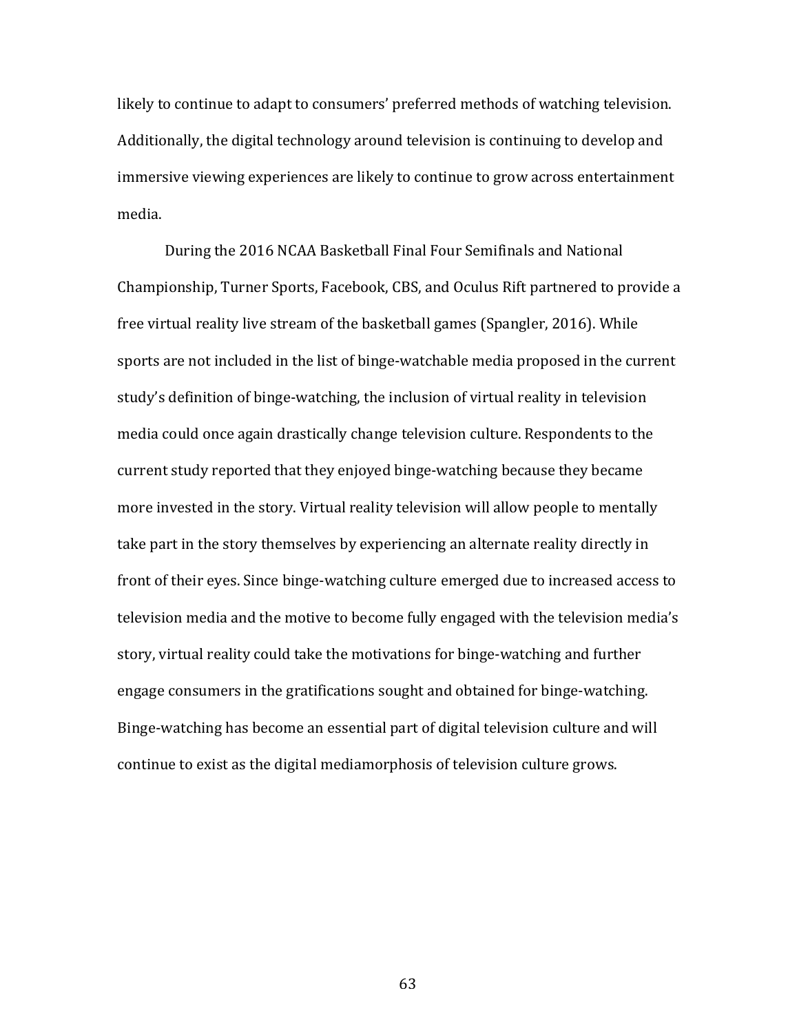likely to continue to adapt to consumers' preferred methods of watching television. Additionally, the digital technology around television is continuing to develop and immersive viewing experiences are likely to continue to grow across entertainment media.

During the 2016 NCAA Basketball Final Four Semifinals and National Championship, Turner Sports, Facebook, CBS, and Oculus Rift partnered to provide a free virtual reality live stream of the basketball games (Spangler, 2016). While sports are not included in the list of binge-watchable media proposed in the current study's definition of binge-watching, the inclusion of virtual reality in television media could once again drastically change television culture. Respondents to the current study reported that they enjoyed binge-watching because they became more invested in the story. Virtual reality television will allow people to mentally take part in the story themselves by experiencing an alternate reality directly in front of their eyes. Since binge-watching culture emerged due to increased access to television media and the motive to become fully engaged with the television media's story, virtual reality could take the motivations for binge-watching and further engage consumers in the gratifications sought and obtained for binge-watching. Binge-watching has become an essential part of digital television culture and will continue to exist as the digital mediamorphosis of television culture grows.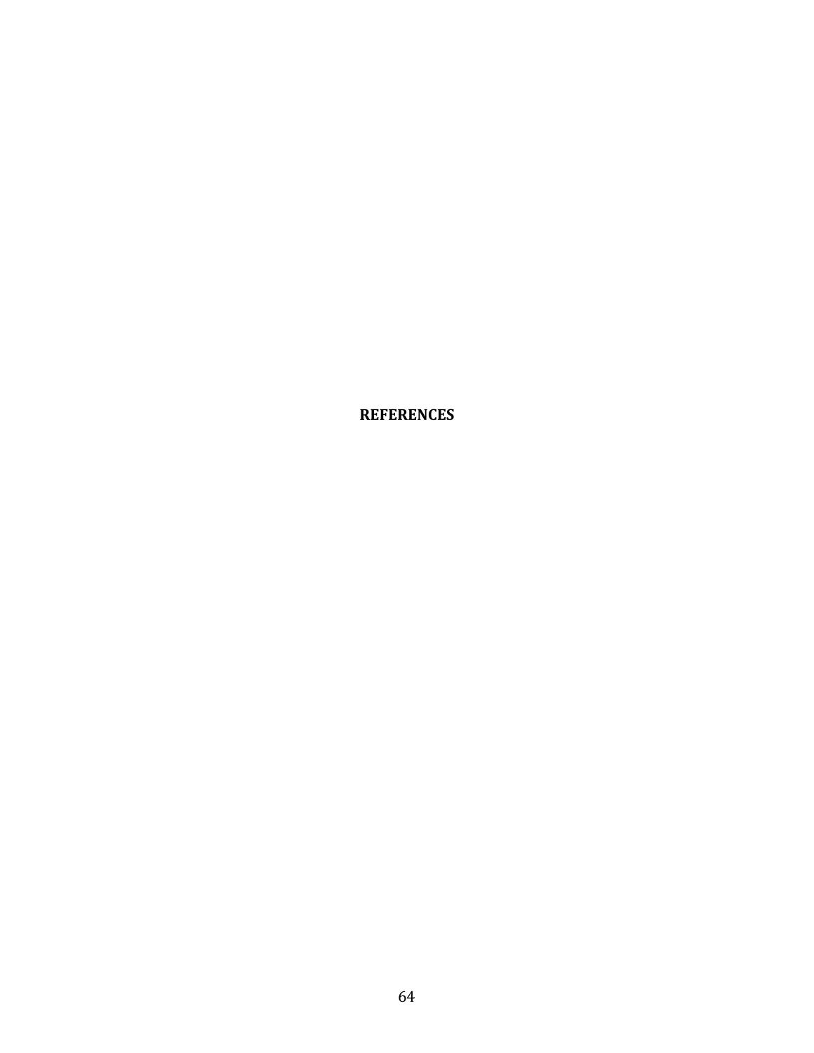# REFERENCES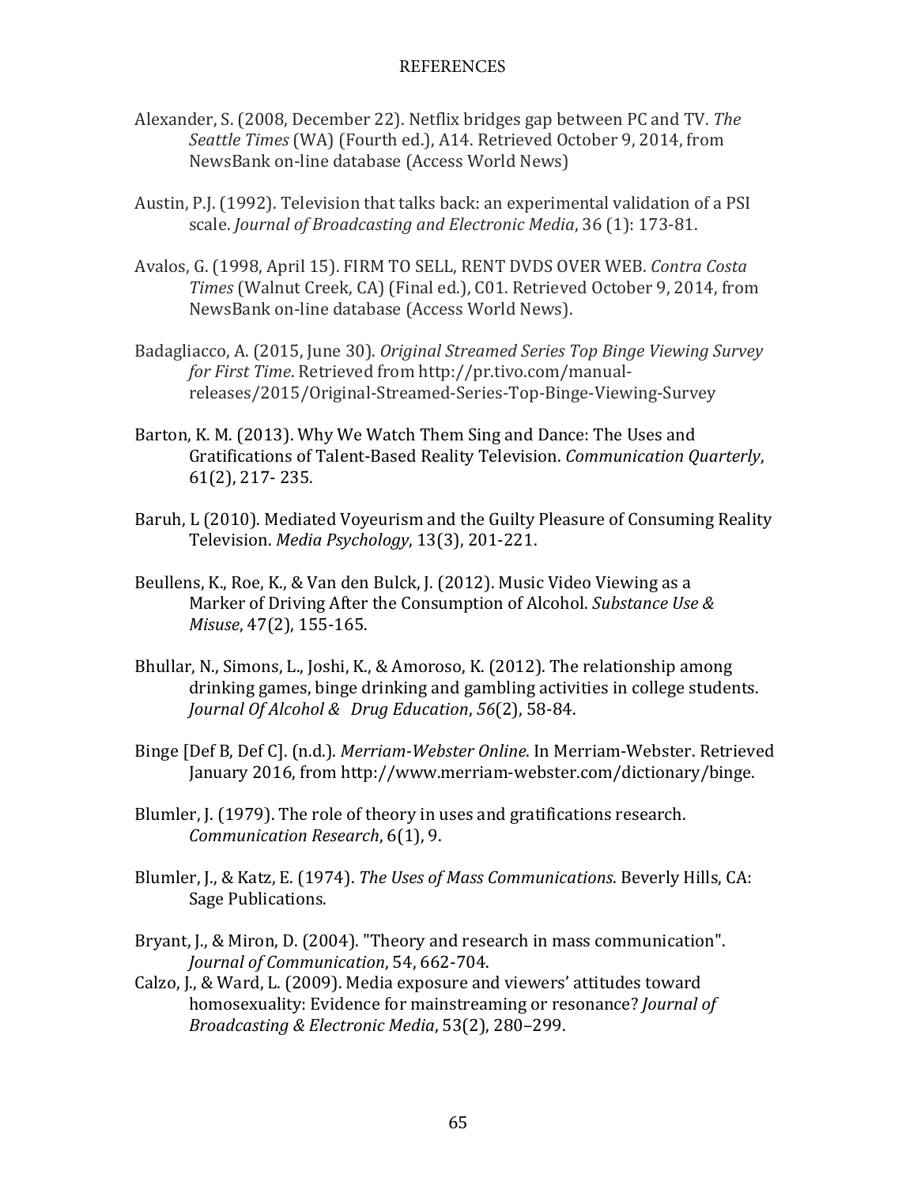# REFERENCES

Alexander, S. (2008, December 22). Netflix bridges gap between PC and TV. *The Seattle Times* (WA) (Fourth ed.), A14. Retrieved October 9, 2014, from NewsBank on-line database (Access World News)

Austin, P.J. (1992). Television that talks back: an experimental validation of a PSI scale. *Journal of Broadcasting and Electronic Media*, 36 (1): 173-81.

Avalos, G. (1998, April 15). FIRM TO SELL, RENT DVDS OVER WEB. *Contra Costa Times* (Walnut Creek, CA) (Final ed.), C01. Retrieved October 9, 2014, from NewsBank on-line database (Access World News).

Badagliacco, A. (2015, June 30). *Original Streamed Series Top Binge Viewing Survey for First Time*. Retrieved from http://pr.tivo.com/manual-releases/2015/Original-Streamed-Series-Top-Binge-Viewing-Survey

Barton, K. M. (2013). Why We Watch Them Sing and Dance: The Uses and Gratifications of Talent-Based Reality Television. *Communication Quarterly*, 61(2), 217- 235.

Baruh, L (2010). Mediated Voyeurism and the Guilty Pleasure of Consuming Reality Television. *Media Psychology*, 13(3), 201-221.

Beullens, K., Roe, K., & Van den Bulck, J. (2012). Music Video Viewing as a Marker of Driving After the Consumption of Alcohol. *Substance Use & Misuse*, 47(2), 155-165.

Bhullar, N., Simons, L., Joshi, K., & Amoroso, K. (2012). The relationship among drinking games, binge drinking and gambling activities in college students. *Journal Of Alcohol & Drug Education*, *56*(2), 58-84.

Binge [Def B, Def C]. (n.d.). *Merriam-Webster Online*. In Merriam-Webster. Retrieved January 2016, from http://www.merriam-webster.com/dictionary/binge.

Blumler, J. (1979). The role of theory in uses and gratifications research. *Communication Research*, 6(1), 9.

Blumler, J., & Katz, E. (1974). *The Uses of Mass Communications*. Beverly Hills, CA: Sage Publications.

Bryant, J., & Miron, D. (2004). "Theory and research in mass communication". *Journal of Communication*, 54, 662-704.

Calzo, J., & Ward, L. (2009). Media exposure and viewers' attitudes toward homosexuality: Evidence for mainstreaming or resonance? *Journal of Broadcasting & Electronic Media*, 53(2), 280–299.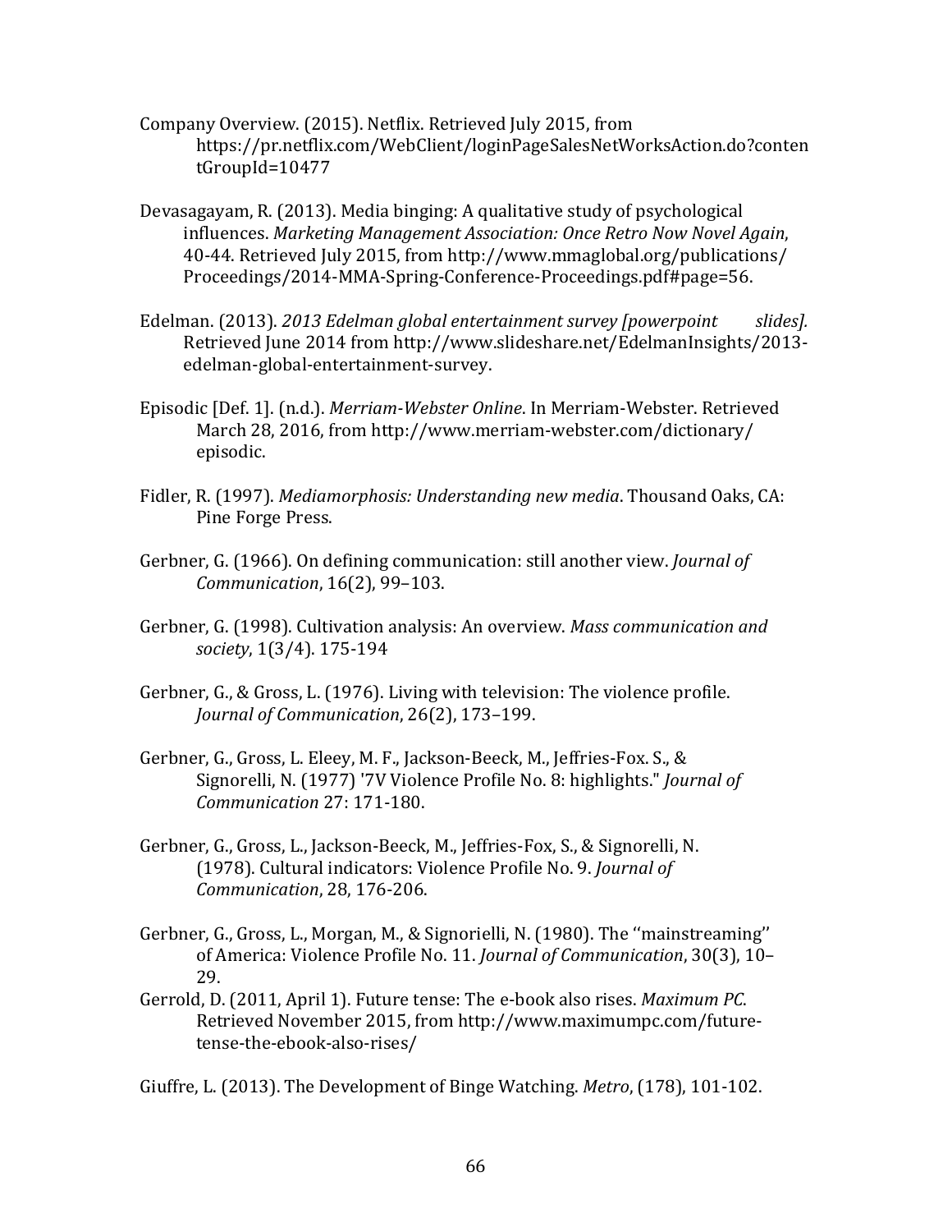Company Overview. (2015). Netflix. Retrieved July 2015, from https://pr.netflix.com/WebClient/loginPageSalesNetWorksAction.do?contentGroupId=10477

Devasagayam, R. (2013). Media binging: A qualitative study of psychological influences. *Marketing Management Association: Once Retro Now Novel Again*, 40-44. Retrieved July 2015, from http://www.mmaglobal.org/publications/Proceedings/2014-MMA-Spring-Conference-Proceedings.pdf#page=56.

Edelman. (2013). *2013 Edelman global entertainment survey [powerpoint slides].* Retrieved June 2014 from http://www.slideshare.net/EdelmanInsights/2013-edelman-global-entertainment-survey.

Episodic [Def. 1]. (n.d.). *Merriam-Webster Online*. In Merriam-Webster. Retrieved March 28, 2016, from http://www.merriam-webster.com/dictionary/episodic.

Fidler, R. (1997). *Mediamorphosis: Understanding new media*. Thousand Oaks, CA: Pine Forge Press.

Gerbner, G. (1966). On defining communication: still another view. *Journal of Communication*, 16(2), 99–103.

Gerbner, G. (1998). Cultivation analysis: An overview. *Mass communication and society*, 1(3/4). 175-194

Gerbner, G., & Gross, L. (1976). Living with television: The violence profile. *Journal of Communication*, 26(2), 173–199.

Gerbner, G., Gross, L. Eleey, M. F., Jackson-Beeck, M., Jeffries-Fox. S., & Signorelli, N. (1977) '7V Violence Profile No. 8: highlights." *Journal of Communication* 27: 171-180.

Gerbner, G., Gross, L., Jackson-Beeck, M., Jeffries-Fox, S., & Signorelli, N. (1978). Cultural indicators: Violence Profile No. 9. *Journal of Communication*, 28, 176-206.

Gerbner, G., Gross, L., Morgan, M., & Signorielli, N. (1980). The ''mainstreaming'' of America: Violence Profile No. 11. *Journal of Communication*, 30(3), 10–29.

Gerrold, D. (2011, April 1). Future tense: The e-book also rises. *Maximum PC*. Retrieved November 2015, from http://www.maximumpc.com/future-tense-the-ebook-also-rises/

Giuffre, L. (2013). The Development of Binge Watching. *Metro*, (178), 101-102.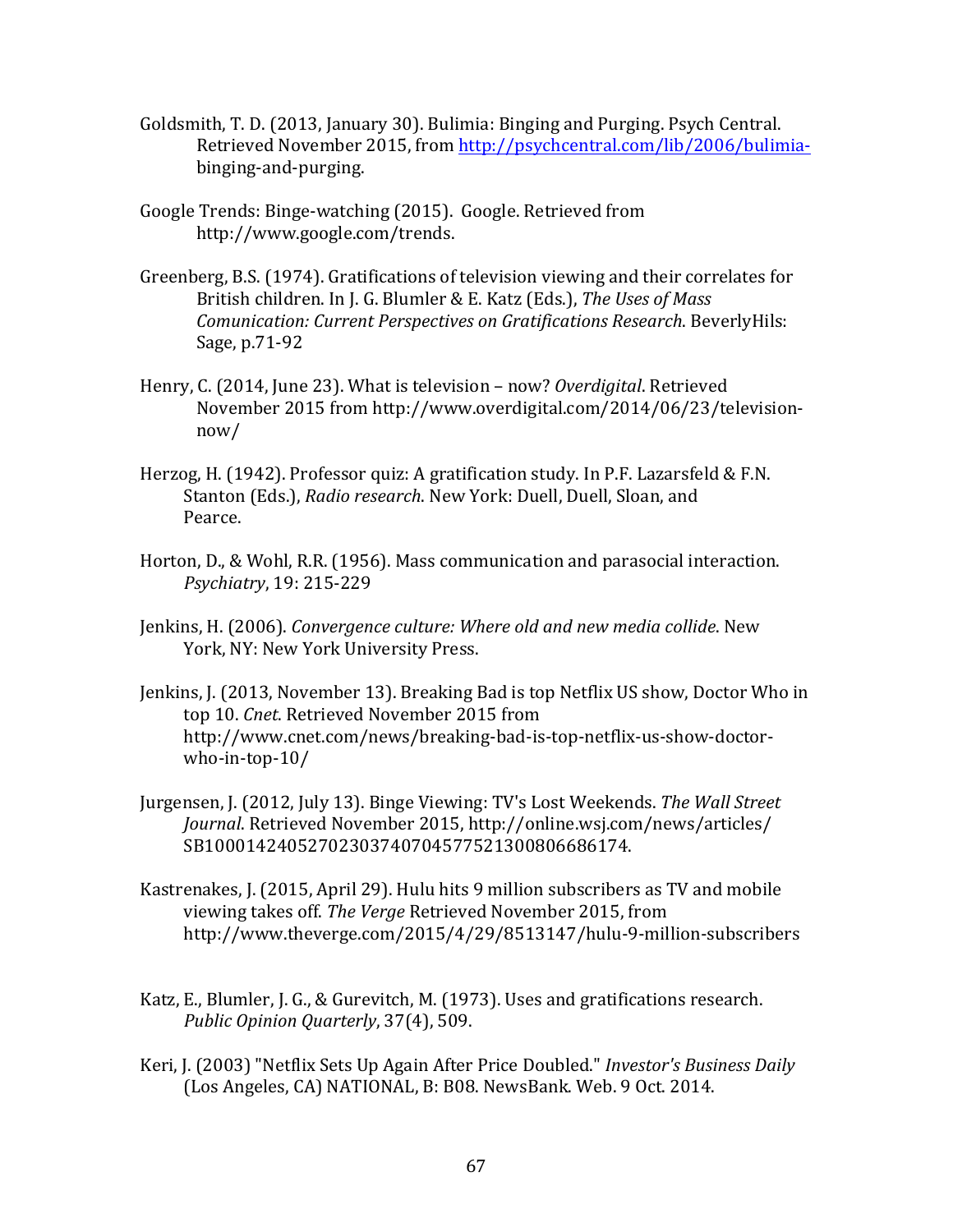Goldsmith, T. D. (2013, January 30). Bulimia: Binging and Purging. Psych Central. Retrieved November 2015, from http://psychcentral.com/lib/2006/bulimia-binging-and-purging.

Google Trends: Binge-watching (2015). Google. Retrieved from http://www.google.com/trends.

Greenberg, B.S. (1974). Gratifications of television viewing and their correlates for British children. In J. G. Blumler & E. Katz (Eds.), *The Uses of Mass Comunication: Current Perspectives on Gratifications Research*. BeverlyHils: Sage, p.71-92

Henry, C. (2014, June 23). What is television – now? *Overdigital*. Retrieved November 2015 from http://www.overdigital.com/2014/06/23/television-now/

Herzog, H. (1942). Professor quiz: A gratification study. In P.F. Lazarsfeld & F.N. Stanton (Eds.), *Radio research*. New York: Duell, Duell, Sloan, and Pearce.

Horton, D., & Wohl, R.R. (1956). Mass communication and parasocial interaction. *Psychiatry*, 19: 215-229

Jenkins, H. (2006). *Convergence culture: Where old and new media collide*. New York, NY: New York University Press.

Jenkins, J. (2013, November 13). Breaking Bad is top Netflix US show, Doctor Who in top 10. *Cnet*. Retrieved November 2015 from http://www.cnet.com/news/breaking-bad-is-top-netflix-us-show-doctor-who-in-top-10/

Jurgensen, J. (2012, July 13). Binge Viewing: TV's Lost Weekends. *The Wall Street Journal*. Retrieved November 2015, http://online.wsj.com/news/articles/SB10001424052702303740704577521300806686174.

Kastrenakes, J. (2015, April 29). Hulu hits 9 million subscribers as TV and mobile viewing takes off. *The Verge* Retrieved November 2015, from http://www.theverge.com/2015/4/29/8513147/hulu-9-million-subscribers

Katz, E., Blumler, J. G., & Gurevitch, M. (1973). Uses and gratifications research. *Public Opinion Quarterly*, 37(4), 509.

Keri, J. (2003) "Netflix Sets Up Again After Price Doubled." *Investor's Business Daily* (Los Angeles, CA) NATIONAL, B: B08. NewsBank. Web. 9 Oct. 2014.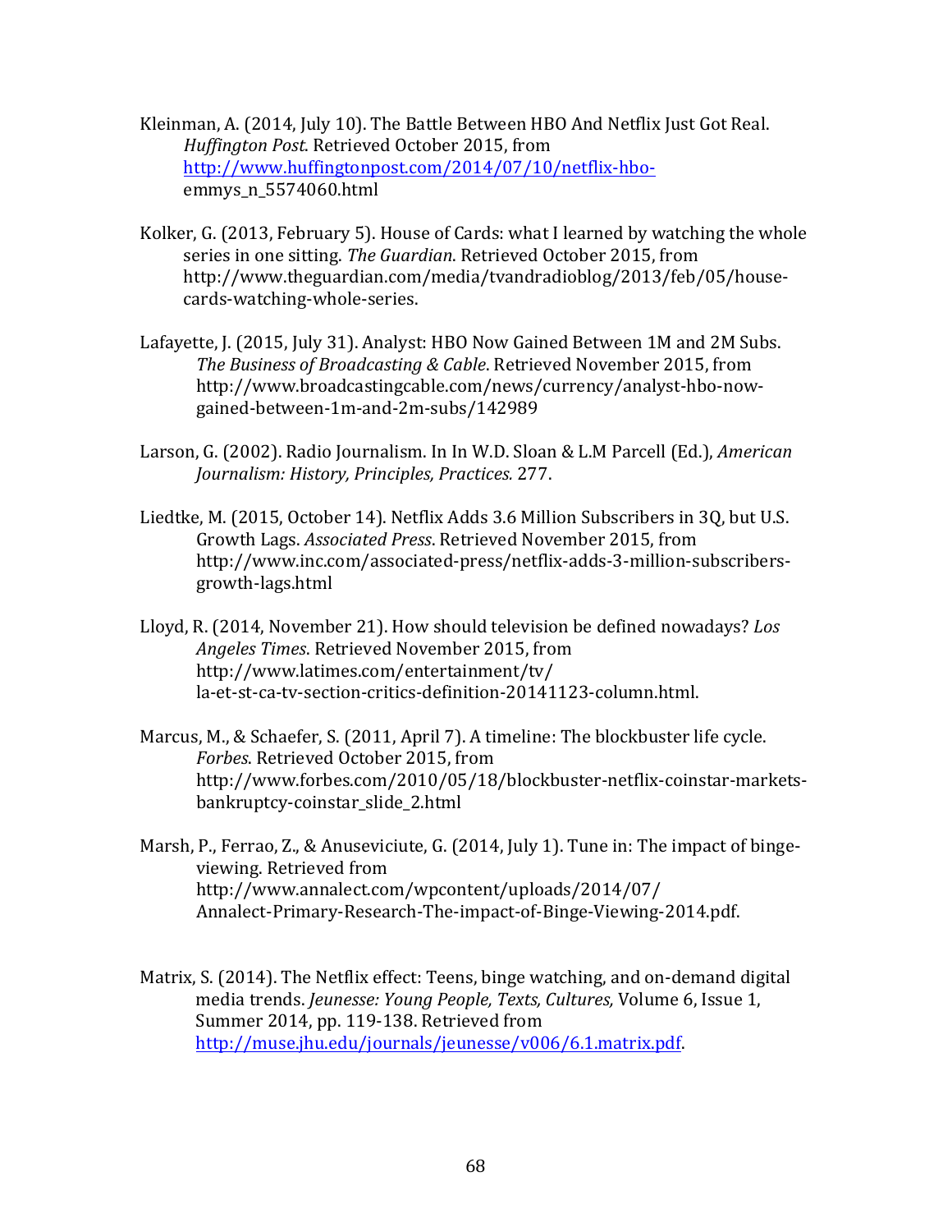Kleinman, A. (2014, July 10). The Battle Between HBO And Netflix Just Got Real. *Huffington Post*. Retrieved October 2015, from http://www.huffingtonpost.com/2014/07/10/netflix-hbo-emmys_n_5574060.html

Kolker, G. (2013, February 5). House of Cards: what I learned by watching the whole series in one sitting. *The Guardian*. Retrieved October 2015, from http://www.theguardian.com/media/tvandradioblog/2013/feb/05/house-cards-watching-whole-series.

Lafayette, J. (2015, July 31). Analyst: HBO Now Gained Between 1M and 2M Subs. *The Business of Broadcasting & Cable*. Retrieved November 2015, from http://www.broadcastingcable.com/news/currency/analyst-hbo-now-gained-between-1m-and-2m-subs/142989

Larson, G. (2002). Radio Journalism. In In W.D. Sloan & L.M Parcell (Ed.), *American Journalism: History, Principles, Practices.* 277.

Liedtke, M. (2015, October 14). Netflix Adds 3.6 Million Subscribers in 3Q, but U.S. Growth Lags. *Associated Press*. Retrieved November 2015, from http://www.inc.com/associated-press/netflix-adds-3-million-subscribers-growth-lags.html

Lloyd, R. (2014, November 21). How should television be defined nowadays? *Los Angeles Times*. Retrieved November 2015, from http://www.latimes.com/entertainment/tv/la-et-st-ca-tv-section-critics-definition-20141123-column.html.

Marcus, M., & Schaefer, S. (2011, April 7). A timeline: The blockbuster life cycle. *Forbes*. Retrieved October 2015, from http://www.forbes.com/2010/05/18/blockbuster-netflix-coinstar-markets-bankruptcy-coinstar_slide_2.html

Marsh, P., Ferrao, Z., & Anuseviciute, G. (2014, July 1). Tune in: The impact of binge-viewing. Retrieved from http://www.annalect.com/wpcontent/uploads/2014/07/Annalect-Primary-Research-The-impact-of-Binge-Viewing-2014.pdf.

Matrix, S. (2014). The Netflix effect: Teens, binge watching, and on-demand digital media trends. *Jeunesse: Young People, Texts, Cultures,* Volume 6, Issue 1, Summer 2014, pp. 119-138. Retrieved from http://muse.jhu.edu/journals/jeunesse/v006/6.1.matrix.pdf.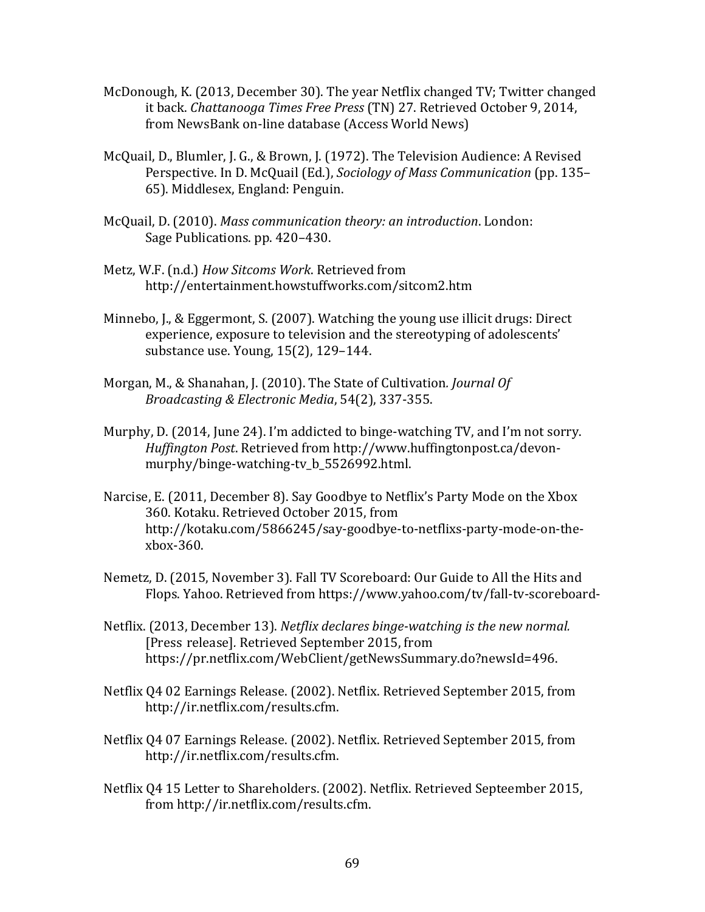McDonough, K. (2013, December 30). The year Netflix changed TV; Twitter changed it back. *Chattanooga Times Free Press* (TN) 27. Retrieved October 9, 2014, from NewsBank on-line database (Access World News)

McQuail, D., Blumler, J. G., & Brown, J. (1972). The Television Audience: A Revised Perspective. In D. McQuail (Ed.), *Sociology of Mass Communication* (pp. 135–65). Middlesex, England: Penguin.

McQuail, D. (2010). *Mass communication theory: an introduction*. London: Sage Publications. pp. 420–430.

Metz, W.F. (n.d.) *How Sitcoms Work*. Retrieved from http://entertainment.howstuffworks.com/sitcom2.htm

Minnebo, J., & Eggermont, S. (2007). Watching the young use illicit drugs: Direct experience, exposure to television and the stereotyping of adolescents' substance use. Young, 15(2), 129–144.

Morgan, M., & Shanahan, J. (2010). The State of Cultivation*. Journal Of Broadcasting & Electronic Media*, 54(2), 337-355.

Murphy, D. (2014, June 24). I'm addicted to binge-watching TV, and I'm not sorry. *Huffington Post*. Retrieved from http://www.huffingtonpost.ca/devon-murphy/binge-watching-tv_b_5526992.html.

Narcise, E. (2011, December 8). Say Goodbye to Netflix's Party Mode on the Xbox 360. Kotaku. Retrieved October 2015, from http://kotaku.com/5866245/say-goodbye-to-netflixs-party-mode-on-the-xbox-360.

Nemetz, D. (2015, November 3). Fall TV Scoreboard: Our Guide to All the Hits and Flops. Yahoo. Retrieved from https://www.yahoo.com/tv/fall-tv-scoreboard-

Netflix. (2013, December 13). *Netflix declares binge-watching is the new normal.* [Press release]. Retrieved September 2015, from https://pr.netflix.com/WebClient/getNewsSummary.do?newsId=496.

Netflix Q4 02 Earnings Release. (2002). Netflix. Retrieved September 2015, from http://ir.netflix.com/results.cfm.

Netflix Q4 07 Earnings Release. (2002). Netflix. Retrieved September 2015, from http://ir.netflix.com/results.cfm.

Netflix Q4 15 Letter to Shareholders. (2002). Netflix. Retrieved Septeember 2015, from http://ir.netflix.com/results.cfm.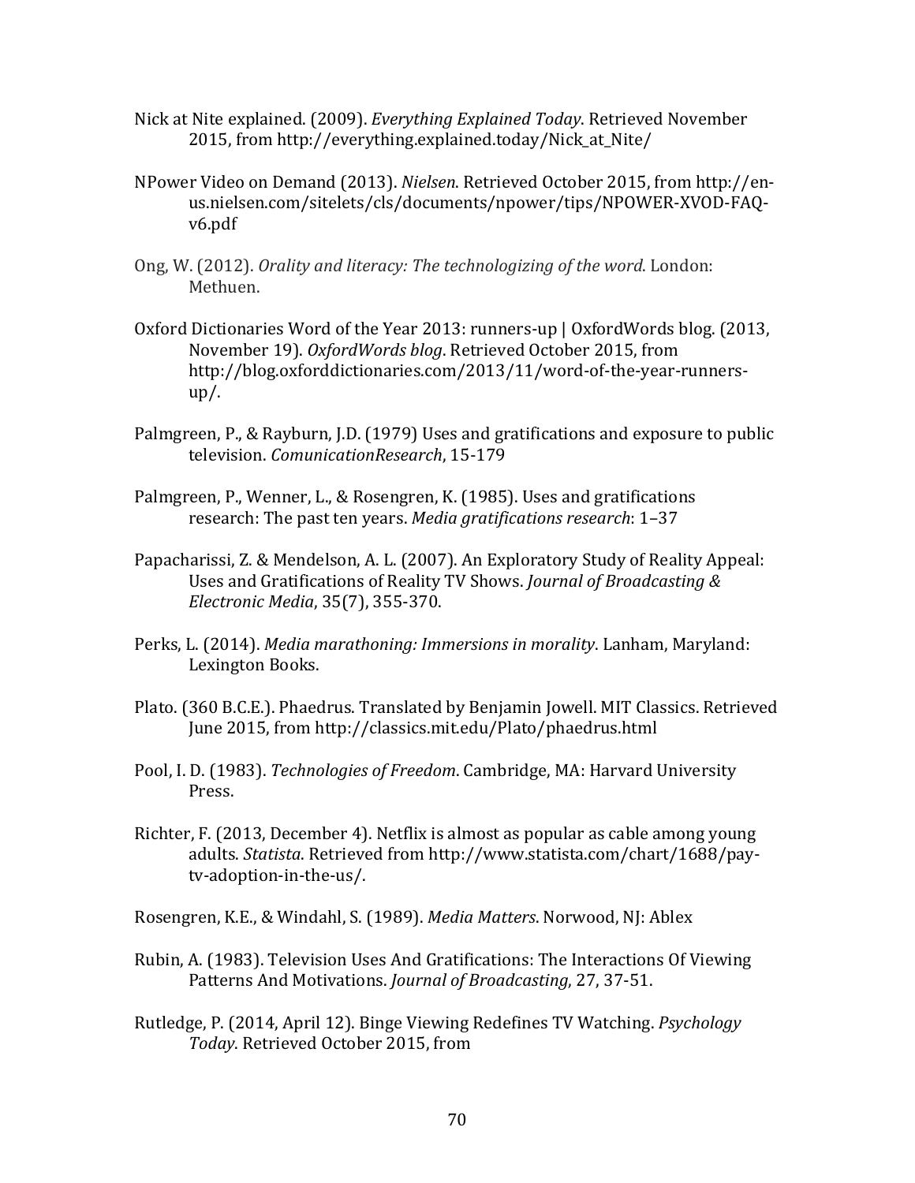Nick at Nite explained. (2009). *Everything Explained Today*. Retrieved November 2015, from http://everything.explained.today/Nick_at_Nite/

NPower Video on Demand (2013). *Nielsen*. Retrieved October 2015, from http://en-us.nielsen.com/sitelets/cls/documents/npower/tips/NPOWER-XVOD-FAQ-v6.pdf

Ong, W. (2012). *Orality and literacy: The technologizing of the word*. London: Methuen.

Oxford Dictionaries Word of the Year 2013: runners-up | OxfordWords blog. (2013, November 19). *OxfordWords blog*. Retrieved October 2015, from http://blog.oxforddictionaries.com/2013/11/word-of-the-year-runners-up/.

Palmgreen, P., & Rayburn, J.D. (1979) Uses and gratifications and exposure to public television. *ComunicationResearch*, 15-179

Palmgreen, P., Wenner, L., & Rosengren, K. (1985). Uses and gratifications research: The past ten years. *Media gratifications research*: 1–37

Papacharissi, Z. & Mendelson, A. L. (2007). An Exploratory Study of Reality Appeal: Uses and Gratifications of Reality TV Shows. *Journal of Broadcasting & Electronic Media*, 35(7), 355-370.

Perks, L. (2014). *Media marathoning: Immersions in morality*. Lanham, Maryland: Lexington Books.

Plato. (360 B.C.E.). Phaedrus. Translated by Benjamin Jowell. MIT Classics. Retrieved June 2015, from http://classics.mit.edu/Plato/phaedrus.html

Pool, I. D. (1983). *Technologies of Freedom*. Cambridge, MA: Harvard University Press.

Richter, F. (2013, December 4). Netflix is almost as popular as cable among young adults. *Statista*. Retrieved from http://www.statista.com/chart/1688/pay-tv-adoption-in-the-us/.

Rosengren, K.E., & Windahl, S. (1989). *Media Matters*. Norwood, NJ: Ablex

Rubin, A. (1983). Television Uses And Gratifications: The Interactions Of Viewing Patterns And Motivations. *Journal of Broadcasting*, 27, 37-51.

Rutledge, P. (2014, April 12). Binge Viewing Redefines TV Watching. *Psychology Today*. Retrieved October 2015, from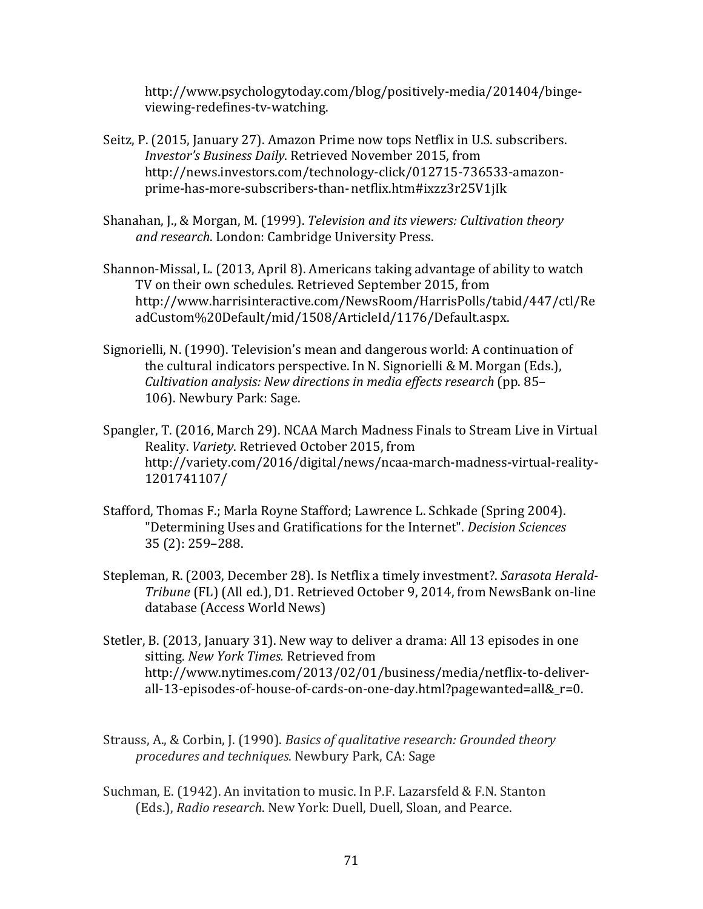http://www.psychologytoday.com/blog/positively-media/201404/binge-viewing-redefines-tv-watching.

Seitz, P. (2015, January 27). Amazon Prime now tops Netflix in U.S. subscribers. *Investor's Business Daily*. Retrieved November 2015, from http://news.investors.com/technology-click/012715-736533-amazon-prime-has-more-subscribers-than-netflix.htm#ixzz3r25V1jIk

Shanahan, J., & Morgan, M. (1999). *Television and its viewers: Cultivation theory and research*. London: Cambridge University Press.

Shannon-Missal, L. (2013, April 8). Americans taking advantage of ability to watch TV on their own schedules. Retrieved September 2015, from http://www.harrisinteractive.com/NewsRoom/HarrisPolls/tabid/447/ctl/ReadCustom%20Default/mid/1508/ArticleId/1176/Default.aspx.

Signorielli, N. (1990). Television's mean and dangerous world: A continuation of the cultural indicators perspective. In N. Signorielli & M. Morgan (Eds.), *Cultivation analysis: New directions in media effects research* (pp. 85–106). Newbury Park: Sage.

Spangler, T. (2016, March 29). NCAA March Madness Finals to Stream Live in Virtual Reality. *Variety*. Retrieved October 2015, from http://variety.com/2016/digital/news/ncaa-march-madness-virtual-reality-1201741107/

Stafford, Thomas F.; Marla Royne Stafford; Lawrence L. Schkade (Spring 2004). "Determining Uses and Gratifications for the Internet". *Decision Sciences* 35 (2): 259–288.

Stepleman, R. (2003, December 28). Is Netflix a timely investment?. *Sarasota Herald-Tribune* (FL) (All ed.), D1. Retrieved October 9, 2014, from NewsBank on-line database (Access World News)

Stetler, B. (2013, January 31). New way to deliver a drama: All 13 episodes in one sitting. *New York Times.* Retrieved from http://www.nytimes.com/2013/02/01/business/media/netflix-to-deliver-all-13-episodes-of-house-of-cards-on-one-day.html?pagewanted=all&_r=0.

Strauss, A., & Corbin, J. (1990). *Basics of qualitative research: Grounded theory procedures and techniques*. Newbury Park, CA: Sage

Suchman, E. (1942). An invitation to music. In P.F. Lazarsfeld & F.N. Stanton (Eds.), *Radio research*. New York: Duell, Duell, Sloan, and Pearce.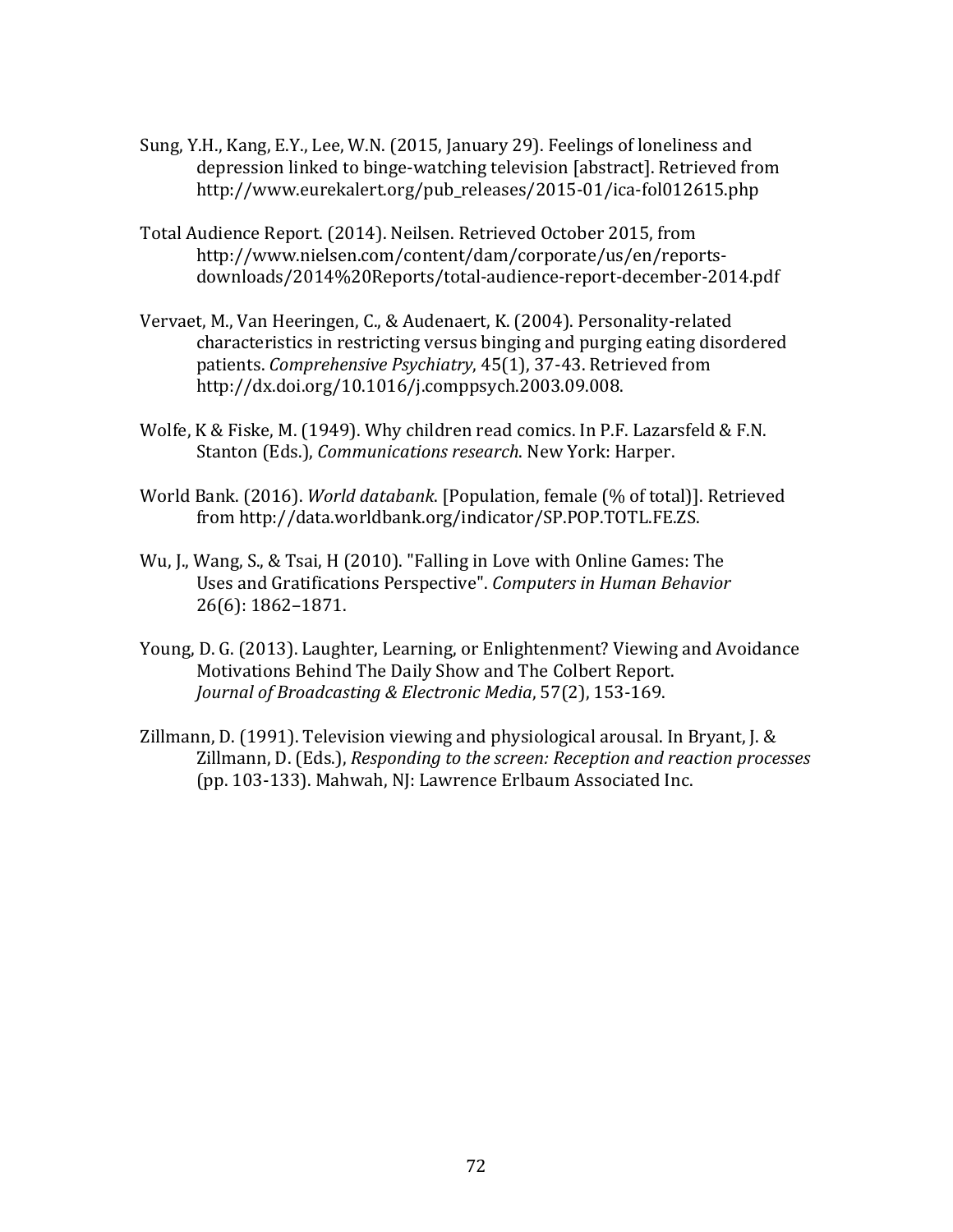Sung, Y.H., Kang, E.Y., Lee, W.N. (2015, January 29). Feelings of loneliness and depression linked to binge-watching television [abstract]. Retrieved from http://www.eurekalert.org/pub_releases/2015-01/ica-fol012615.php

Total Audience Report. (2014). Neilsen. Retrieved October 2015, from http://www.nielsen.com/content/dam/corporate/us/en/reports-downloads/2014%20Reports/total-audience-report-december-2014.pdf

Vervaet, M., Van Heeringen, C., & Audenaert, K. (2004). Personality-related characteristics in restricting versus binging and purging eating disordered patients. *Comprehensive Psychiatry*, 45(1), 37-43. Retrieved from http://dx.doi.org/10.1016/j.comppsych.2003.09.008.

Wolfe, K & Fiske, M. (1949). Why children read comics. In P.F. Lazarsfeld & F.N. Stanton (Eds.), *Communications research*. New York: Harper.

World Bank. (2016). *World databank*. [Population, female (% of total)]. Retrieved from http://data.worldbank.org/indicator/SP.POP.TOTL.FE.ZS.

Wu, J., Wang, S., & Tsai, H (2010). "Falling in Love with Online Games: The Uses and Gratifications Perspective". *Computers in Human Behavior* 26(6): 1862–1871.

Young, D. G. (2013). Laughter, Learning, or Enlightenment? Viewing and Avoidance Motivations Behind The Daily Show and The Colbert Report. *Journal of Broadcasting & Electronic Media*, 57(2), 153-169.

Zillmann, D. (1991). Television viewing and physiological arousal. In Bryant, J. & Zillmann, D. (Eds.), *Responding to the screen: Reception and reaction processes* (pp. 103-133). Mahwah, NJ: Lawrence Erlbaum Associated Inc.